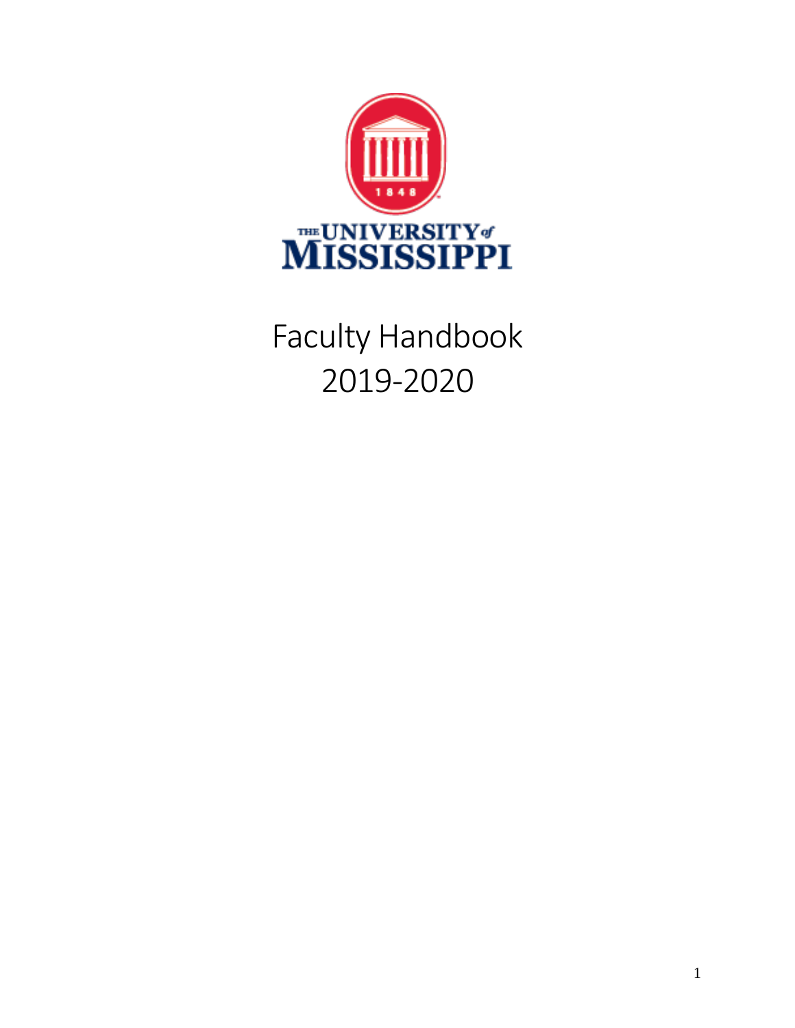THE UNIVERSITY of MISSISSIPPI

# Faculty Handbook
# 2019-2020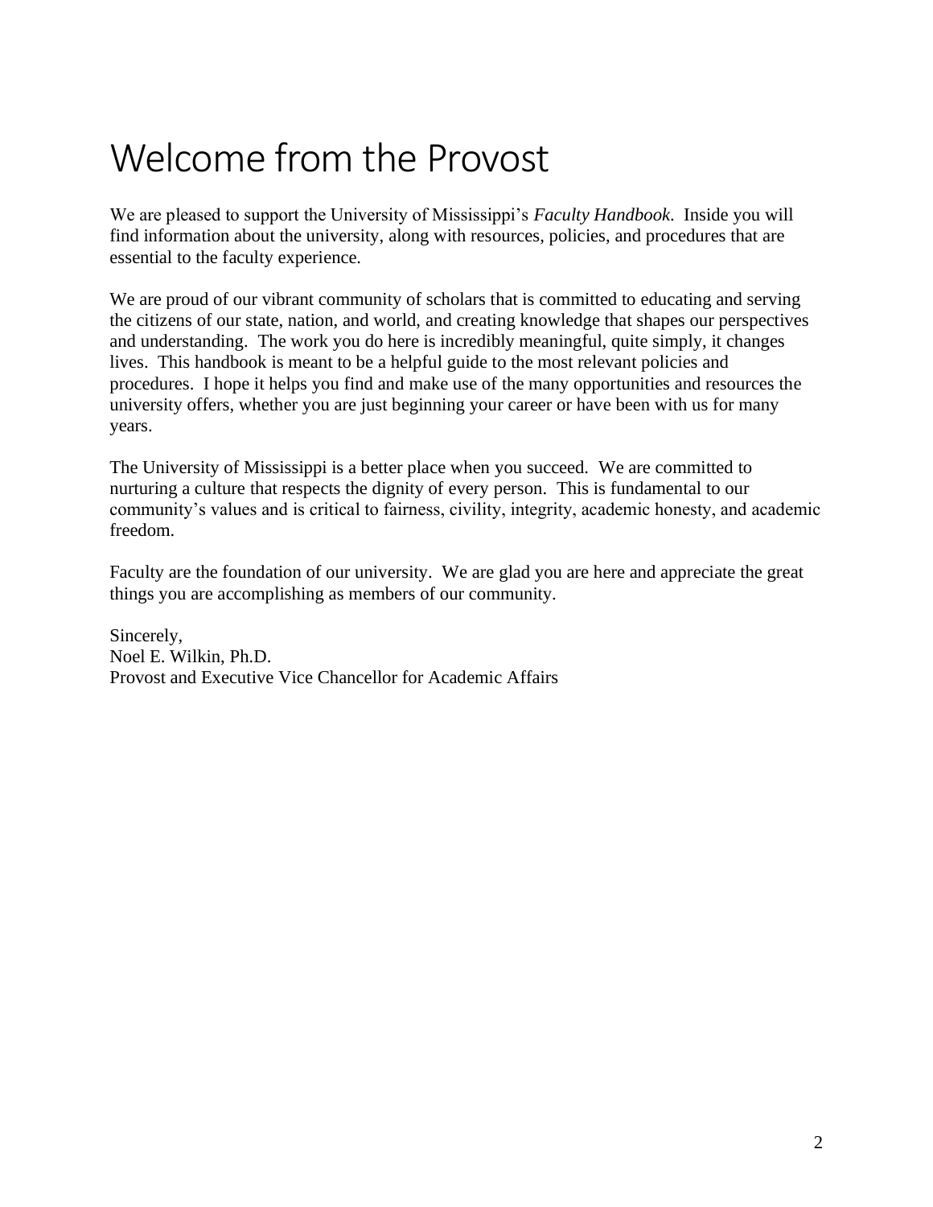# Welcome from the Provost

We are pleased to support the University of Mississippi's *Faculty Handbook*. Inside you will find information about the university, along with resources, policies, and procedures that are essential to the faculty experience.

We are proud of our vibrant community of scholars that is committed to educating and serving the citizens of our state, nation, and world, and creating knowledge that shapes our perspectives and understanding. The work you do here is incredibly meaningful, quite simply, it changes lives. This handbook is meant to be a helpful guide to the most relevant policies and procedures. I hope it helps you find and make use of the many opportunities and resources the university offers, whether you are just beginning your career or have been with us for many years.

The University of Mississippi is a better place when you succeed. We are committed to nurturing a culture that respects the dignity of every person. This is fundamental to our community's values and is critical to fairness, civility, integrity, academic honesty, and academic freedom.

Faculty are the foundation of our university. We are glad you are here and appreciate the great things you are accomplishing as members of our community.

Sincerely,
Noel E. Wilkin, Ph.D.
Provost and Executive Vice Chancellor for Academic Affairs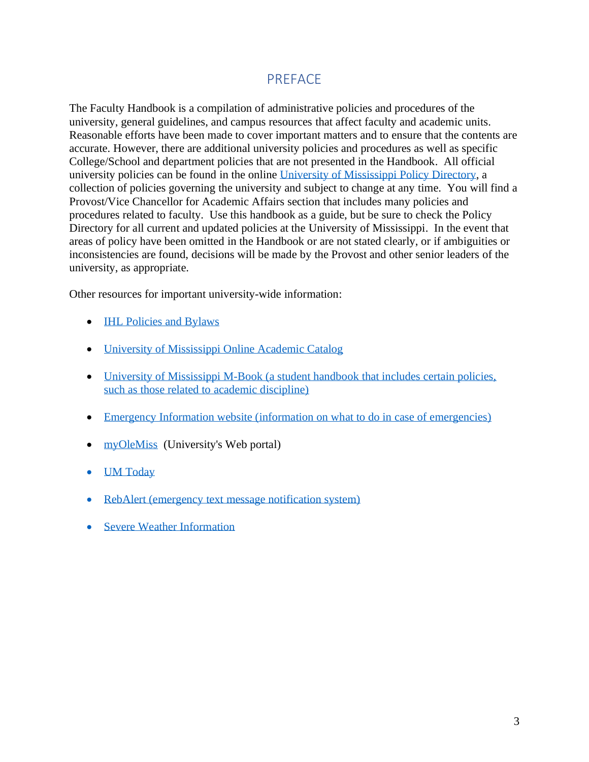# PREFACE

The Faculty Handbook is a compilation of administrative policies and procedures of the university, general guidelines, and campus resources that affect faculty and academic units. Reasonable efforts have been made to cover important matters and to ensure that the contents are accurate. However, there are additional university policies and procedures as well as specific College/School and department policies that are not presented in the Handbook. All official university policies can be found in the online University of Mississippi Policy Directory, a collection of policies governing the university and subject to change at any time. You will find a Provost/Vice Chancellor for Academic Affairs section that includes many policies and procedures related to faculty. Use this handbook as a guide, but be sure to check the Policy Directory for all current and updated policies at the University of Mississippi. In the event that areas of policy have been omitted in the Handbook or are not stated clearly, or if ambiguities or inconsistencies are found, decisions will be made by the Provost and other senior leaders of the university, as appropriate.

Other resources for important university-wide information:

- IHL Policies and Bylaws
- University of Mississippi Online Academic Catalog
- University of Mississippi M-Book (a student handbook that includes certain policies, such as those related to academic discipline)
- Emergency Information website (information on what to do in case of emergencies)
- myOleMiss (University's Web portal)
- UM Today
- RebAlert (emergency text message notification system)
- Severe Weather Information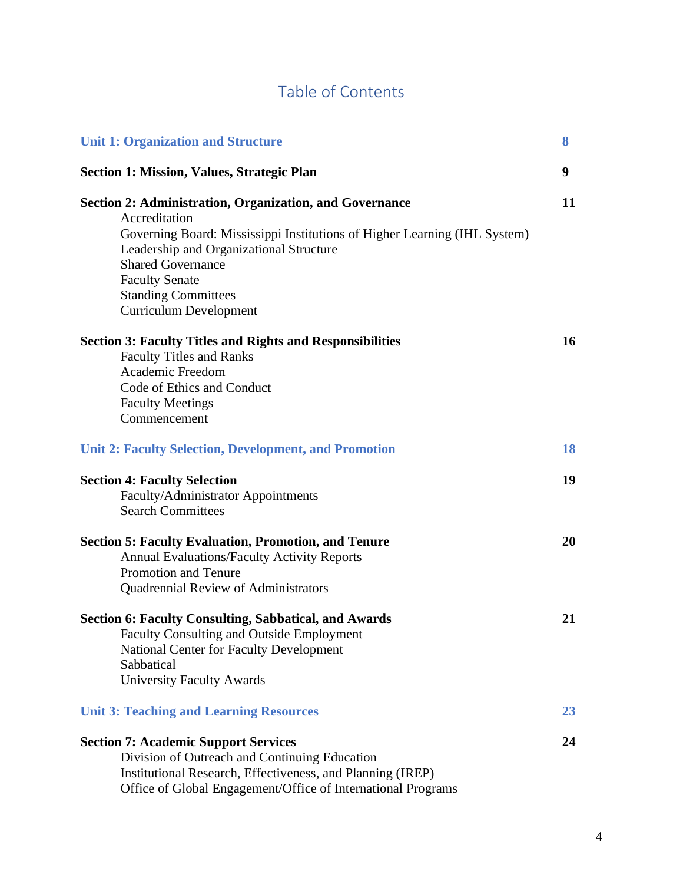## Table of Contents

| | |
|---|---|
| **Unit 1: Organization and Structure** | **8** |
| **Section 1: Mission, Values, Strategic Plan** | **9** |
| **Section 2: Administration, Organization, and Governance**<br>Accreditation<br>Governing Board: Mississippi Institutions of Higher Learning (IHL System)<br>Leadership and Organizational Structure<br>Shared Governance<br>Faculty Senate<br>Standing Committees<br>Curriculum Development | **11** |
| **Section 3: Faculty Titles and Rights and Responsibilities**<br>Faculty Titles and Ranks<br>Academic Freedom<br>Code of Ethics and Conduct<br>Faculty Meetings<br>Commencement | **16** |
| **Unit 2: Faculty Selection, Development, and Promotion** | **18** |
| **Section 4: Faculty Selection**<br>Faculty/Administrator Appointments<br>Search Committees | **19** |
| **Section 5: Faculty Evaluation, Promotion, and Tenure**<br>Annual Evaluations/Faculty Activity Reports<br>Promotion and Tenure<br>Quadrennial Review of Administrators | **20** |
| **Section 6: Faculty Consulting, Sabbatical, and Awards**<br>Faculty Consulting and Outside Employment<br>National Center for Faculty Development<br>Sabbatical<br>University Faculty Awards | **21** |
| **Unit 3: Teaching and Learning Resources** | **23** |
| **Section 7: Academic Support Services**<br>Division of Outreach and Continuing Education<br>Institutional Research, Effectiveness, and Planning (IREP)<br>Office of Global Engagement/Office of International Programs | **24** |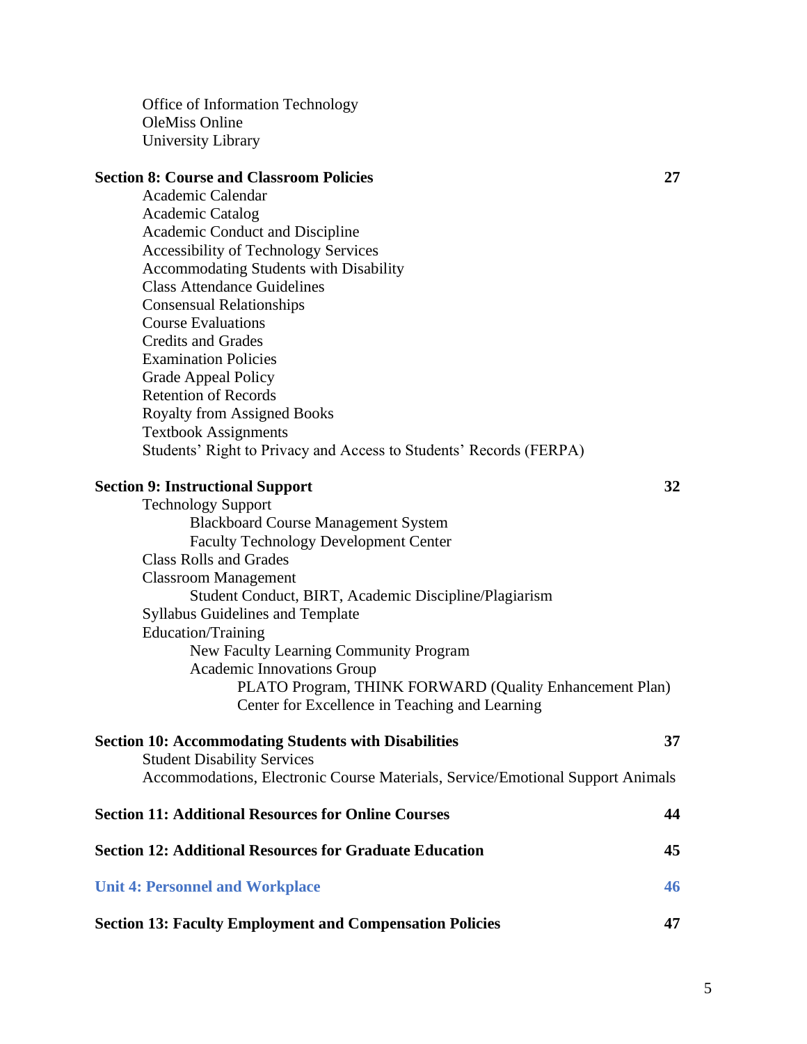- Office of Information Technology
- OleMiss Online
- University Library

**Section 8: Course and Classroom Policies** **27**

- Academic Calendar
- Academic Catalog
- Academic Conduct and Discipline
- Accessibility of Technology Services
- Accommodating Students with Disability
- Class Attendance Guidelines
- Consensual Relationships
- Course Evaluations
- Credits and Grades
- Examination Policies
- Grade Appeal Policy
- Retention of Records
- Royalty from Assigned Books
- Textbook Assignments
- Students' Right to Privacy and Access to Students' Records (FERPA)

**Section 9: Instructional Support** **32**

- Technology Support
    - Blackboard Course Management System
    - Faculty Technology Development Center
- Class Rolls and Grades
- Classroom Management
    - Student Conduct, BIRT, Academic Discipline/Plagiarism
- Syllabus Guidelines and Template
- Education/Training
    - New Faculty Learning Community Program
    - Academic Innovations Group
        - PLATO Program, THINK FORWARD (Quality Enhancement Plan)
        - Center for Excellence in Teaching and Learning

**Section 10: Accommodating Students with Disabilities** **37**

- Student Disability Services
- Accommodations, Electronic Course Materials, Service/Emotional Support Animals

**Section 11: Additional Resources for Online Courses** **44**

**Section 12: Additional Resources for Graduate Education** **45**

**Unit 4: Personnel and Workplace** **46**

**Section 13: Faculty Employment and Compensation Policies** **47**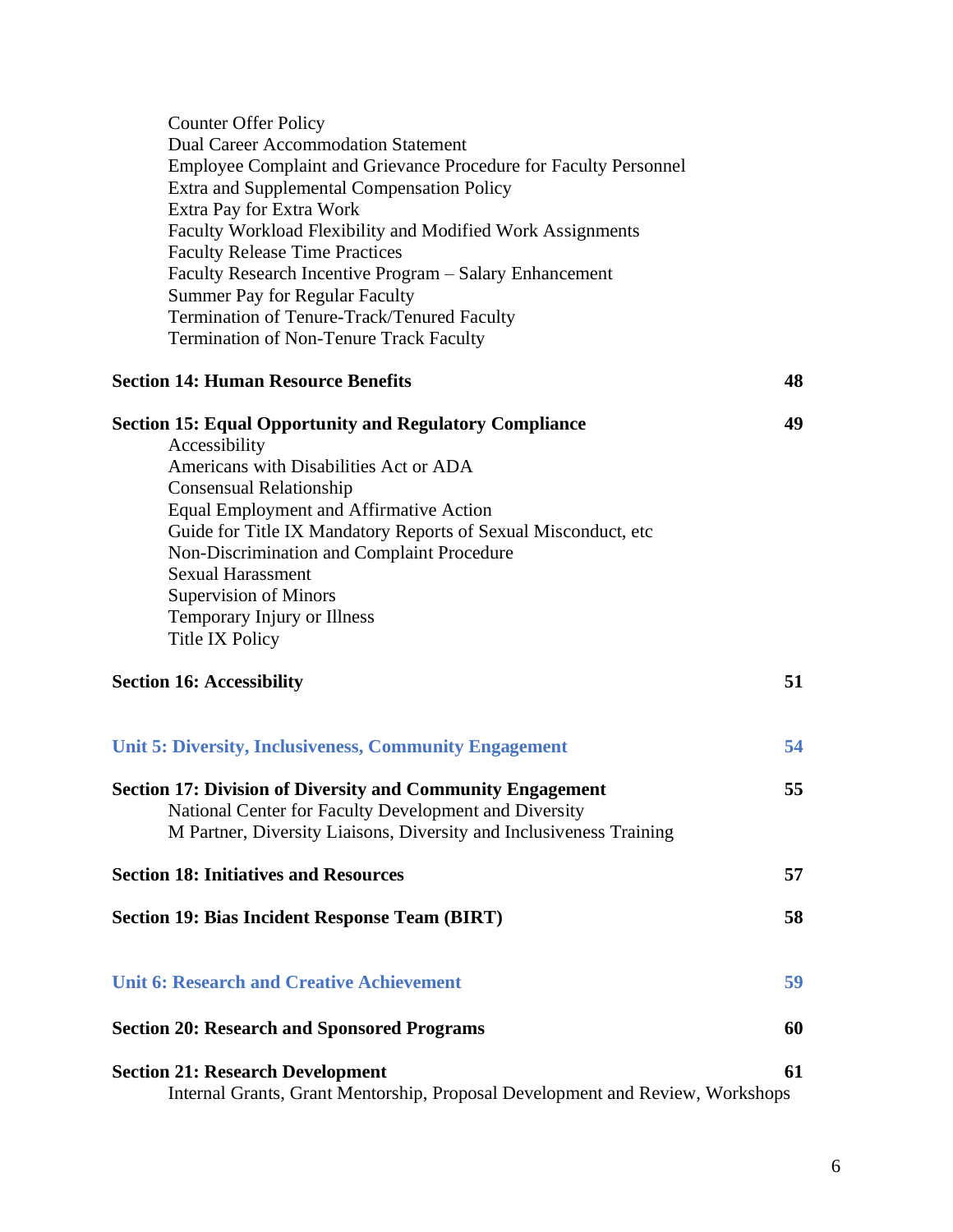Counter Offer Policy
Dual Career Accommodation Statement
Employee Complaint and Grievance Procedure for Faculty Personnel
Extra and Supplemental Compensation Policy
Extra Pay for Extra Work
Faculty Workload Flexibility and Modified Work Assignments
Faculty Release Time Practices
Faculty Research Incentive Program – Salary Enhancement
Summer Pay for Regular Faculty
Termination of Tenure-Track/Tenured Faculty
Termination of Non-Tenure Track Faculty

**Section 14: Human Resource Benefits** **48**

**Section 15: Equal Opportunity and Regulatory Compliance** **49**

Accessibility
Americans with Disabilities Act or ADA
Consensual Relationship
Equal Employment and Affirmative Action
Guide for Title IX Mandatory Reports of Sexual Misconduct, etc
Non-Discrimination and Complaint Procedure
Sexual Harassment
Supervision of Minors
Temporary Injury or Illness
Title IX Policy

**Section 16: Accessibility** **51**

## Unit 5: Diversity, Inclusiveness, Community Engagement 54

**Section 17: Division of Diversity and Community Engagement** **55**

National Center for Faculty Development and Diversity
M Partner, Diversity Liaisons, Diversity and Inclusiveness Training

**Section 18: Initiatives and Resources** **57**

**Section 19: Bias Incident Response Team (BIRT)** **58**

## Unit 6: Research and Creative Achievement 59

**Section 20: Research and Sponsored Programs** **60**

**Section 21: Research Development** **61**

Internal Grants, Grant Mentorship, Proposal Development and Review, Workshops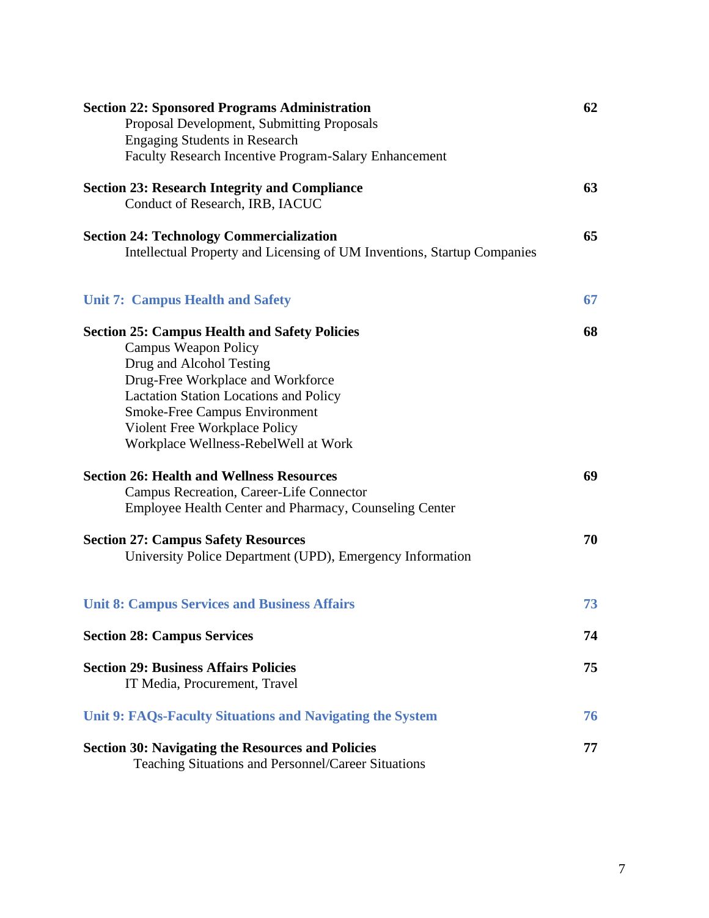**Section 22: Sponsored Programs Administration** 62

Proposal Development, Submitting Proposals
Engaging Students in Research
Faculty Research Incentive Program-Salary Enhancement

**Section 23: Research Integrity and Compliance** 63

Conduct of Research, IRB, IACUC

**Section 24: Technology Commercialization** 65

Intellectual Property and Licensing of UM Inventions, Startup Companies

**Unit 7: Campus Health and Safety** 67

**Section 25: Campus Health and Safety Policies** 68

Campus Weapon Policy
Drug and Alcohol Testing
Drug-Free Workplace and Workforce
Lactation Station Locations and Policy
Smoke-Free Campus Environment
Violent Free Workplace Policy
Workplace Wellness-RebelWell at Work

**Section 26: Health and Wellness Resources** 69

Campus Recreation, Career-Life Connector
Employee Health Center and Pharmacy, Counseling Center

**Section 27: Campus Safety Resources** 70

University Police Department (UPD), Emergency Information

**Unit 8: Campus Services and Business Affairs** 73

**Section 28: Campus Services** 74

**Section 29: Business Affairs Policies** 75

IT Media, Procurement, Travel

**Unit 9: FAQs-Faculty Situations and Navigating the System** 76

**Section 30: Navigating the Resources and Policies** 77

Teaching Situations and Personnel/Career Situations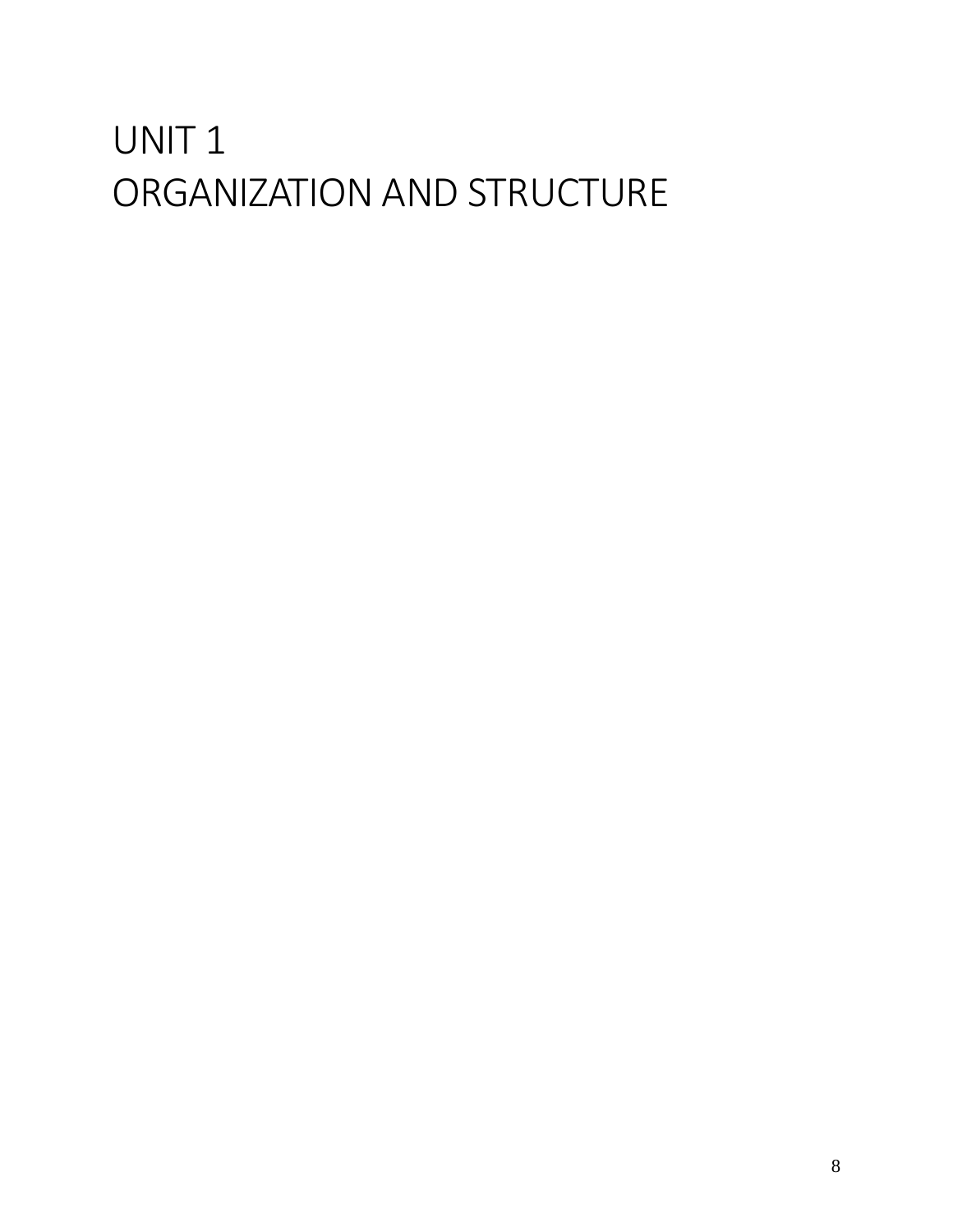# UNIT 1
# ORGANIZATION AND STRUCTURE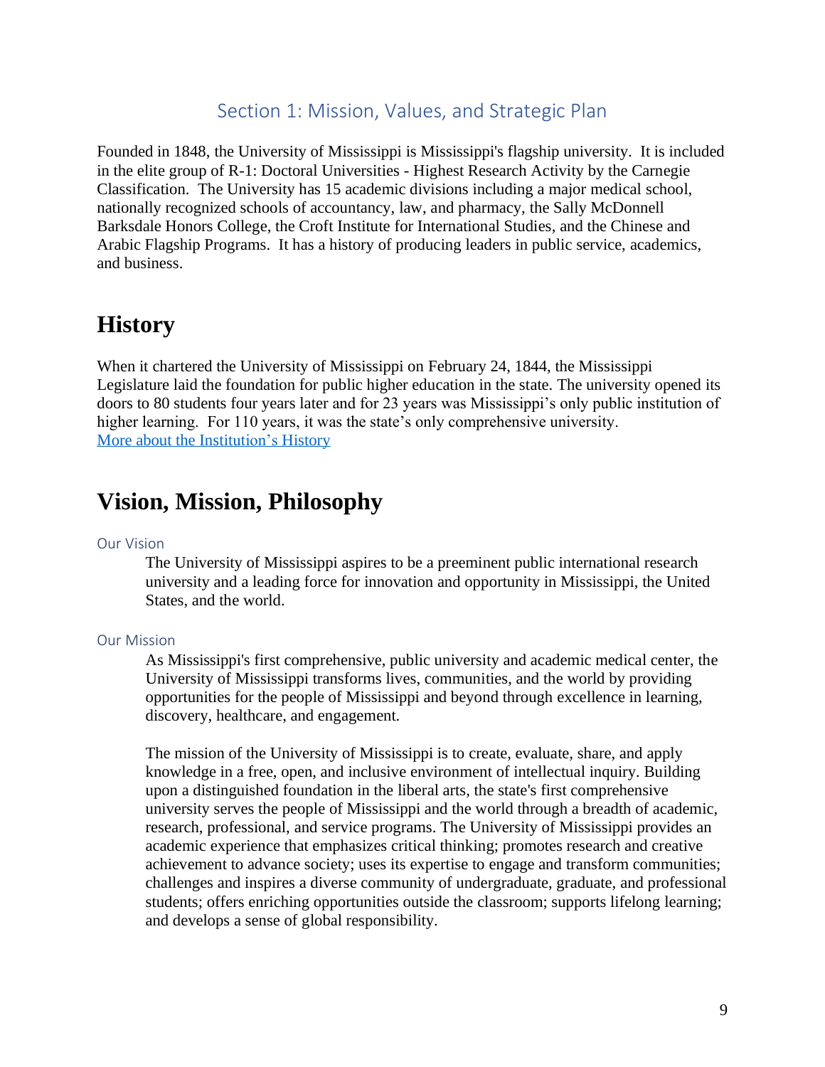## Section 1: Mission, Values, and Strategic Plan

Founded in 1848, the University of Mississippi is Mississippi's flagship university. It is included in the elite group of R-1: Doctoral Universities - Highest Research Activity by the Carnegie Classification. The University has 15 academic divisions including a major medical school, nationally recognized schools of accountancy, law, and pharmacy, the Sally McDonnell Barksdale Honors College, the Croft Institute for International Studies, and the Chinese and Arabic Flagship Programs. It has a history of producing leaders in public service, academics, and business.

# History

When it chartered the University of Mississippi on February 24, 1844, the Mississippi Legislature laid the foundation for public higher education in the state. The university opened its doors to 80 students four years later and for 23 years was Mississippi's only public institution of higher learning. For 110 years, it was the state's only comprehensive university.
More about the Institution's History

# Vision, Mission, Philosophy

### Our Vision

The University of Mississippi aspires to be a preeminent public international research university and a leading force for innovation and opportunity in Mississippi, the United States, and the world.

### Our Mission

As Mississippi's first comprehensive, public university and academic medical center, the University of Mississippi transforms lives, communities, and the world by providing opportunities for the people of Mississippi and beyond through excellence in learning, discovery, healthcare, and engagement.

The mission of the University of Mississippi is to create, evaluate, share, and apply knowledge in a free, open, and inclusive environment of intellectual inquiry. Building upon a distinguished foundation in the liberal arts, the state's first comprehensive university serves the people of Mississippi and the world through a breadth of academic, research, professional, and service programs. The University of Mississippi provides an academic experience that emphasizes critical thinking; promotes research and creative achievement to advance society; uses its expertise to engage and transform communities; challenges and inspires a diverse community of undergraduate, graduate, and professional students; offers enriching opportunities outside the classroom; supports lifelong learning; and develops a sense of global responsibility.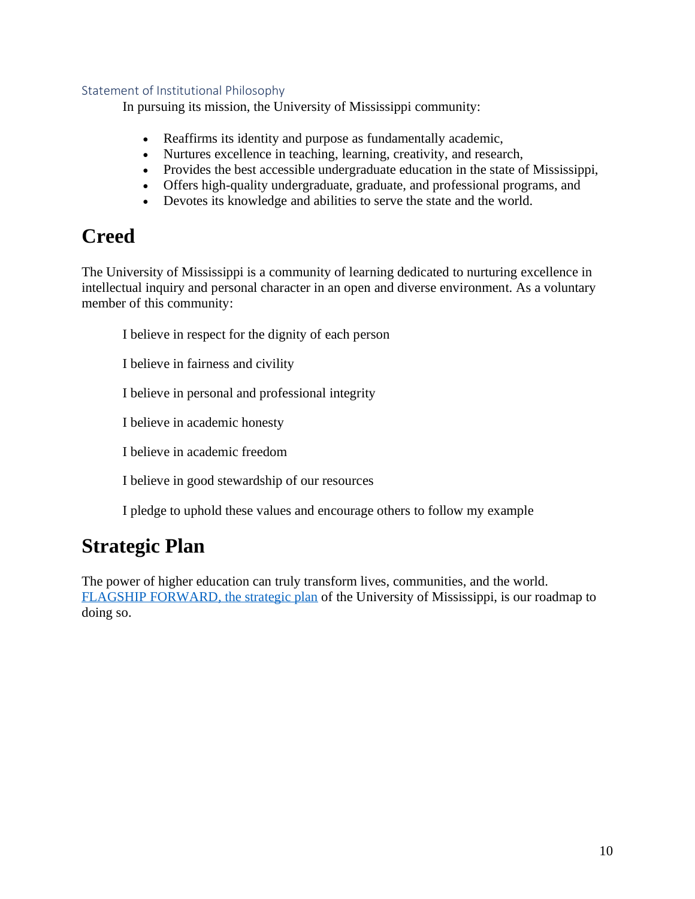### Statement of Institutional Philosophy

In pursuing its mission, the University of Mississippi community:

- Reaffirms its identity and purpose as fundamentally academic,
- Nurtures excellence in teaching, learning, creativity, and research,
- Provides the best accessible undergraduate education in the state of Mississippi,
- Offers high-quality undergraduate, graduate, and professional programs, and
- Devotes its knowledge and abilities to serve the state and the world.

# Creed

The University of Mississippi is a community of learning dedicated to nurturing excellence in intellectual inquiry and personal character in an open and diverse environment. As a voluntary member of this community:

I believe in respect for the dignity of each person

I believe in fairness and civility

I believe in personal and professional integrity

I believe in academic honesty

I believe in academic freedom

I believe in good stewardship of our resources

I pledge to uphold these values and encourage others to follow my example

# Strategic Plan

The power of higher education can truly transform lives, communities, and the world. FLAGSHIP FORWARD, the strategic plan of the University of Mississippi, is our roadmap to doing so.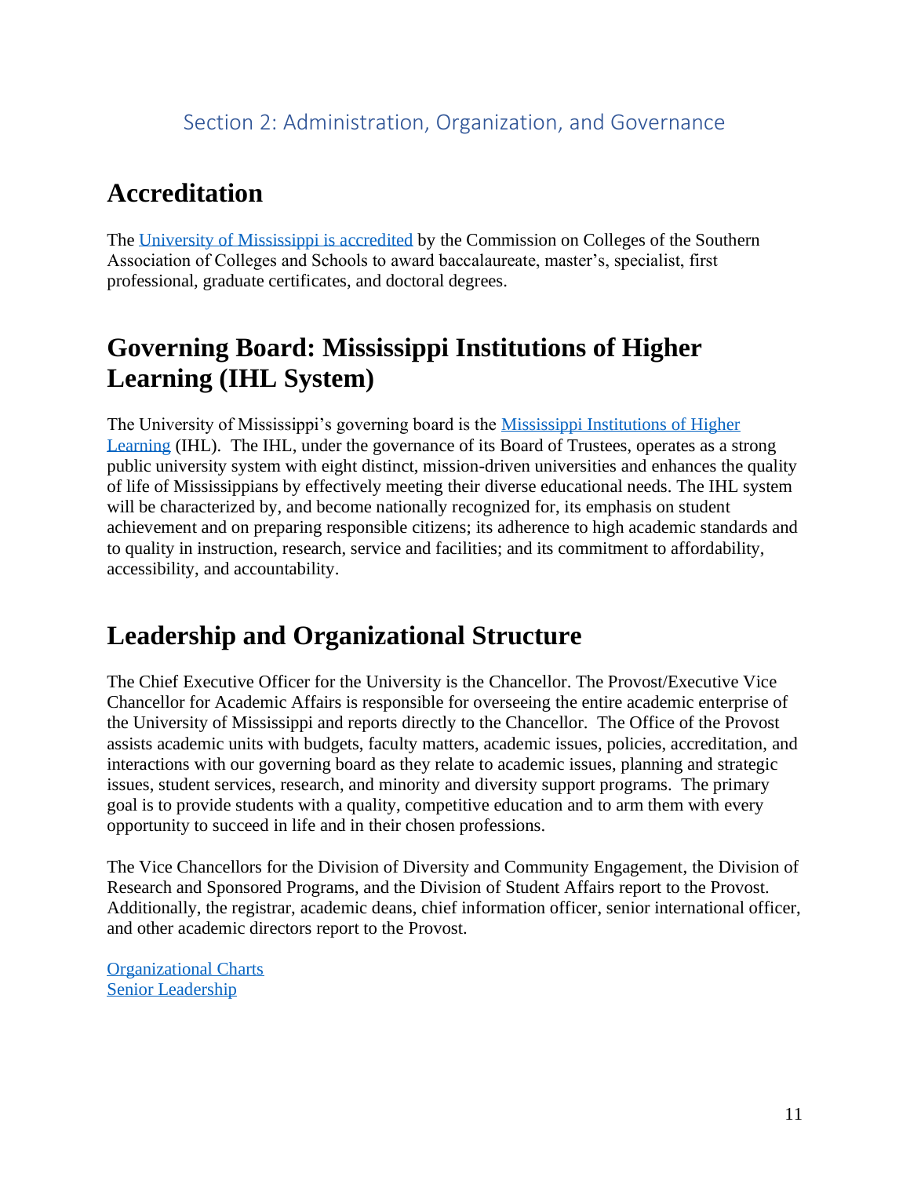## Section 2: Administration, Organization, and Governance

# Accreditation

The University of Mississippi is accredited by the Commission on Colleges of the Southern Association of Colleges and Schools to award baccalaureate, master's, specialist, first professional, graduate certificates, and doctoral degrees.

# Governing Board: Mississippi Institutions of Higher Learning (IHL System)

The University of Mississippi's governing board is the Mississippi Institutions of Higher Learning (IHL). The IHL, under the governance of its Board of Trustees, operates as a strong public university system with eight distinct, mission-driven universities and enhances the quality of life of Mississippians by effectively meeting their diverse educational needs. The IHL system will be characterized by, and become nationally recognized for, its emphasis on student achievement and on preparing responsible citizens; its adherence to high academic standards and to quality in instruction, research, service and facilities; and its commitment to affordability, accessibility, and accountability.

# Leadership and Organizational Structure

The Chief Executive Officer for the University is the Chancellor. The Provost/Executive Vice Chancellor for Academic Affairs is responsible for overseeing the entire academic enterprise of the University of Mississippi and reports directly to the Chancellor. The Office of the Provost assists academic units with budgets, faculty matters, academic issues, policies, accreditation, and interactions with our governing board as they relate to academic issues, planning and strategic issues, student services, research, and minority and diversity support programs. The primary goal is to provide students with a quality, competitive education and to arm them with every opportunity to succeed in life and in their chosen professions.

The Vice Chancellors for the Division of Diversity and Community Engagement, the Division of Research and Sponsored Programs, and the Division of Student Affairs report to the Provost. Additionally, the registrar, academic deans, chief information officer, senior international officer, and other academic directors report to the Provost.

Organizational Charts
Senior Leadership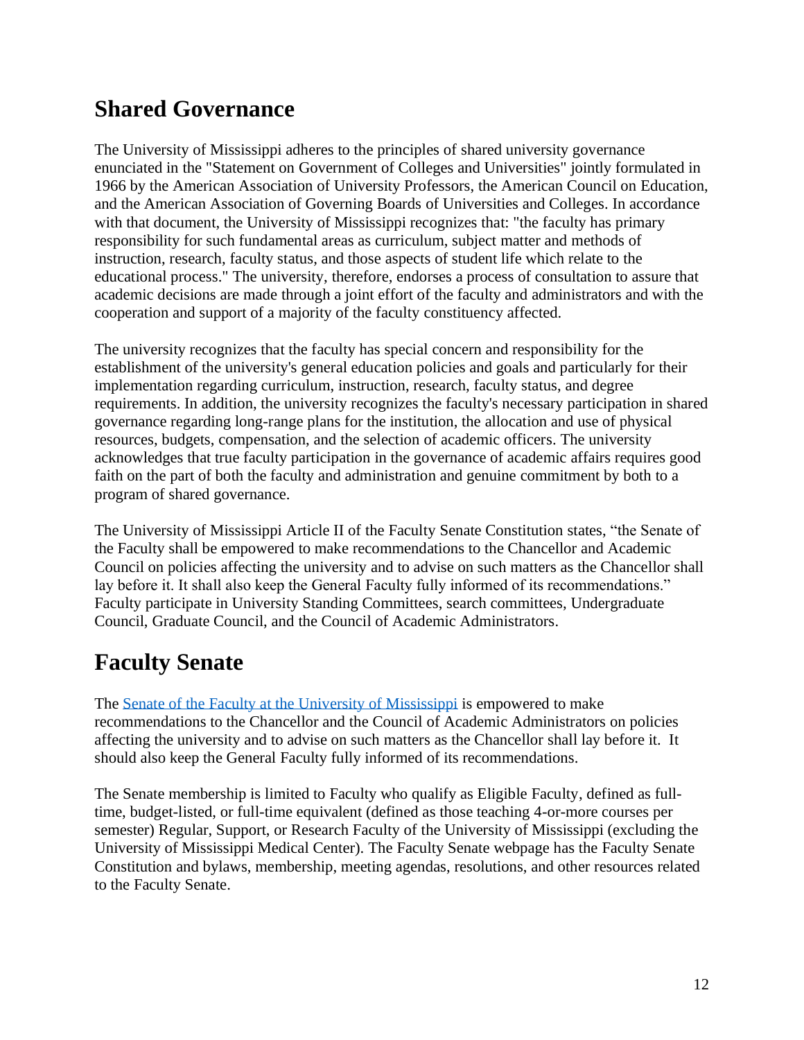## Shared Governance

The University of Mississippi adheres to the principles of shared university governance enunciated in the "Statement on Government of Colleges and Universities" jointly formulated in 1966 by the American Association of University Professors, the American Council on Education, and the American Association of Governing Boards of Universities and Colleges. In accordance with that document, the University of Mississippi recognizes that: "the faculty has primary responsibility for such fundamental areas as curriculum, subject matter and methods of instruction, research, faculty status, and those aspects of student life which relate to the educational process." The university, therefore, endorses a process of consultation to assure that academic decisions are made through a joint effort of the faculty and administrators and with the cooperation and support of a majority of the faculty constituency affected.

The university recognizes that the faculty has special concern and responsibility for the establishment of the university's general education policies and goals and particularly for their implementation regarding curriculum, instruction, research, faculty status, and degree requirements. In addition, the university recognizes the faculty's necessary participation in shared governance regarding long-range plans for the institution, the allocation and use of physical resources, budgets, compensation, and the selection of academic officers. The university acknowledges that true faculty participation in the governance of academic affairs requires good faith on the part of both the faculty and administration and genuine commitment by both to a program of shared governance.

The University of Mississippi Article II of the Faculty Senate Constitution states, "the Senate of the Faculty shall be empowered to make recommendations to the Chancellor and Academic Council on policies affecting the university and to advise on such matters as the Chancellor shall lay before it. It shall also keep the General Faculty fully informed of its recommendations." Faculty participate in University Standing Committees, search committees, Undergraduate Council, Graduate Council, and the Council of Academic Administrators.

## Faculty Senate

The [Senate of the Faculty at the University of Mississippi]() is empowered to make recommendations to the Chancellor and the Council of Academic Administrators on policies affecting the university and to advise on such matters as the Chancellor shall lay before it. It should also keep the General Faculty fully informed of its recommendations.

The Senate membership is limited to Faculty who qualify as Eligible Faculty, defined as full-time, budget-listed, or full-time equivalent (defined as those teaching 4-or-more courses per semester) Regular, Support, or Research Faculty of the University of Mississippi (excluding the University of Mississippi Medical Center). The Faculty Senate webpage has the Faculty Senate Constitution and bylaws, membership, meeting agendas, resolutions, and other resources related to the Faculty Senate.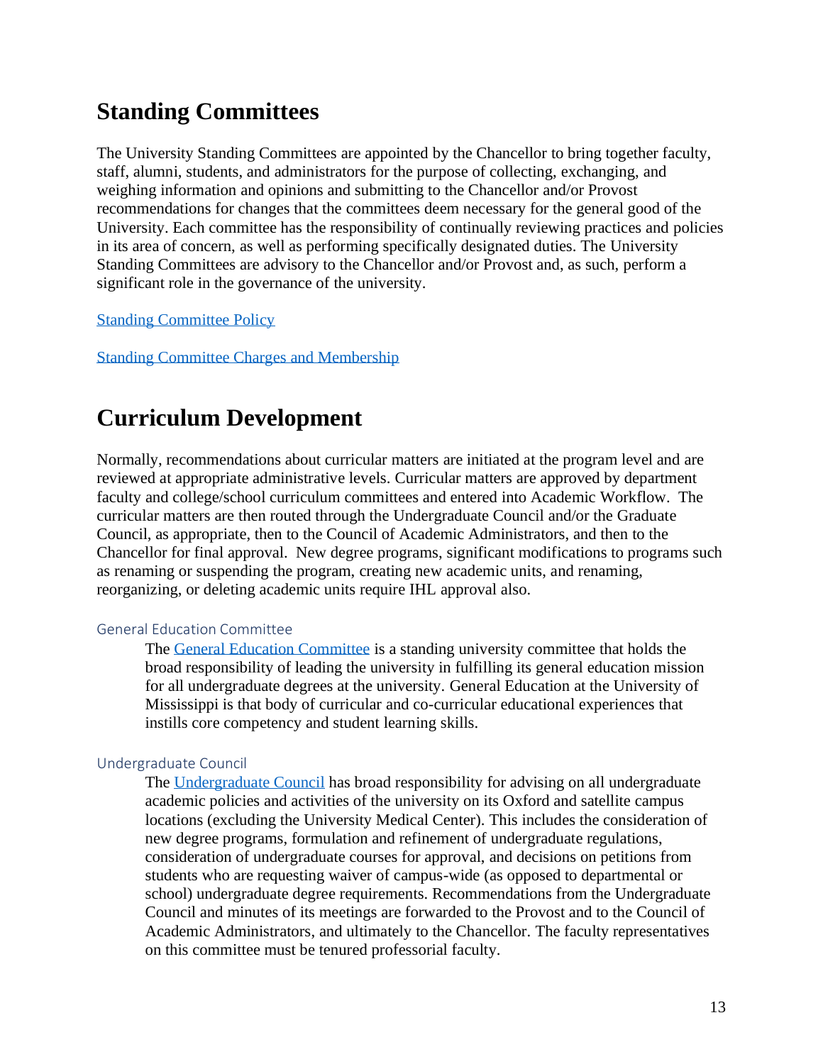# Standing Committees

The University Standing Committees are appointed by the Chancellor to bring together faculty, staff, alumni, students, and administrators for the purpose of collecting, exchanging, and weighing information and opinions and submitting to the Chancellor and/or Provost recommendations for changes that the committees deem necessary for the general good of the University. Each committee has the responsibility of continually reviewing practices and policies in its area of concern, as well as performing specifically designated duties. The University Standing Committees are advisory to the Chancellor and/or Provost and, as such, perform a significant role in the governance of the university.

Standing Committee Policy

Standing Committee Charges and Membership

# Curriculum Development

Normally, recommendations about curricular matters are initiated at the program level and are reviewed at appropriate administrative levels. Curricular matters are approved by department faculty and college/school curriculum committees and entered into Academic Workflow. The curricular matters are then routed through the Undergraduate Council and/or the Graduate Council, as appropriate, then to the Council of Academic Administrators, and then to the Chancellor for final approval. New degree programs, significant modifications to programs such as renaming or suspending the program, creating new academic units, and renaming, reorganizing, or deleting academic units require IHL approval also.

### General Education Committee

The General Education Committee is a standing university committee that holds the broad responsibility of leading the university in fulfilling its general education mission for all undergraduate degrees at the university. General Education at the University of Mississippi is that body of curricular and co-curricular educational experiences that instills core competency and student learning skills.

### Undergraduate Council

The Undergraduate Council has broad responsibility for advising on all undergraduate academic policies and activities of the university on its Oxford and satellite campus locations (excluding the University Medical Center). This includes the consideration of new degree programs, formulation and refinement of undergraduate regulations, consideration of undergraduate courses for approval, and decisions on petitions from students who are requesting waiver of campus-wide (as opposed to departmental or school) undergraduate degree requirements. Recommendations from the Undergraduate Council and minutes of its meetings are forwarded to the Provost and to the Council of Academic Administrators, and ultimately to the Chancellor. The faculty representatives on this committee must be tenured professorial faculty.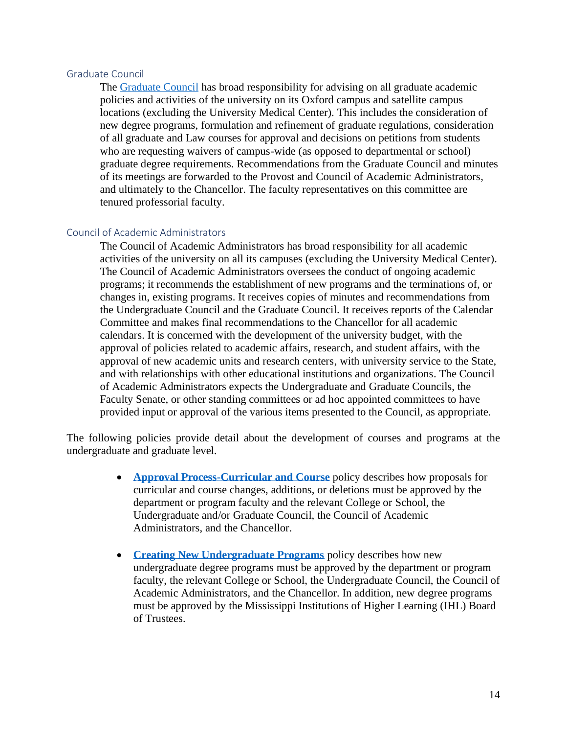### Graduate Council

The Graduate Council has broad responsibility for advising on all graduate academic policies and activities of the university on its Oxford campus and satellite campus locations (excluding the University Medical Center). This includes the consideration of new degree programs, formulation and refinement of graduate regulations, consideration of all graduate and Law courses for approval and decisions on petitions from students who are requesting waivers of campus-wide (as opposed to departmental or school) graduate degree requirements. Recommendations from the Graduate Council and minutes of its meetings are forwarded to the Provost and Council of Academic Administrators, and ultimately to the Chancellor. The faculty representatives on this committee are tenured professorial faculty.

### Council of Academic Administrators

The Council of Academic Administrators has broad responsibility for all academic activities of the university on all its campuses (excluding the University Medical Center). The Council of Academic Administrators oversees the conduct of ongoing academic programs; it recommends the establishment of new programs and the terminations of, or changes in, existing programs. It receives copies of minutes and recommendations from the Undergraduate Council and the Graduate Council. It receives reports of the Calendar Committee and makes final recommendations to the Chancellor for all academic calendars. It is concerned with the development of the university budget, with the approval of policies related to academic affairs, research, and student affairs, with the approval of new academic units and research centers, with university service to the State, and with relationships with other educational institutions and organizations. The Council of Academic Administrators expects the Undergraduate and Graduate Councils, the Faculty Senate, or other standing committees or ad hoc appointed committees to have provided input or approval of the various items presented to the Council, as appropriate.

The following policies provide detail about the development of courses and programs at the undergraduate and graduate level.

- **Approval Process-Curricular and Course** policy describes how proposals for curricular and course changes, additions, or deletions must be approved by the department or program faculty and the relevant College or School, the Undergraduate and/or Graduate Council, the Council of Academic Administrators, and the Chancellor.

- **Creating New Undergraduate Programs** policy describes how new undergraduate degree programs must be approved by the department or program faculty, the relevant College or School, the Undergraduate Council, the Council of Academic Administrators, and the Chancellor. In addition, new degree programs must be approved by the Mississippi Institutions of Higher Learning (IHL) Board of Trustees.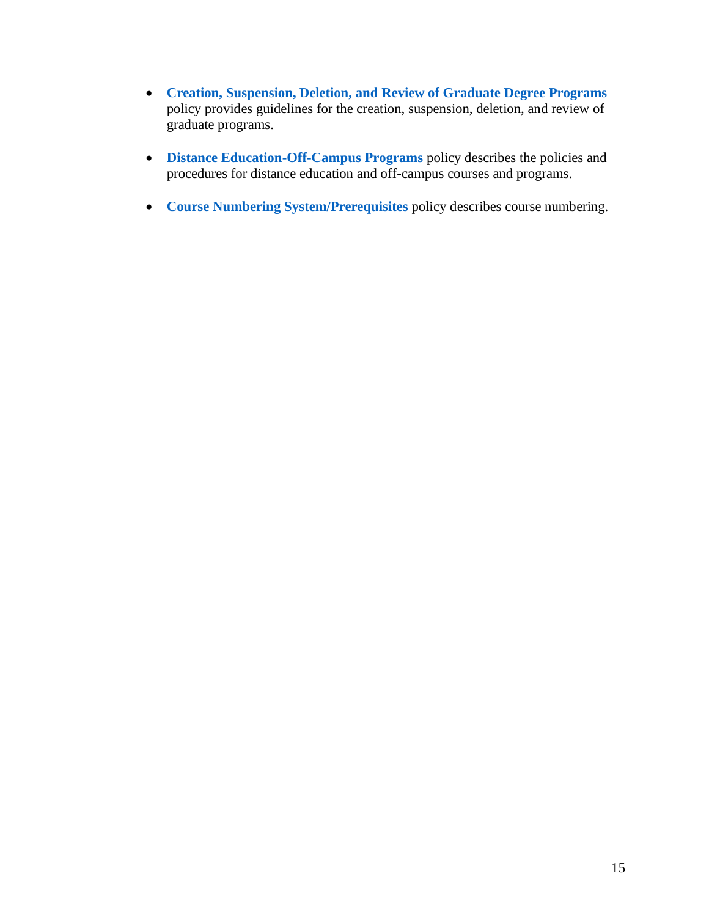- **Creation, Suspension, Deletion, and Review of Graduate Degree Programs** policy provides guidelines for the creation, suspension, deletion, and review of graduate programs.

- **Distance Education-Off-Campus Programs** policy describes the policies and procedures for distance education and off-campus courses and programs.

- **Course Numbering System/Prerequisites** policy describes course numbering.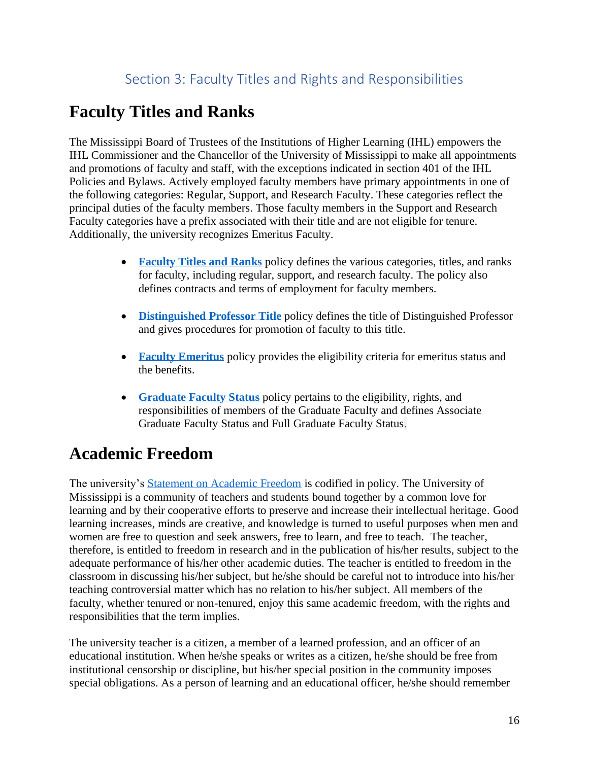## Section 3: Faculty Titles and Rights and Responsibilities

# Faculty Titles and Ranks

The Mississippi Board of Trustees of the Institutions of Higher Learning (IHL) empowers the IHL Commissioner and the Chancellor of the University of Mississippi to make all appointments and promotions of faculty and staff, with the exceptions indicated in section 401 of the IHL Policies and Bylaws. Actively employed faculty members have primary appointments in one of the following categories: Regular, Support, and Research Faculty. These categories reflect the principal duties of the faculty members. Those faculty members in the Support and Research Faculty categories have a prefix associated with their title and are not eligible for tenure. Additionally, the university recognizes Emeritus Faculty.

- **Faculty Titles and Ranks** policy defines the various categories, titles, and ranks for faculty, including regular, support, and research faculty. The policy also defines contracts and terms of employment for faculty members.

- **Distinguished Professor Title** policy defines the title of Distinguished Professor and gives procedures for promotion of faculty to this title.

- **Faculty Emeritus** policy provides the eligibility criteria for emeritus status and the benefits.

- **Graduate Faculty Status** policy pertains to the eligibility, rights, and responsibilities of members of the Graduate Faculty and defines Associate Graduate Faculty Status and Full Graduate Faculty Status.

# Academic Freedom

The university's Statement on Academic Freedom is codified in policy. The University of Mississippi is a community of teachers and students bound together by a common love for learning and by their cooperative efforts to preserve and increase their intellectual heritage. Good learning increases, minds are creative, and knowledge is turned to useful purposes when men and women are free to question and seek answers, free to learn, and free to teach. The teacher, therefore, is entitled to freedom in research and in the publication of his/her results, subject to the adequate performance of his/her other academic duties. The teacher is entitled to freedom in the classroom in discussing his/her subject, but he/she should be careful not to introduce into his/her teaching controversial matter which has no relation to his/her subject. All members of the faculty, whether tenured or non-tenured, enjoy this same academic freedom, with the rights and responsibilities that the term implies.

The university teacher is a citizen, a member of a learned profession, and an officer of an educational institution. When he/she speaks or writes as a citizen, he/she should be free from institutional censorship or discipline, but his/her special position in the community imposes special obligations. As a person of learning and an educational officer, he/she should remember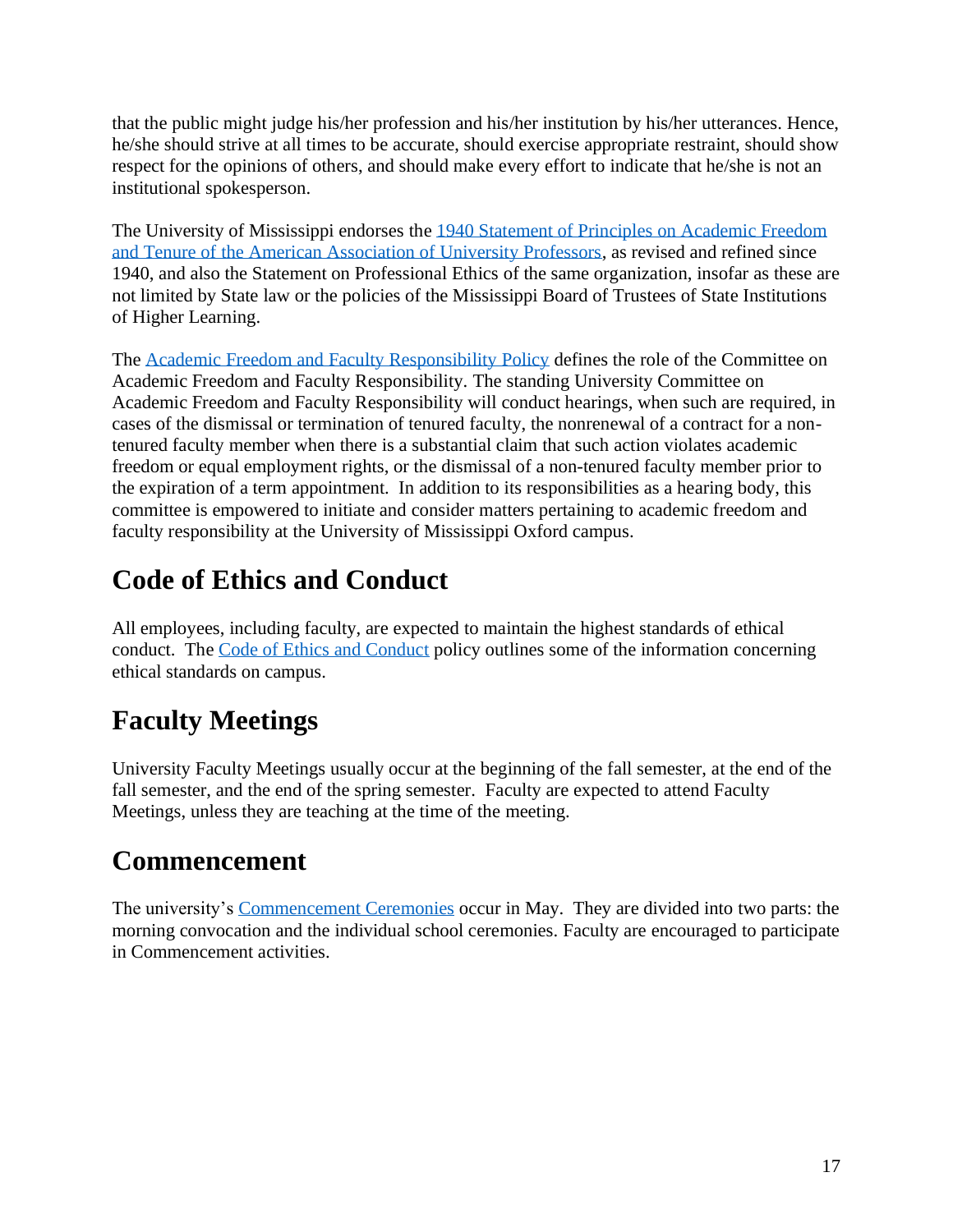that the public might judge his/her profession and his/her institution by his/her utterances. Hence, he/she should strive at all times to be accurate, should exercise appropriate restraint, should show respect for the opinions of others, and should make every effort to indicate that he/she is not an institutional spokesperson.

The University of Mississippi endorses the [1940 Statement of Principles on Academic Freedom and Tenure of the American Association of University Professors](), as revised and refined since 1940, and also the Statement on Professional Ethics of the same organization, insofar as these are not limited by State law or the policies of the Mississippi Board of Trustees of State Institutions of Higher Learning.

The [Academic Freedom and Faculty Responsibility Policy]() defines the role of the Committee on Academic Freedom and Faculty Responsibility. The standing University Committee on Academic Freedom and Faculty Responsibility will conduct hearings, when such are required, in cases of the dismissal or termination of tenured faculty, the nonrenewal of a contract for a non-tenured faculty member when there is a substantial claim that such action violates academic freedom or equal employment rights, or the dismissal of a non-tenured faculty member prior to the expiration of a term appointment. In addition to its responsibilities as a hearing body, this committee is empowered to initiate and consider matters pertaining to academic freedom and faculty responsibility at the University of Mississippi Oxford campus.

## Code of Ethics and Conduct

All employees, including faculty, are expected to maintain the highest standards of ethical conduct. The [Code of Ethics and Conduct]() policy outlines some of the information concerning ethical standards on campus.

## Faculty Meetings

University Faculty Meetings usually occur at the beginning of the fall semester, at the end of the fall semester, and the end of the spring semester. Faculty are expected to attend Faculty Meetings, unless they are teaching at the time of the meeting.

## Commencement

The university's [Commencement Ceremonies]() occur in May. They are divided into two parts: the morning convocation and the individual school ceremonies. Faculty are encouraged to participate in Commencement activities.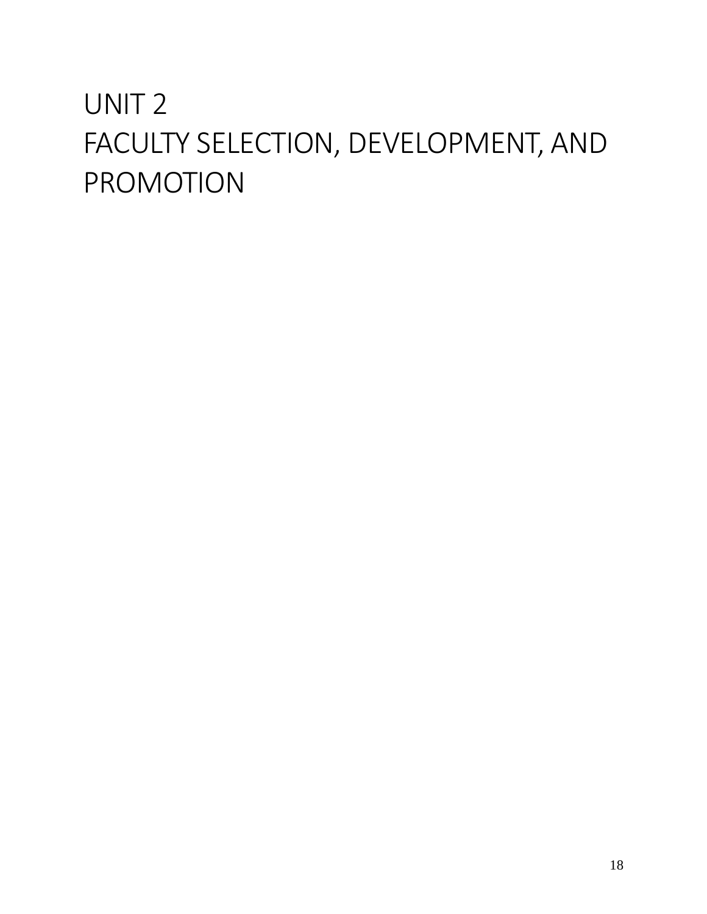# UNIT 2
# FACULTY SELECTION, DEVELOPMENT, AND PROMOTION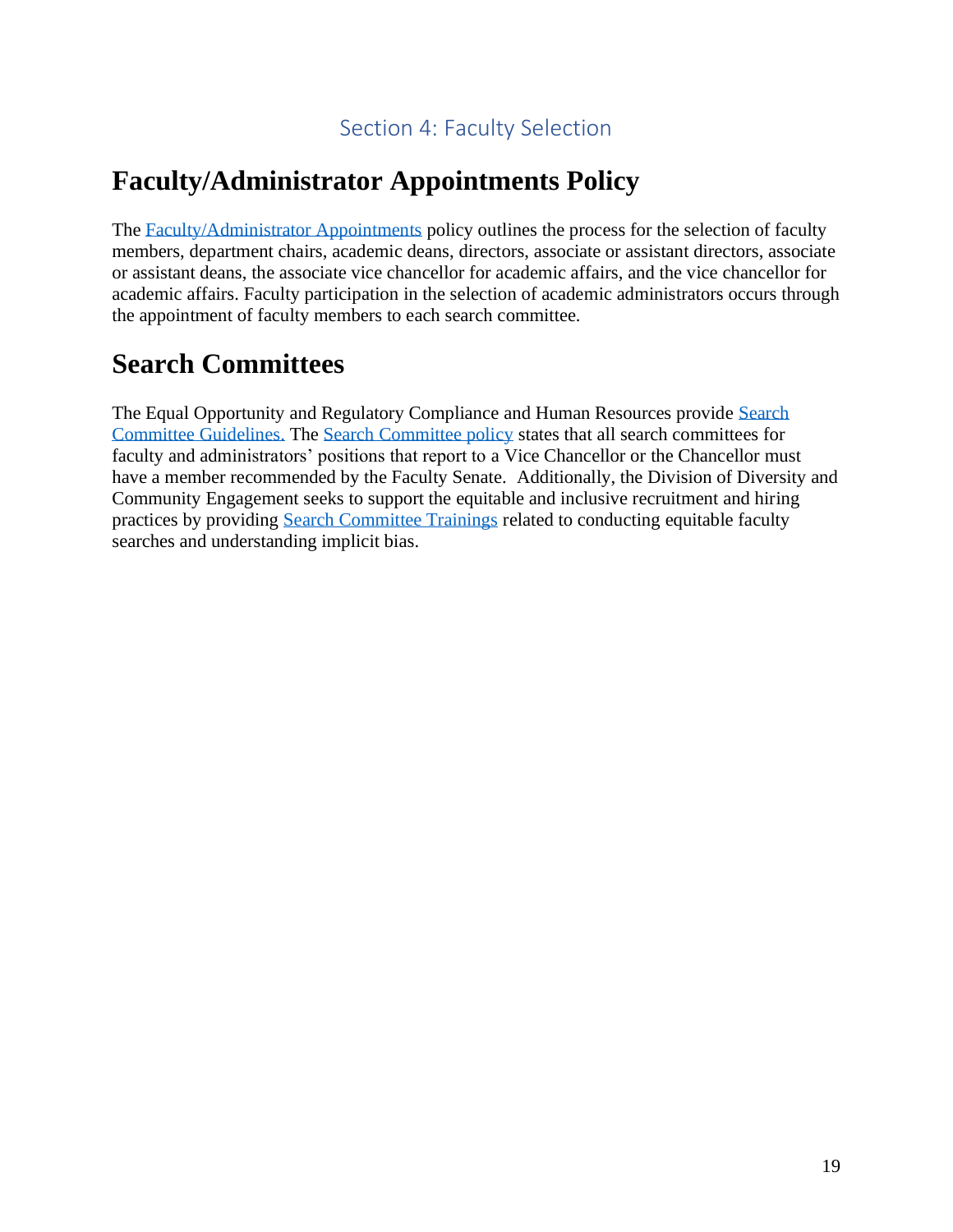# Section 4: Faculty Selection

## Faculty/Administrator Appointments Policy

The Faculty/Administrator Appointments policy outlines the process for the selection of faculty members, department chairs, academic deans, directors, associate or assistant directors, associate or assistant deans, the associate vice chancellor for academic affairs, and the vice chancellor for academic affairs. Faculty participation in the selection of academic administrators occurs through the appointment of faculty members to each search committee.

## Search Committees

The Equal Opportunity and Regulatory Compliance and Human Resources provide Search Committee Guidelines. The Search Committee policy states that all search committees for faculty and administrators' positions that report to a Vice Chancellor or the Chancellor must have a member recommended by the Faculty Senate. Additionally, the Division of Diversity and Community Engagement seeks to support the equitable and inclusive recruitment and hiring practices by providing Search Committee Trainings related to conducting equitable faculty searches and understanding implicit bias.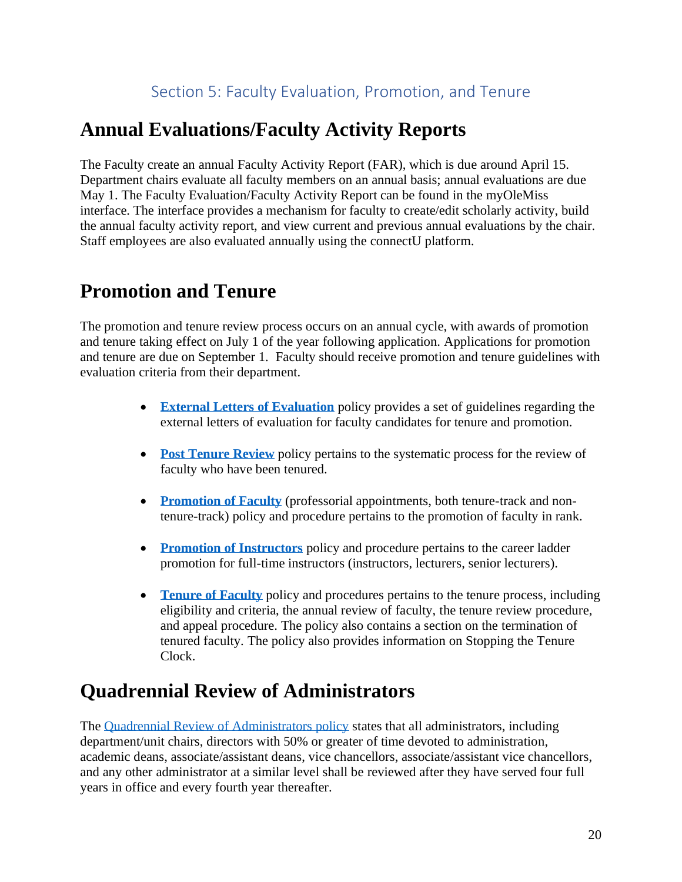## Section 5: Faculty Evaluation, Promotion, and Tenure

# Annual Evaluations/Faculty Activity Reports

The Faculty create an annual Faculty Activity Report (FAR), which is due around April 15. Department chairs evaluate all faculty members on an annual basis; annual evaluations are due May 1. The Faculty Evaluation/Faculty Activity Report can be found in the myOleMiss interface. The interface provides a mechanism for faculty to create/edit scholarly activity, build the annual faculty activity report, and view current and previous annual evaluations by the chair. Staff employees are also evaluated annually using the connectU platform.

# Promotion and Tenure

The promotion and tenure review process occurs on an annual cycle, with awards of promotion and tenure taking effect on July 1 of the year following application. Applications for promotion and tenure are due on September 1. Faculty should receive promotion and tenure guidelines with evaluation criteria from their department.

- **External Letters of Evaluation** policy provides a set of guidelines regarding the external letters of evaluation for faculty candidates for tenure and promotion.
- **Post Tenure Review** policy pertains to the systematic process for the review of faculty who have been tenured.
- **Promotion of Faculty** (professorial appointments, both tenure-track and non-tenure-track) policy and procedure pertains to the promotion of faculty in rank.
- **Promotion of Instructors** policy and procedure pertains to the career ladder promotion for full-time instructors (instructors, lecturers, senior lecturers).
- **Tenure of Faculty** policy and procedures pertains to the tenure process, including eligibility and criteria, the annual review of faculty, the tenure review procedure, and appeal procedure. The policy also contains a section on the termination of tenured faculty. The policy also provides information on Stopping the Tenure Clock.

# Quadrennial Review of Administrators

The Quadrennial Review of Administrators policy states that all administrators, including department/unit chairs, directors with 50% or greater of time devoted to administration, academic deans, associate/assistant deans, vice chancellors, associate/assistant vice chancellors, and any other administrator at a similar level shall be reviewed after they have served four full years in office and every fourth year thereafter.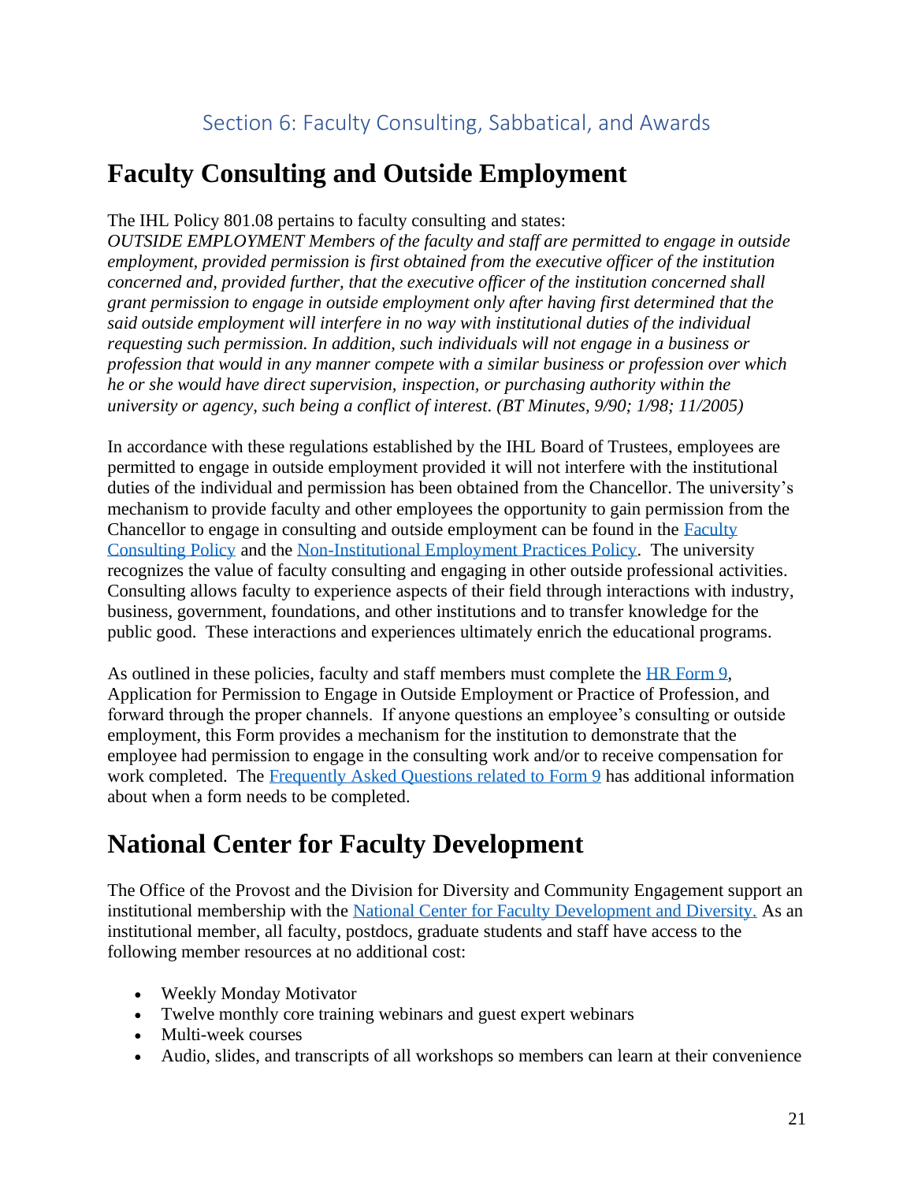## Section 6: Faculty Consulting, Sabbatical, and Awards

# Faculty Consulting and Outside Employment

The IHL Policy 801.08 pertains to faculty consulting and states:
*OUTSIDE EMPLOYMENT Members of the faculty and staff are permitted to engage in outside employment, provided permission is first obtained from the executive officer of the institution concerned and, provided further, that the executive officer of the institution concerned shall grant permission to engage in outside employment only after having first determined that the said outside employment will interfere in no way with institutional duties of the individual requesting such permission. In addition, such individuals will not engage in a business or profession that would in any manner compete with a similar business or profession over which he or she would have direct supervision, inspection, or purchasing authority within the university or agency, such being a conflict of interest. (BT Minutes, 9/90; 1/98; 11/2005)*

In accordance with these regulations established by the IHL Board of Trustees, employees are permitted to engage in outside employment provided it will not interfere with the institutional duties of the individual and permission has been obtained from the Chancellor. The university's mechanism to provide faculty and other employees the opportunity to gain permission from the Chancellor to engage in consulting and outside employment can be found in the Faculty Consulting Policy and the Non-Institutional Employment Practices Policy. The university recognizes the value of faculty consulting and engaging in other outside professional activities. Consulting allows faculty to experience aspects of their field through interactions with industry, business, government, foundations, and other institutions and to transfer knowledge for the public good. These interactions and experiences ultimately enrich the educational programs.

As outlined in these policies, faculty and staff members must complete the HR Form 9, Application for Permission to Engage in Outside Employment or Practice of Profession, and forward through the proper channels. If anyone questions an employee's consulting or outside employment, this Form provides a mechanism for the institution to demonstrate that the employee had permission to engage in the consulting work and/or to receive compensation for work completed. The Frequently Asked Questions related to Form 9 has additional information about when a form needs to be completed.

# National Center for Faculty Development

The Office of the Provost and the Division for Diversity and Community Engagement support an institutional membership with the National Center for Faculty Development and Diversity. As an institutional member, all faculty, postdocs, graduate students and staff have access to the following member resources at no additional cost:

- Weekly Monday Motivator
- Twelve monthly core training webinars and guest expert webinars
- Multi-week courses
- Audio, slides, and transcripts of all workshops so members can learn at their convenience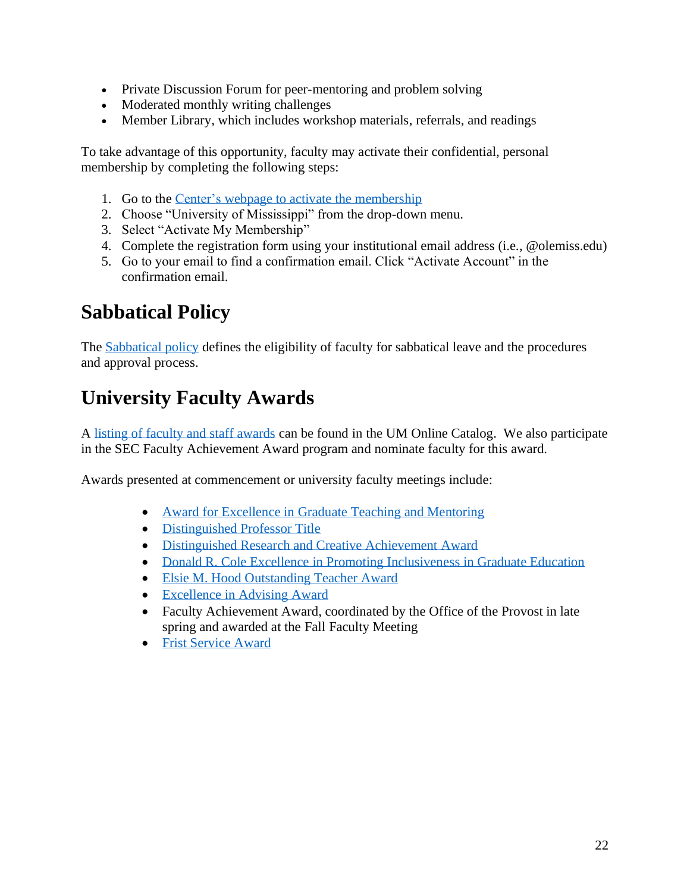- Private Discussion Forum for peer-mentoring and problem solving
- Moderated monthly writing challenges
- Member Library, which includes workshop materials, referrals, and readings

To take advantage of this opportunity, faculty may activate their confidential, personal membership by completing the following steps:

1. Go to the Center's webpage to activate the membership
2. Choose "University of Mississippi" from the drop-down menu.
3. Select "Activate My Membership"
4. Complete the registration form using your institutional email address (i.e., @olemiss.edu)
5. Go to your email to find a confirmation email. Click "Activate Account" in the confirmation email.

## Sabbatical Policy

The Sabbatical policy defines the eligibility of faculty for sabbatical leave and the procedures and approval process.

## University Faculty Awards

A listing of faculty and staff awards can be found in the UM Online Catalog. We also participate in the SEC Faculty Achievement Award program and nominate faculty for this award.

Awards presented at commencement or university faculty meetings include:

- Award for Excellence in Graduate Teaching and Mentoring
- Distinguished Professor Title
- Distinguished Research and Creative Achievement Award
- Donald R. Cole Excellence in Promoting Inclusiveness in Graduate Education
- Elsie M. Hood Outstanding Teacher Award
- Excellence in Advising Award
- Faculty Achievement Award, coordinated by the Office of the Provost in late spring and awarded at the Fall Faculty Meeting
- Frist Service Award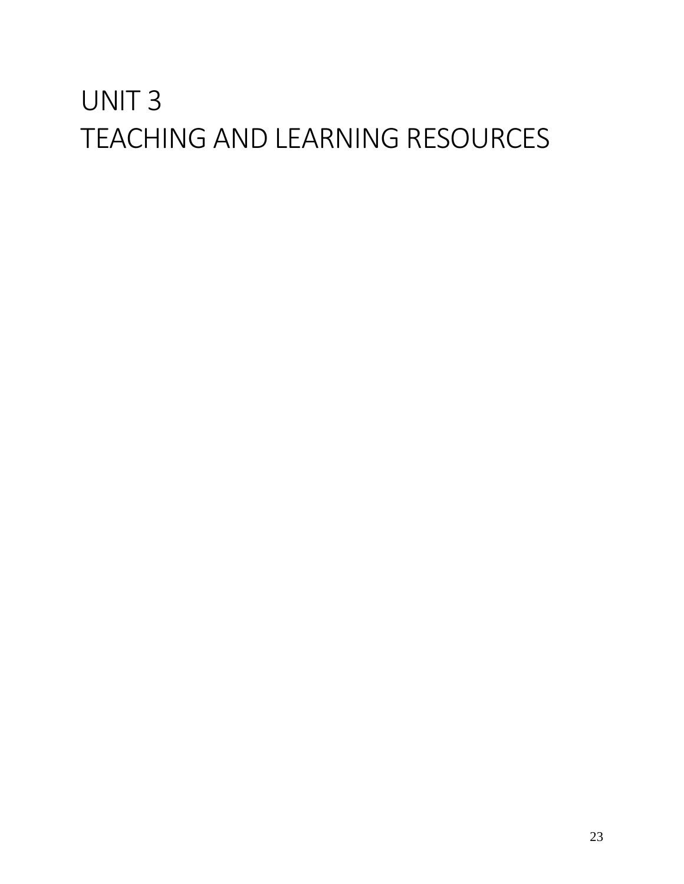# UNIT 3
# TEACHING AND LEARNING RESOURCES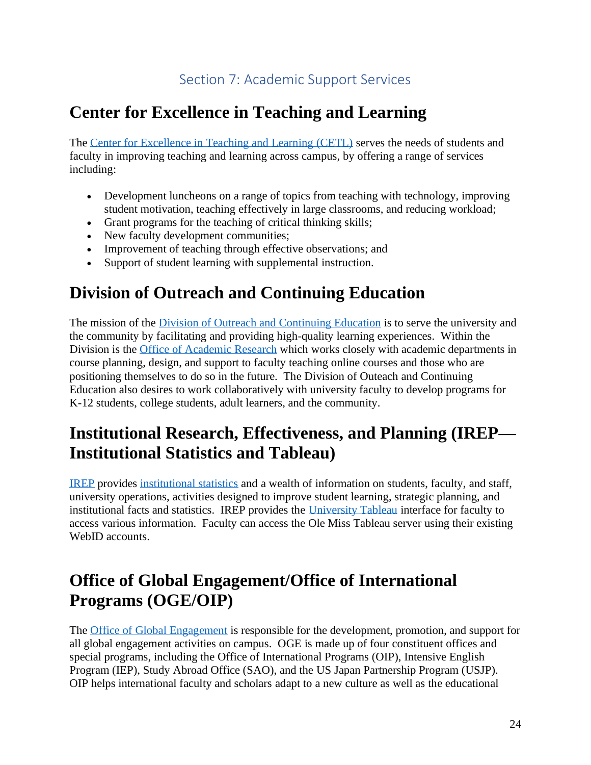## Section 7: Academic Support Services

# Center for Excellence in Teaching and Learning

The Center for Excellence in Teaching and Learning (CETL) serves the needs of students and faculty in improving teaching and learning across campus, by offering a range of services including:

- Development luncheons on a range of topics from teaching with technology, improving student motivation, teaching effectively in large classrooms, and reducing workload;
- Grant programs for the teaching of critical thinking skills;
- New faculty development communities;
- Improvement of teaching through effective observations; and
- Support of student learning with supplemental instruction.

# Division of Outreach and Continuing Education

The mission of the Division of Outreach and Continuing Education is to serve the university and the community by facilitating and providing high-quality learning experiences. Within the Division is the Office of Academic Research which works closely with academic departments in course planning, design, and support to faculty teaching online courses and those who are positioning themselves to do so in the future. The Division of Outeach and Continuing Education also desires to work collaboratively with university faculty to develop programs for K-12 students, college students, adult learners, and the community.

# Institutional Research, Effectiveness, and Planning (IREP—Institutional Statistics and Tableau)

IREP provides institutional statistics and a wealth of information on students, faculty, and staff, university operations, activities designed to improve student learning, strategic planning, and institutional facts and statistics. IREP provides the University Tableau interface for faculty to access various information. Faculty can access the Ole Miss Tableau server using their existing WebID accounts.

# Office of Global Engagement/Office of International Programs (OGE/OIP)

The Office of Global Engagement is responsible for the development, promotion, and support for all global engagement activities on campus. OGE is made up of four constituent offices and special programs, including the Office of International Programs (OIP), Intensive English Program (IEP), Study Abroad Office (SAO), and the US Japan Partnership Program (USJP). OIP helps international faculty and scholars adapt to a new culture as well as the educational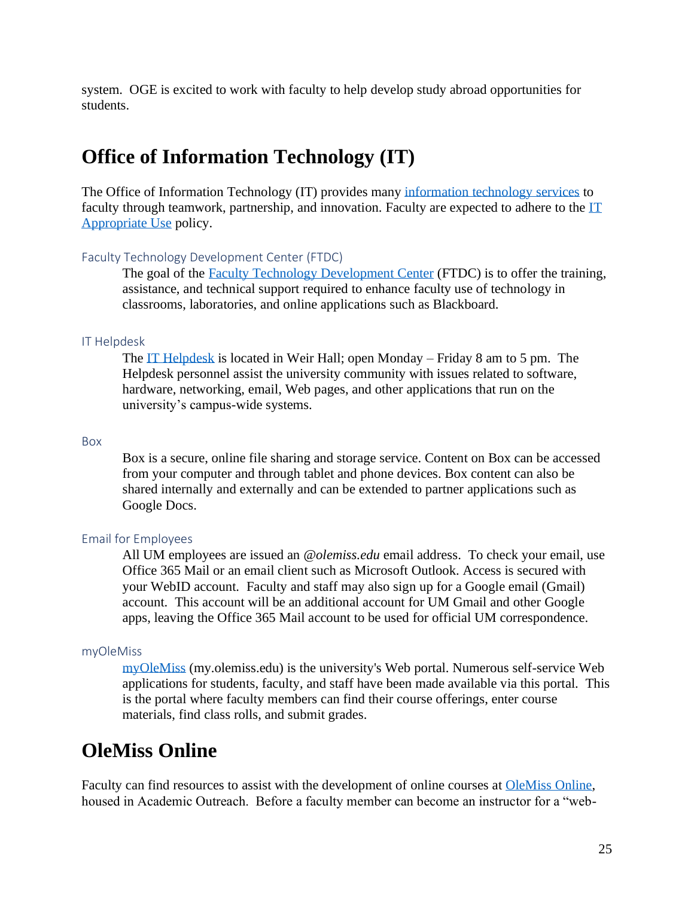system. OGE is excited to work with faculty to help develop study abroad opportunities for students.

# Office of Information Technology (IT)

The Office of Information Technology (IT) provides many information technology services to faculty through teamwork, partnership, and innovation. Faculty are expected to adhere to the IT Appropriate Use policy.

### Faculty Technology Development Center (FTDC)

The goal of the Faculty Technology Development Center (FTDC) is to offer the training, assistance, and technical support required to enhance faculty use of technology in classrooms, laboratories, and online applications such as Blackboard.

### IT Helpdesk

The IT Helpdesk is located in Weir Hall; open Monday – Friday 8 am to 5 pm. The Helpdesk personnel assist the university community with issues related to software, hardware, networking, email, Web pages, and other applications that run on the university's campus-wide systems.

### Box

Box is a secure, online file sharing and storage service. Content on Box can be accessed from your computer and through tablet and phone devices. Box content can also be shared internally and externally and can be extended to partner applications such as Google Docs.

### Email for Employees

All UM employees are issued an *@olemiss.edu* email address. To check your email, use Office 365 Mail or an email client such as Microsoft Outlook. Access is secured with your WebID account. Faculty and staff may also sign up for a Google email (Gmail) account. This account will be an additional account for UM Gmail and other Google apps, leaving the Office 365 Mail account to be used for official UM correspondence.

### myOleMiss

myOleMiss (my.olemiss.edu) is the university's Web portal. Numerous self-service Web applications for students, faculty, and staff have been made available via this portal. This is the portal where faculty members can find their course offerings, enter course materials, find class rolls, and submit grades.

# OleMiss Online

Faculty can find resources to assist with the development of online courses at OleMiss Online, housed in Academic Outreach. Before a faculty member can become an instructor for a "web-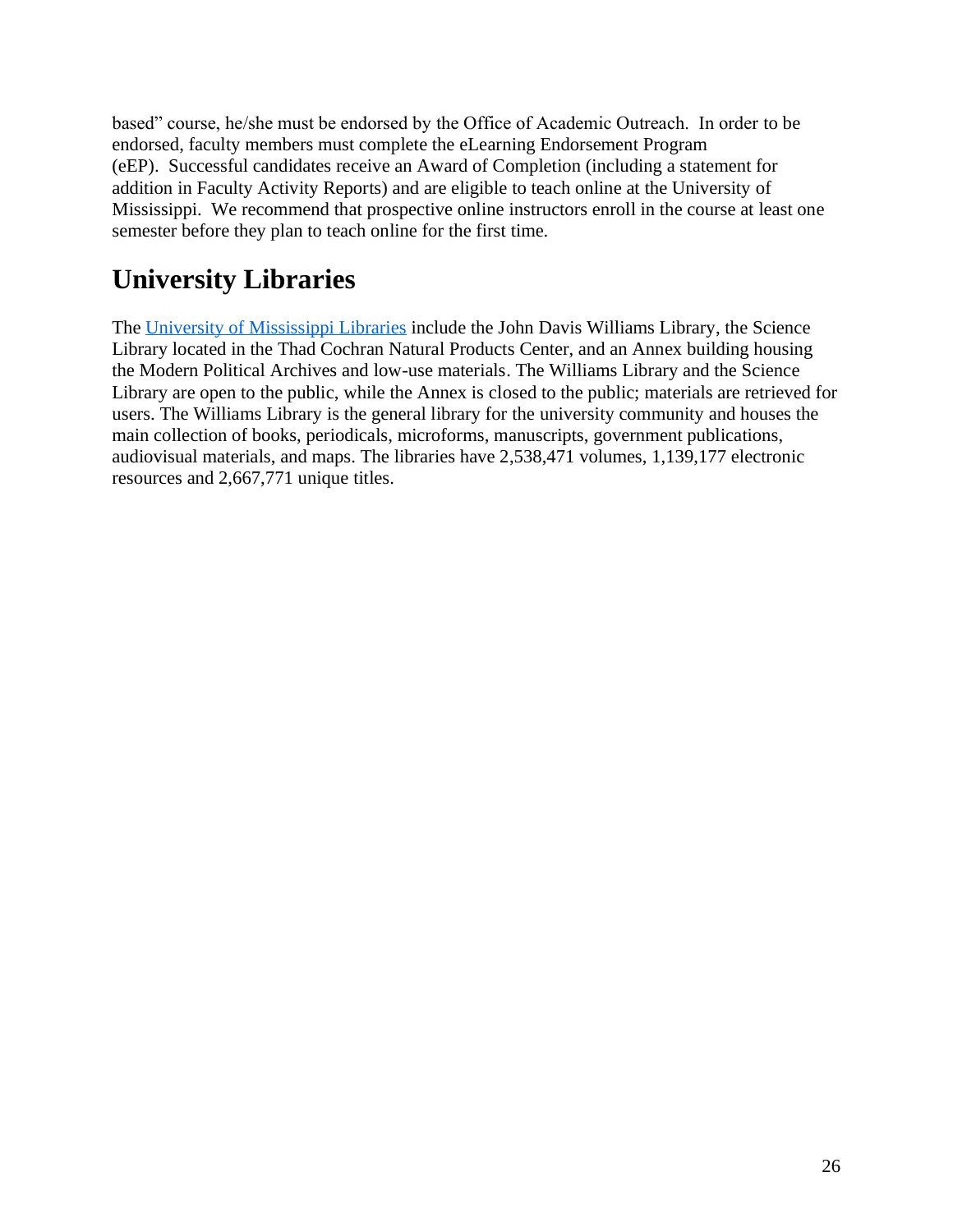based" course, he/she must be endorsed by the Office of Academic Outreach. In order to be endorsed, faculty members must complete the eLearning Endorsement Program (eEP). Successful candidates receive an Award of Completion (including a statement for addition in Faculty Activity Reports) and are eligible to teach online at the University of Mississippi. We recommend that prospective online instructors enroll in the course at least one semester before they plan to teach online for the first time.

## University Libraries

The University of Mississippi Libraries include the John Davis Williams Library, the Science Library located in the Thad Cochran Natural Products Center, and an Annex building housing the Modern Political Archives and low-use materials. The Williams Library and the Science Library are open to the public, while the Annex is closed to the public; materials are retrieved for users. The Williams Library is the general library for the university community and houses the main collection of books, periodicals, microforms, manuscripts, government publications, audiovisual materials, and maps. The libraries have 2,538,471 volumes, 1,139,177 electronic resources and 2,667,771 unique titles.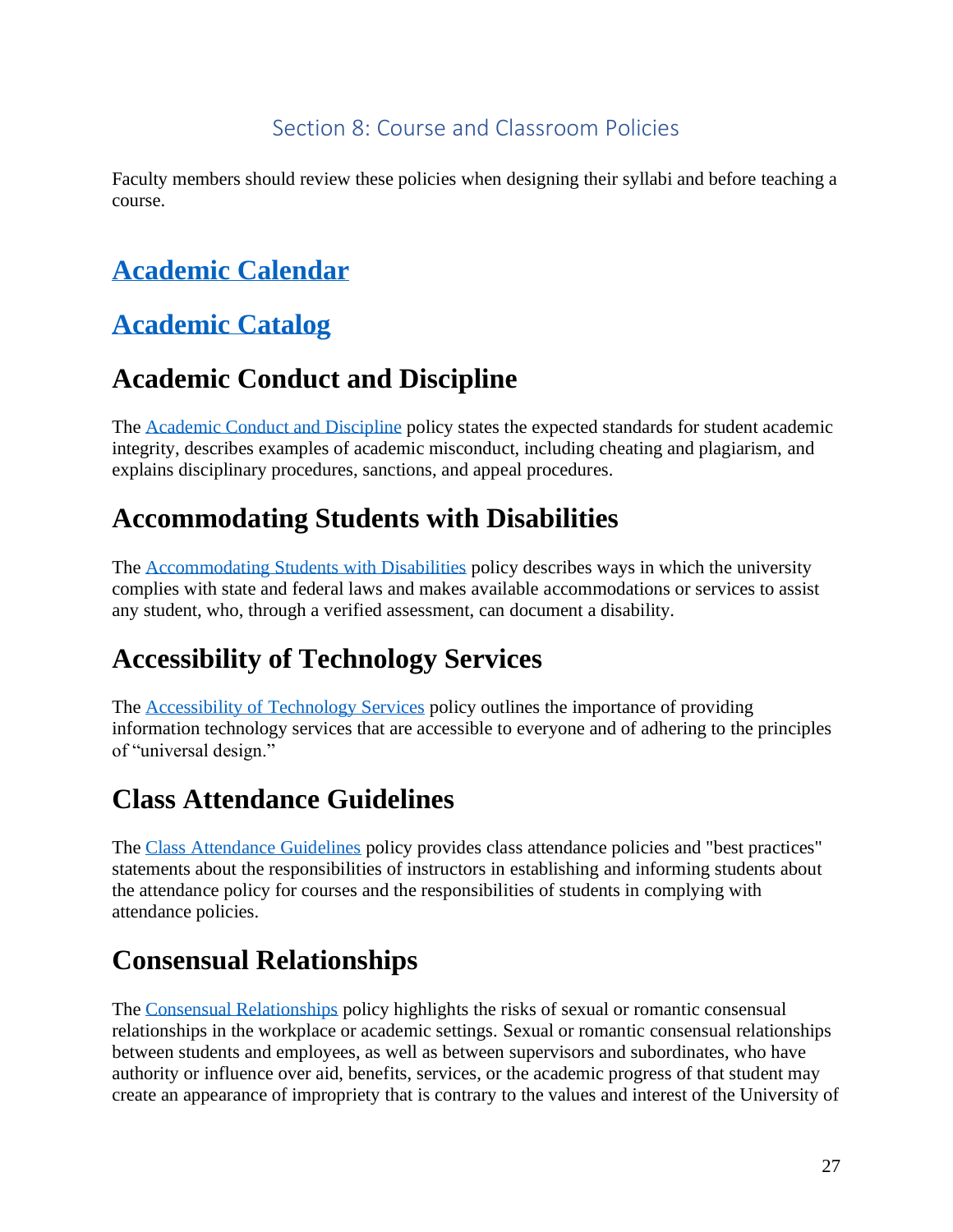## Section 8: Course and Classroom Policies

Faculty members should review these policies when designing their syllabi and before teaching a course.

# Academic Calendar

# Academic Catalog

# Academic Conduct and Discipline

The Academic Conduct and Discipline policy states the expected standards for student academic integrity, describes examples of academic misconduct, including cheating and plagiarism, and explains disciplinary procedures, sanctions, and appeal procedures.

# Accommodating Students with Disabilities

The Accommodating Students with Disabilities policy describes ways in which the university complies with state and federal laws and makes available accommodations or services to assist any student, who, through a verified assessment, can document a disability.

# Accessibility of Technology Services

The Accessibility of Technology Services policy outlines the importance of providing information technology services that are accessible to everyone and of adhering to the principles of "universal design."

# Class Attendance Guidelines

The Class Attendance Guidelines policy provides class attendance policies and "best practices" statements about the responsibilities of instructors in establishing and informing students about the attendance policy for courses and the responsibilities of students in complying with attendance policies.

# Consensual Relationships

The Consensual Relationships policy highlights the risks of sexual or romantic consensual relationships in the workplace or academic settings. Sexual or romantic consensual relationships between students and employees, as well as between supervisors and subordinates, who have authority or influence over aid, benefits, services, or the academic progress of that student may create an appearance of impropriety that is contrary to the values and interest of the University of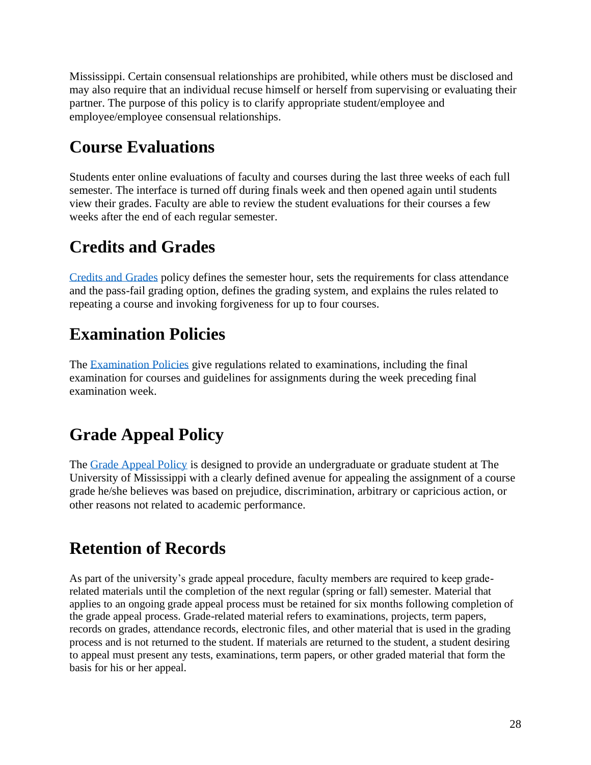Mississippi. Certain consensual relationships are prohibited, while others must be disclosed and may also require that an individual recuse himself or herself from supervising or evaluating their partner. The purpose of this policy is to clarify appropriate student/employee and employee/employee consensual relationships.

## Course Evaluations

Students enter online evaluations of faculty and courses during the last three weeks of each full semester. The interface is turned off during finals week and then opened again until students view their grades. Faculty are able to review the student evaluations for their courses a few weeks after the end of each regular semester.

## Credits and Grades

Credits and Grades policy defines the semester hour, sets the requirements for class attendance and the pass-fail grading option, defines the grading system, and explains the rules related to repeating a course and invoking forgiveness for up to four courses.

## Examination Policies

The Examination Policies give regulations related to examinations, including the final examination for courses and guidelines for assignments during the week preceding final examination week.

## Grade Appeal Policy

The Grade Appeal Policy is designed to provide an undergraduate or graduate student at The University of Mississippi with a clearly defined avenue for appealing the assignment of a course grade he/she believes was based on prejudice, discrimination, arbitrary or capricious action, or other reasons not related to academic performance.

## Retention of Records

As part of the university's grade appeal procedure, faculty members are required to keep grade-related materials until the completion of the next regular (spring or fall) semester. Material that applies to an ongoing grade appeal process must be retained for six months following completion of the grade appeal process. Grade-related material refers to examinations, projects, term papers, records on grades, attendance records, electronic files, and other material that is used in the grading process and is not returned to the student. If materials are returned to the student, a student desiring to appeal must present any tests, examinations, term papers, or other graded material that form the basis for his or her appeal.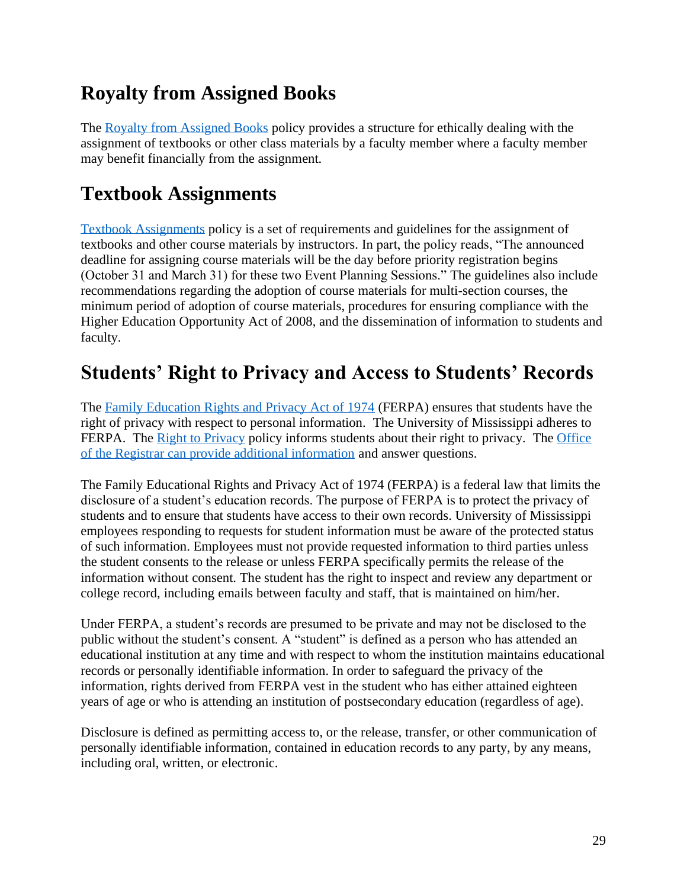## Royalty from Assigned Books

The Royalty from Assigned Books policy provides a structure for ethically dealing with the assignment of textbooks or other class materials by a faculty member where a faculty member may benefit financially from the assignment.

## Textbook Assignments

Textbook Assignments policy is a set of requirements and guidelines for the assignment of textbooks and other course materials by instructors. In part, the policy reads, "The announced deadline for assigning course materials will be the day before priority registration begins (October 31 and March 31) for these two Event Planning Sessions." The guidelines also include recommendations regarding the adoption of course materials for multi-section courses, the minimum period of adoption of course materials, procedures for ensuring compliance with the Higher Education Opportunity Act of 2008, and the dissemination of information to students and faculty.

## Students' Right to Privacy and Access to Students' Records

The Family Education Rights and Privacy Act of 1974 (FERPA) ensures that students have the right of privacy with respect to personal information. The University of Mississippi adheres to FERPA. The Right to Privacy policy informs students about their right to privacy. The Office of the Registrar can provide additional information and answer questions.

The Family Educational Rights and Privacy Act of 1974 (FERPA) is a federal law that limits the disclosure of a student's education records. The purpose of FERPA is to protect the privacy of students and to ensure that students have access to their own records. University of Mississippi employees responding to requests for student information must be aware of the protected status of such information. Employees must not provide requested information to third parties unless the student consents to the release or unless FERPA specifically permits the release of the information without consent. The student has the right to inspect and review any department or college record, including emails between faculty and staff, that is maintained on him/her.

Under FERPA, a student's records are presumed to be private and may not be disclosed to the public without the student's consent. A "student" is defined as a person who has attended an educational institution at any time and with respect to whom the institution maintains educational records or personally identifiable information. In order to safeguard the privacy of the information, rights derived from FERPA vest in the student who has either attained eighteen years of age or who is attending an institution of postsecondary education (regardless of age).

Disclosure is defined as permitting access to, or the release, transfer, or other communication of personally identifiable information, contained in education records to any party, by any means, including oral, written, or electronic.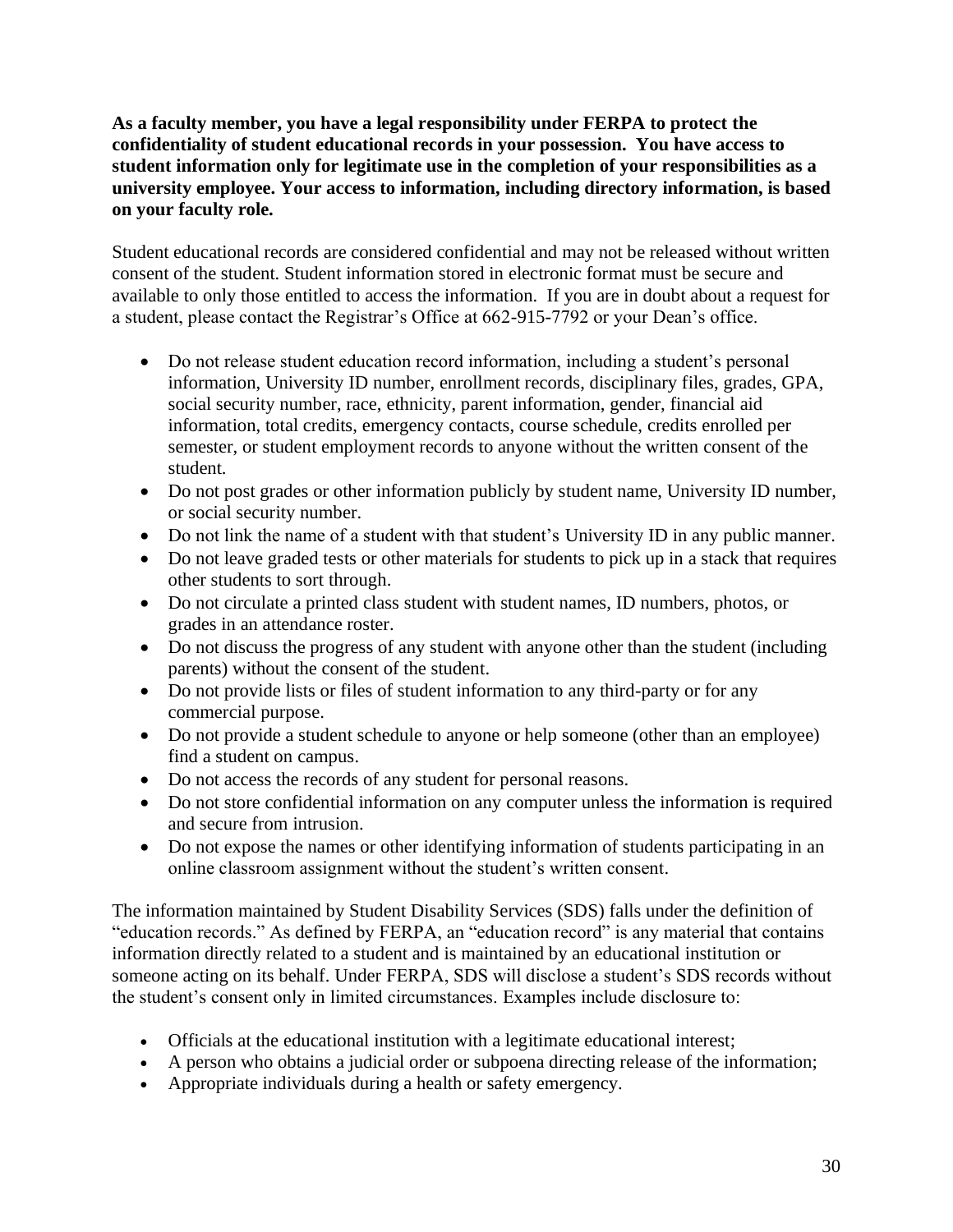**As a faculty member, you have a legal responsibility under FERPA to protect the confidentiality of student educational records in your possession. You have access to student information only for legitimate use in the completion of your responsibilities as a university employee. Your access to information, including directory information, is based on your faculty role.**

Student educational records are considered confidential and may not be released without written consent of the student. Student information stored in electronic format must be secure and available to only those entitled to access the information. If you are in doubt about a request for a student, please contact the Registrar's Office at 662-915-7792 or your Dean's office.

- Do not release student education record information, including a student's personal information, University ID number, enrollment records, disciplinary files, grades, GPA, social security number, race, ethnicity, parent information, gender, financial aid information, total credits, emergency contacts, course schedule, credits enrolled per semester, or student employment records to anyone without the written consent of the student.
- Do not post grades or other information publicly by student name, University ID number, or social security number.
- Do not link the name of a student with that student's University ID in any public manner.
- Do not leave graded tests or other materials for students to pick up in a stack that requires other students to sort through.
- Do not circulate a printed class student with student names, ID numbers, photos, or grades in an attendance roster.
- Do not discuss the progress of any student with anyone other than the student (including parents) without the consent of the student.
- Do not provide lists or files of student information to any third-party or for any commercial purpose.
- Do not provide a student schedule to anyone or help someone (other than an employee) find a student on campus.
- Do not access the records of any student for personal reasons.
- Do not store confidential information on any computer unless the information is required and secure from intrusion.
- Do not expose the names or other identifying information of students participating in an online classroom assignment without the student's written consent.

The information maintained by Student Disability Services (SDS) falls under the definition of "education records." As defined by FERPA, an "education record" is any material that contains information directly related to a student and is maintained by an educational institution or someone acting on its behalf. Under FERPA, SDS will disclose a student's SDS records without the student's consent only in limited circumstances. Examples include disclosure to:

- Officials at the educational institution with a legitimate educational interest;
- A person who obtains a judicial order or subpoena directing release of the information;
- Appropriate individuals during a health or safety emergency.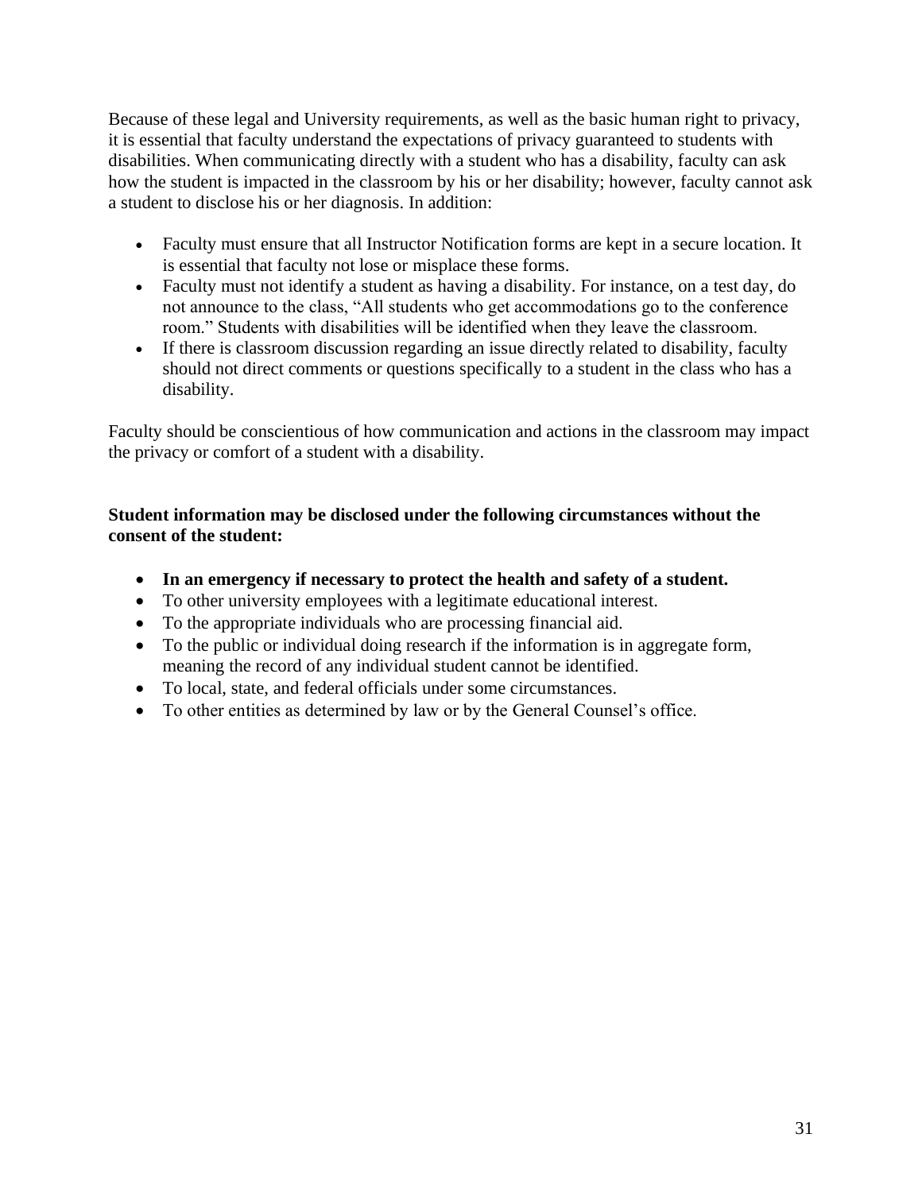Because of these legal and University requirements, as well as the basic human right to privacy, it is essential that faculty understand the expectations of privacy guaranteed to students with disabilities. When communicating directly with a student who has a disability, faculty can ask how the student is impacted in the classroom by his or her disability; however, faculty cannot ask a student to disclose his or her diagnosis. In addition:

- Faculty must ensure that all Instructor Notification forms are kept in a secure location. It is essential that faculty not lose or misplace these forms.
- Faculty must not identify a student as having a disability. For instance, on a test day, do not announce to the class, "All students who get accommodations go to the conference room." Students with disabilities will be identified when they leave the classroom.
- If there is classroom discussion regarding an issue directly related to disability, faculty should not direct comments or questions specifically to a student in the class who has a disability.

Faculty should be conscientious of how communication and actions in the classroom may impact the privacy or comfort of a student with a disability.

**Student information may be disclosed under the following circumstances without the consent of the student:**

- **In an emergency if necessary to protect the health and safety of a student.**
- To other university employees with a legitimate educational interest.
- To the appropriate individuals who are processing financial aid.
- To the public or individual doing research if the information is in aggregate form, meaning the record of any individual student cannot be identified.
- To local, state, and federal officials under some circumstances.
- To other entities as determined by law or by the General Counsel's office.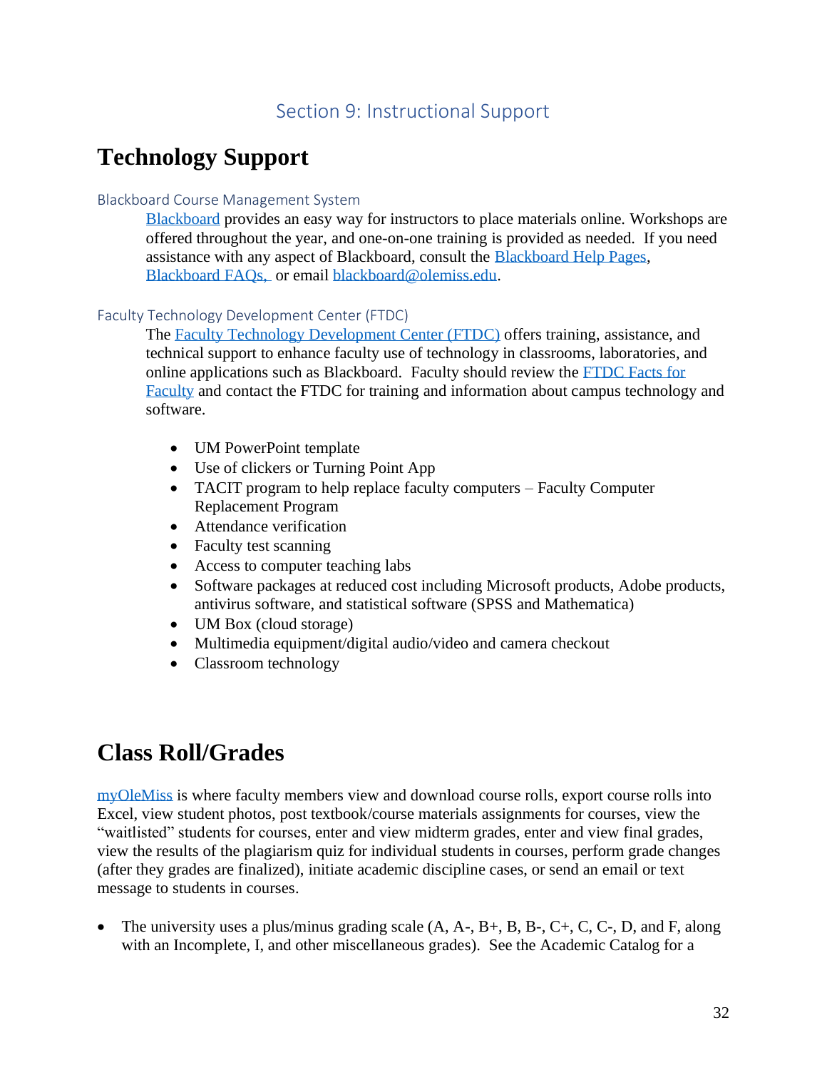## Section 9: Instructional Support

# Technology Support

### Blackboard Course Management System

Blackboard provides an easy way for instructors to place materials online. Workshops are offered throughout the year, and one-on-one training is provided as needed. If you need assistance with any aspect of Blackboard, consult the Blackboard Help Pages, Blackboard FAQs, or email blackboard@olemiss.edu.

### Faculty Technology Development Center (FTDC)

The Faculty Technology Development Center (FTDC) offers training, assistance, and technical support to enhance faculty use of technology in classrooms, laboratories, and online applications such as Blackboard. Faculty should review the FTDC Facts for Faculty and contact the FTDC for training and information about campus technology and software.

- UM PowerPoint template
- Use of clickers or Turning Point App
- TACIT program to help replace faculty computers – Faculty Computer Replacement Program
- Attendance verification
- Faculty test scanning
- Access to computer teaching labs
- Software packages at reduced cost including Microsoft products, Adobe products, antivirus software, and statistical software (SPSS and Mathematica)
- UM Box (cloud storage)
- Multimedia equipment/digital audio/video and camera checkout
- Classroom technology

# Class Roll/Grades

myOleMiss is where faculty members view and download course rolls, export course rolls into Excel, view student photos, post textbook/course materials assignments for courses, view the "waitlisted" students for courses, enter and view midterm grades, enter and view final grades, view the results of the plagiarism quiz for individual students in courses, perform grade changes (after they grades are finalized), initiate academic discipline cases, or send an email or text message to students in courses.

- The university uses a plus/minus grading scale (A, A-, B+, B, B-, C+, C, C-, D, and F, along with an Incomplete, I, and other miscellaneous grades). See the Academic Catalog for a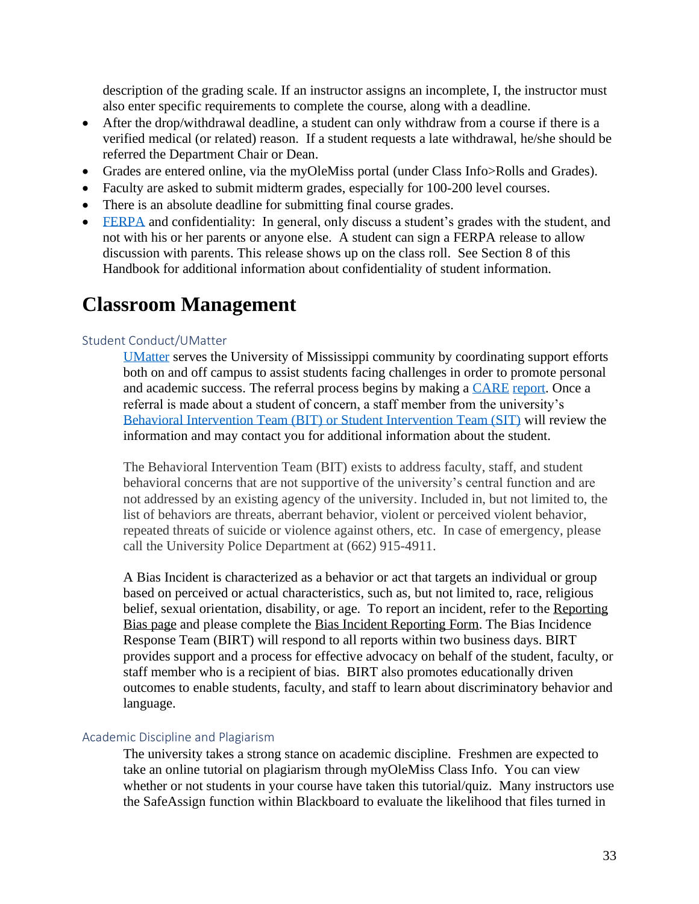description of the grading scale. If an instructor assigns an incomplete, I, the instructor must also enter specific requirements to complete the course, along with a deadline.

- After the drop/withdrawal deadline, a student can only withdraw from a course if there is a verified medical (or related) reason. If a student requests a late withdrawal, he/she should be referred the Department Chair or Dean.
- Grades are entered online, via the myOleMiss portal (under Class Info>Rolls and Grades).
- Faculty are asked to submit midterm grades, especially for 100-200 level courses.
- There is an absolute deadline for submitting final course grades.
- FERPA and confidentiality: In general, only discuss a student's grades with the student, and not with his or her parents or anyone else. A student can sign a FERPA release to allow discussion with parents. This release shows up on the class roll. See Section 8 of this Handbook for additional information about confidentiality of student information.

# Classroom Management

### Student Conduct/UMatter

UMatter serves the University of Mississippi community by coordinating support efforts both on and off campus to assist students facing challenges in order to promote personal and academic success. The referral process begins by making a CARE report. Once a referral is made about a student of concern, a staff member from the university's Behavioral Intervention Team (BIT) or Student Intervention Team (SIT) will review the information and may contact you for additional information about the student.

The Behavioral Intervention Team (BIT) exists to address faculty, staff, and student behavioral concerns that are not supportive of the university's central function and are not addressed by an existing agency of the university. Included in, but not limited to, the list of behaviors are threats, aberrant behavior, violent or perceived violent behavior, repeated threats of suicide or violence against others, etc. In case of emergency, please call the University Police Department at (662) 915-4911.

A Bias Incident is characterized as a behavior or act that targets an individual or group based on perceived or actual characteristics, such as, but not limited to, race, religious belief, sexual orientation, disability, or age. To report an incident, refer to the Reporting Bias page and please complete the Bias Incident Reporting Form. The Bias Incidence Response Team (BIRT) will respond to all reports within two business days. BIRT provides support and a process for effective advocacy on behalf of the student, faculty, or staff member who is a recipient of bias. BIRT also promotes educationally driven outcomes to enable students, faculty, and staff to learn about discriminatory behavior and language.

### Academic Discipline and Plagiarism

The university takes a strong stance on academic discipline. Freshmen are expected to take an online tutorial on plagiarism through myOleMiss Class Info. You can view whether or not students in your course have taken this tutorial/quiz. Many instructors use the SafeAssign function within Blackboard to evaluate the likelihood that files turned in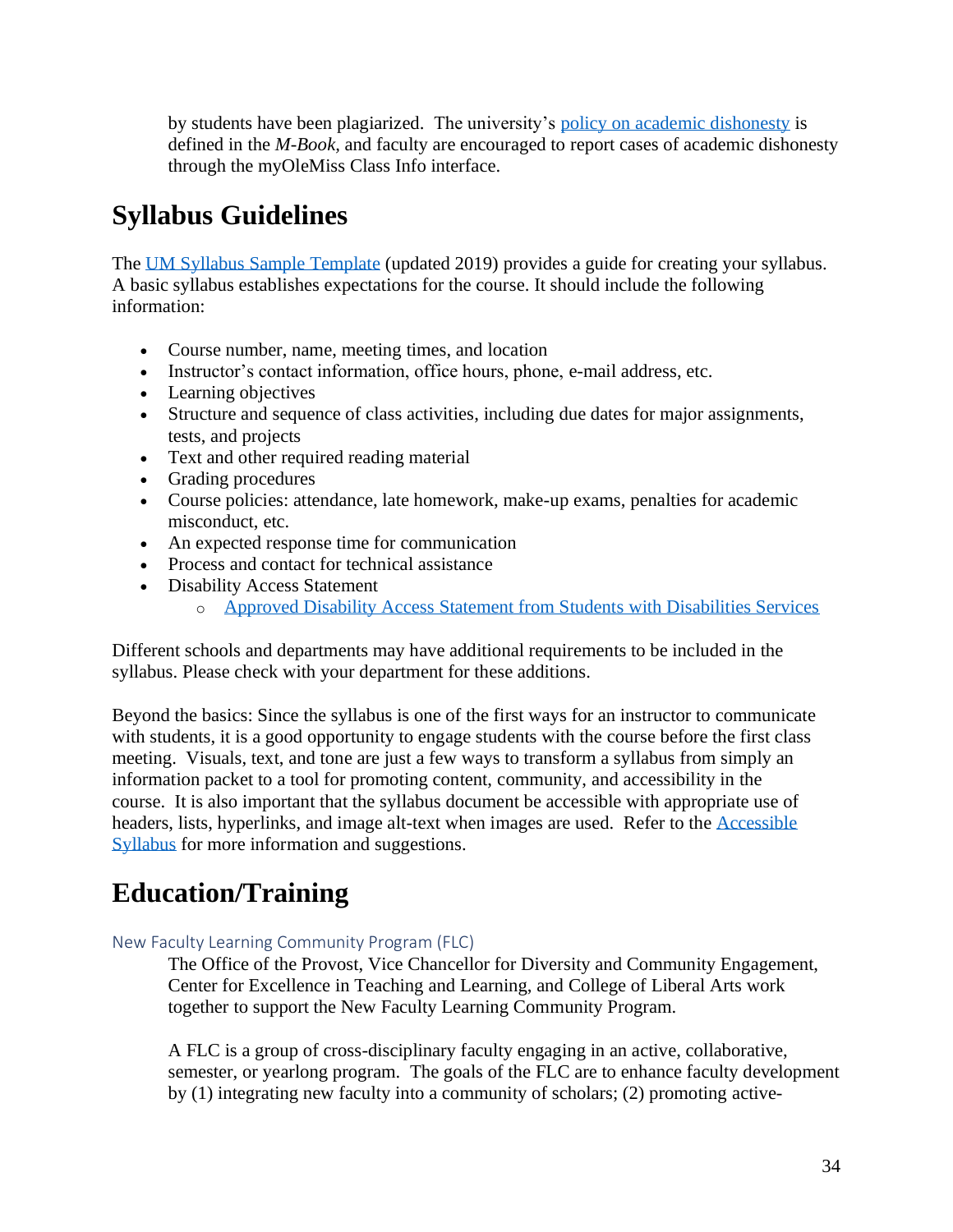by students have been plagiarized. The university's policy on academic dishonesty is defined in the *M-Book*, and faculty are encouraged to report cases of academic dishonesty through the myOleMiss Class Info interface.

# Syllabus Guidelines

The UM Syllabus Sample Template (updated 2019) provides a guide for creating your syllabus. A basic syllabus establishes expectations for the course. It should include the following information:

- Course number, name, meeting times, and location
- Instructor's contact information, office hours, phone, e-mail address, etc.
- Learning objectives
- Structure and sequence of class activities, including due dates for major assignments, tests, and projects
- Text and other required reading material
- Grading procedures
- Course policies: attendance, late homework, make-up exams, penalties for academic misconduct, etc.
- An expected response time for communication
- Process and contact for technical assistance
- Disability Access Statement
    - Approved Disability Access Statement from Students with Disabilities Services

Different schools and departments may have additional requirements to be included in the syllabus. Please check with your department for these additions.

Beyond the basics: Since the syllabus is one of the first ways for an instructor to communicate with students, it is a good opportunity to engage students with the course before the first class meeting. Visuals, text, and tone are just a few ways to transform a syllabus from simply an information packet to a tool for promoting content, community, and accessibility in the course. It is also important that the syllabus document be accessible with appropriate use of headers, lists, hyperlinks, and image alt-text when images are used. Refer to the Accessible Syllabus for more information and suggestions.

# Education/Training

### New Faculty Learning Community Program (FLC)

The Office of the Provost, Vice Chancellor for Diversity and Community Engagement, Center for Excellence in Teaching and Learning, and College of Liberal Arts work together to support the New Faculty Learning Community Program.

A FLC is a group of cross-disciplinary faculty engaging in an active, collaborative, semester, or yearlong program. The goals of the FLC are to enhance faculty development by (1) integrating new faculty into a community of scholars; (2) promoting active-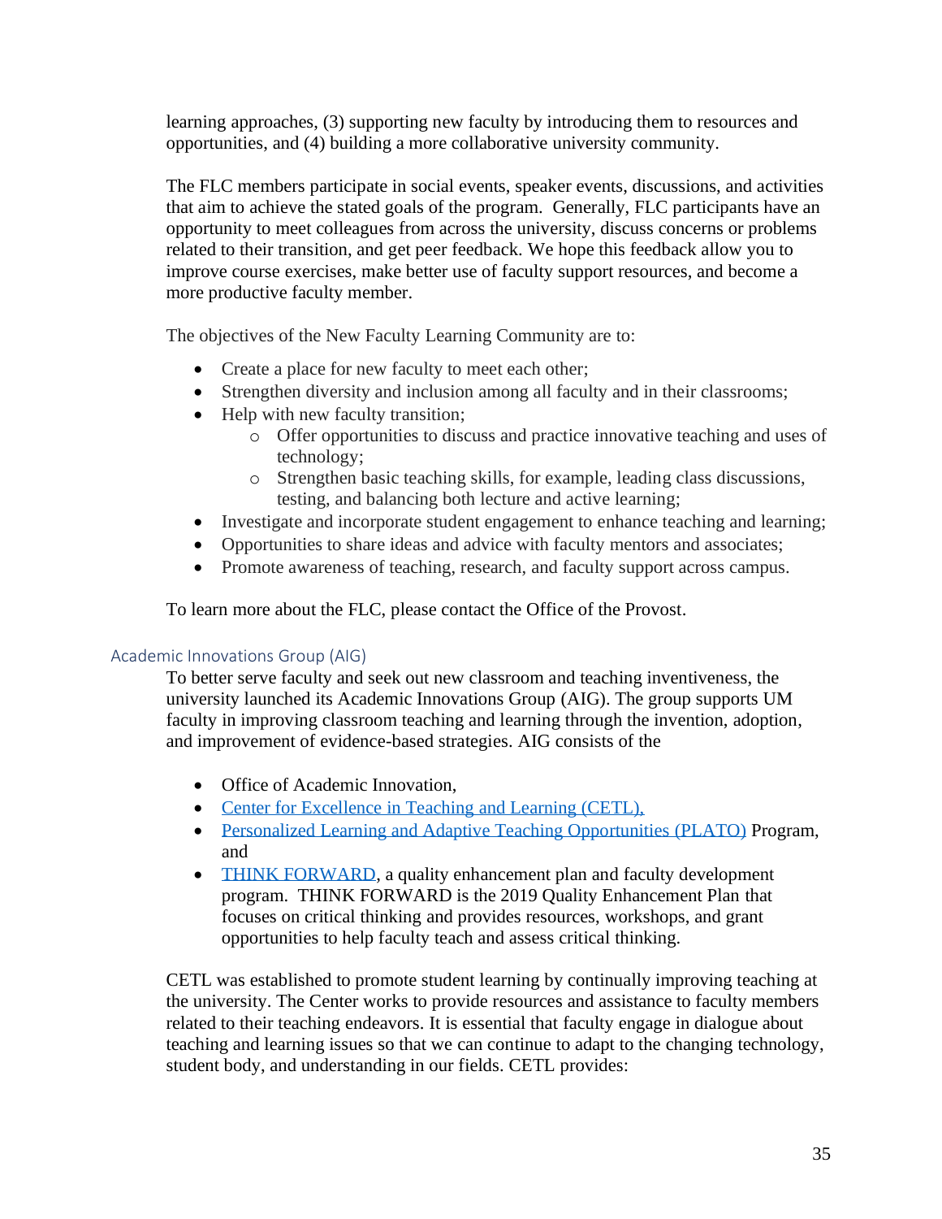learning approaches, (3) supporting new faculty by introducing them to resources and opportunities, and (4) building a more collaborative university community.

The FLC members participate in social events, speaker events, discussions, and activities that aim to achieve the stated goals of the program. Generally, FLC participants have an opportunity to meet colleagues from across the university, discuss concerns or problems related to their transition, and get peer feedback. We hope this feedback allow you to improve course exercises, make better use of faculty support resources, and become a more productive faculty member.

The objectives of the New Faculty Learning Community are to:

- Create a place for new faculty to meet each other;
- Strengthen diversity and inclusion among all faculty and in their classrooms;
- Help with new faculty transition;
    - Offer opportunities to discuss and practice innovative teaching and uses of technology;
    - Strengthen basic teaching skills, for example, leading class discussions, testing, and balancing both lecture and active learning;
- Investigate and incorporate student engagement to enhance teaching and learning;
- Opportunities to share ideas and advice with faculty mentors and associates;
- Promote awareness of teaching, research, and faculty support across campus.

To learn more about the FLC, please contact the Office of the Provost.

### Academic Innovations Group (AIG)

To better serve faculty and seek out new classroom and teaching inventiveness, the university launched its Academic Innovations Group (AIG). The group supports UM faculty in improving classroom teaching and learning through the invention, adoption, and improvement of evidence-based strategies. AIG consists of the

- Office of Academic Innovation,
- Center for Excellence in Teaching and Learning (CETL),
- Personalized Learning and Adaptive Teaching Opportunities (PLATO) Program, and
- THINK FORWARD, a quality enhancement plan and faculty development program. THINK FORWARD is the 2019 Quality Enhancement Plan that focuses on critical thinking and provides resources, workshops, and grant opportunities to help faculty teach and assess critical thinking.

CETL was established to promote student learning by continually improving teaching at the university. The Center works to provide resources and assistance to faculty members related to their teaching endeavors. It is essential that faculty engage in dialogue about teaching and learning issues so that we can continue to adapt to the changing technology, student body, and understanding in our fields. CETL provides: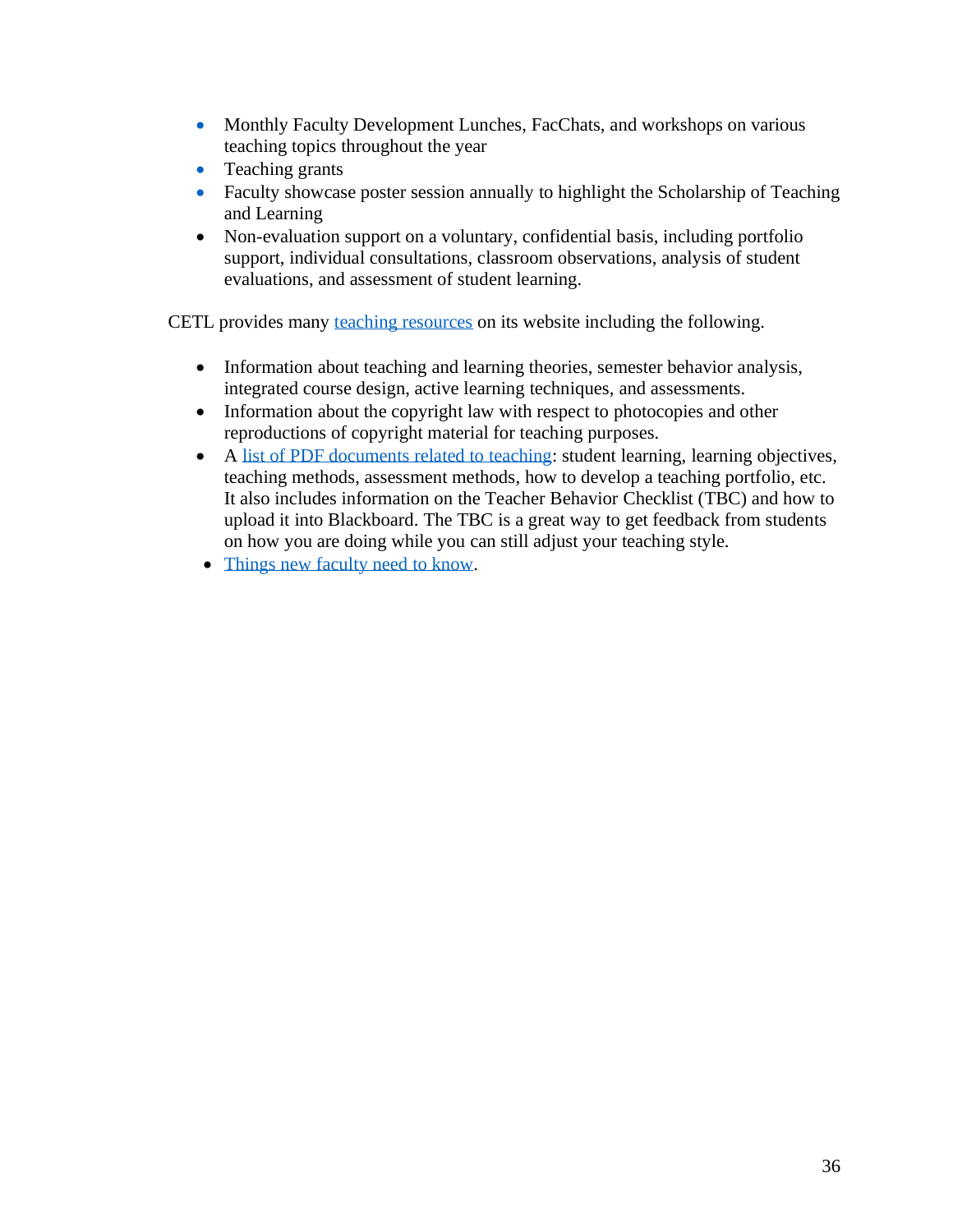- Monthly Faculty Development Lunches, FacChats, and workshops on various teaching topics throughout the year
- Teaching grants
- Faculty showcase poster session annually to highlight the Scholarship of Teaching and Learning
- Non-evaluation support on a voluntary, confidential basis, including portfolio support, individual consultations, classroom observations, analysis of student evaluations, and assessment of student learning.

CETL provides many [teaching resources]() on its website including the following.

- Information about teaching and learning theories, semester behavior analysis, integrated course design, active learning techniques, and assessments.
- Information about the copyright law with respect to photocopies and other reproductions of copyright material for teaching purposes.
- A [list of PDF documents related to teaching](): student learning, learning objectives, teaching methods, assessment methods, how to develop a teaching portfolio, etc. It also includes information on the Teacher Behavior Checklist (TBC) and how to upload it into Blackboard. The TBC is a great way to get feedback from students on how you are doing while you can still adjust your teaching style.
- [Things new faculty need to know]().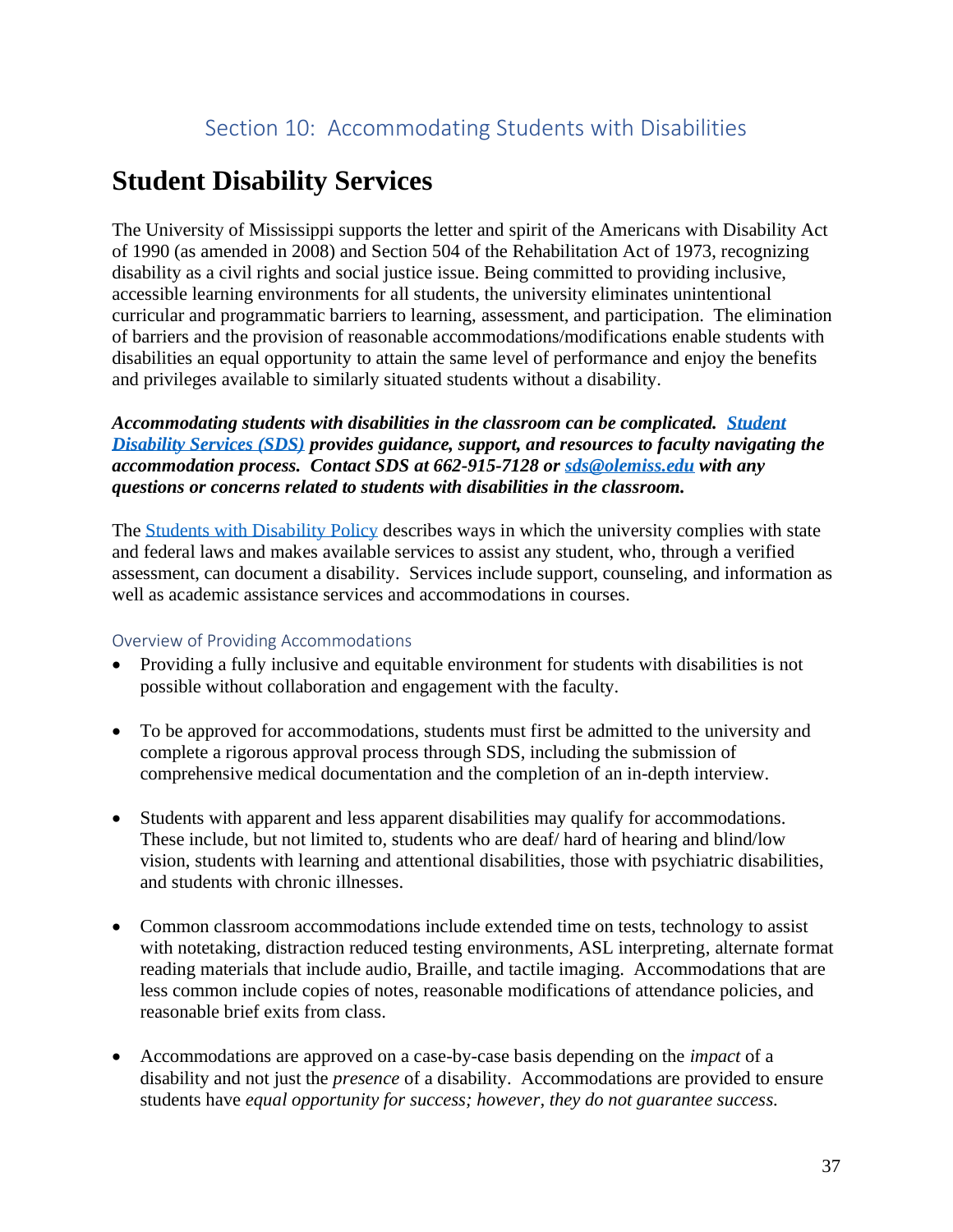## Section 10: Accommodating Students with Disabilities

# Student Disability Services

The University of Mississippi supports the letter and spirit of the Americans with Disability Act of 1990 (as amended in 2008) and Section 504 of the Rehabilitation Act of 1973, recognizing disability as a civil rights and social justice issue. Being committed to providing inclusive, accessible learning environments for all students, the university eliminates unintentional curricular and programmatic barriers to learning, assessment, and participation. The elimination of barriers and the provision of reasonable accommodations/modifications enable students with disabilities an equal opportunity to attain the same level of performance and enjoy the benefits and privileges available to similarly situated students without a disability.

***Accommodating students with disabilities in the classroom can be complicated. [Student Disability Services (SDS)]() provides guidance, support, and resources to faculty navigating the accommodation process. Contact SDS at 662-915-7128 or [sds@olemiss.edu](mailto:sds@olemiss.edu) with any questions or concerns related to students with disabilities in the classroom.***

The [Students with Disability Policy]() describes ways in which the university complies with state and federal laws and makes available services to assist any student, who, through a verified assessment, can document a disability. Services include support, counseling, and information as well as academic assistance services and accommodations in courses.

### Overview of Providing Accommodations

- Providing a fully inclusive and equitable environment for students with disabilities is not possible without collaboration and engagement with the faculty.
- To be approved for accommodations, students must first be admitted to the university and complete a rigorous approval process through SDS, including the submission of comprehensive medical documentation and the completion of an in-depth interview.
- Students with apparent and less apparent disabilities may qualify for accommodations. These include, but not limited to, students who are deaf/ hard of hearing and blind/low vision, students with learning and attentional disabilities, those with psychiatric disabilities, and students with chronic illnesses.
- Common classroom accommodations include extended time on tests, technology to assist with notetaking, distraction reduced testing environments, ASL interpreting, alternate format reading materials that include audio, Braille, and tactile imaging. Accommodations that are less common include copies of notes, reasonable modifications of attendance policies, and reasonable brief exits from class.
- Accommodations are approved on a case-by-case basis depending on the *impact* of a disability and not just the *presence* of a disability. Accommodations are provided to ensure students have *equal opportunity for success; however, they do not guarantee success.*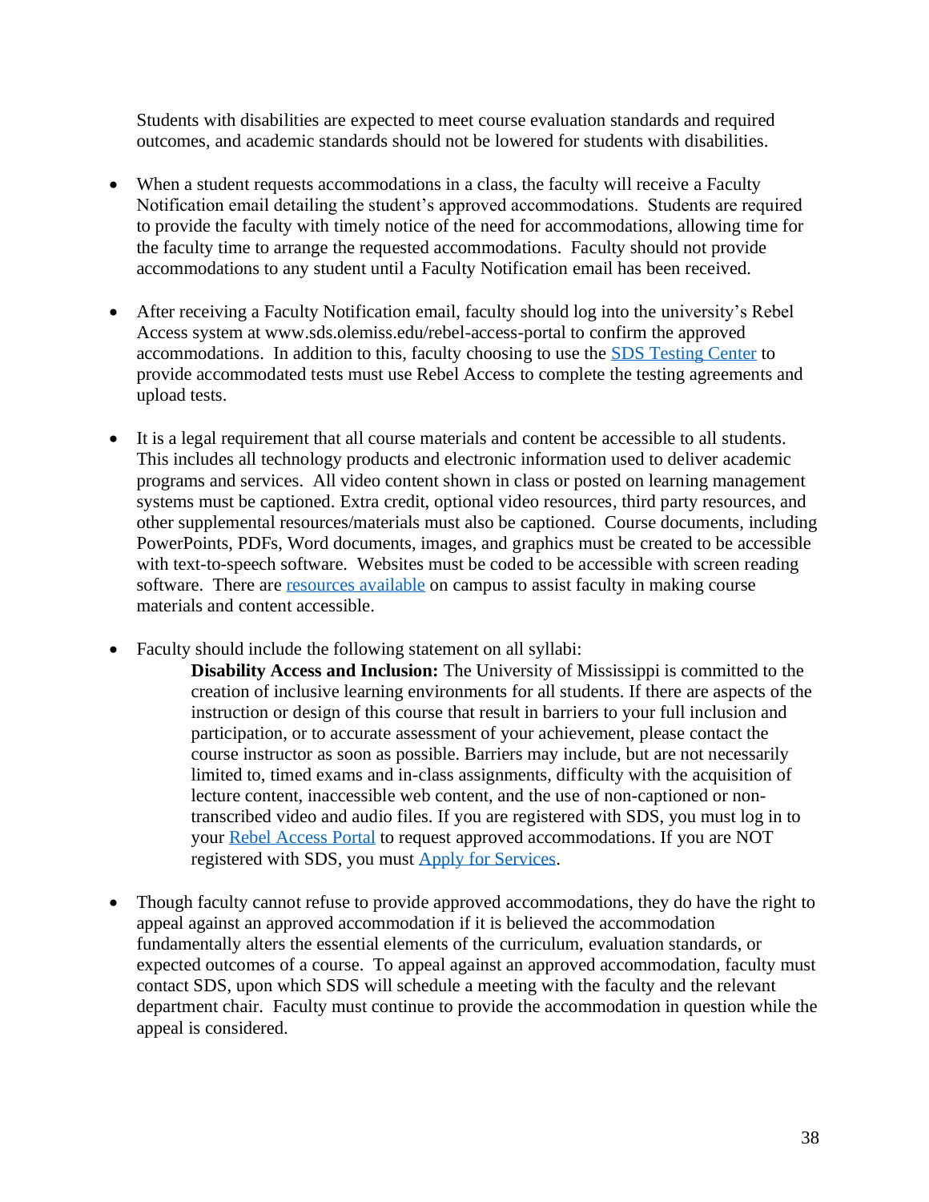Students with disabilities are expected to meet course evaluation standards and required outcomes, and academic standards should not be lowered for students with disabilities.

- When a student requests accommodations in a class, the faculty will receive a Faculty Notification email detailing the student's approved accommodations. Students are required to provide the faculty with timely notice of the need for accommodations, allowing time for the faculty time to arrange the requested accommodations. Faculty should not provide accommodations to any student until a Faculty Notification email has been received.

- After receiving a Faculty Notification email, faculty should log into the university's Rebel Access system at www.sds.olemiss.edu/rebel-access-portal to confirm the approved accommodations. In addition to this, faculty choosing to use the SDS Testing Center to provide accommodated tests must use Rebel Access to complete the testing agreements and upload tests.

- It is a legal requirement that all course materials and content be accessible to all students. This includes all technology products and electronic information used to deliver academic programs and services. All video content shown in class or posted on learning management systems must be captioned. Extra credit, optional video resources, third party resources, and other supplemental resources/materials must also be captioned. Course documents, including PowerPoints, PDFs, Word documents, images, and graphics must be created to be accessible with text-to-speech software. Websites must be coded to be accessible with screen reading software. There are resources available on campus to assist faculty in making course materials and content accessible.

- Faculty should include the following statement on all syllabi:

  > **Disability Access and Inclusion:** The University of Mississippi is committed to the creation of inclusive learning environments for all students. If there are aspects of the instruction or design of this course that result in barriers to your full inclusion and participation, or to accurate assessment of your achievement, please contact the course instructor as soon as possible. Barriers may include, but are not necessarily limited to, timed exams and in-class assignments, difficulty with the acquisition of lecture content, inaccessible web content, and the use of non-captioned or non-transcribed video and audio files. If you are registered with SDS, you must log in to your Rebel Access Portal to request approved accommodations. If you are NOT registered with SDS, you must Apply for Services.

- Though faculty cannot refuse to provide approved accommodations, they do have the right to appeal against an approved accommodation if it is believed the accommodation fundamentally alters the essential elements of the curriculum, evaluation standards, or expected outcomes of a course. To appeal against an approved accommodation, faculty must contact SDS, upon which SDS will schedule a meeting with the faculty and the relevant department chair. Faculty must continue to provide the accommodation in question while the appeal is considered.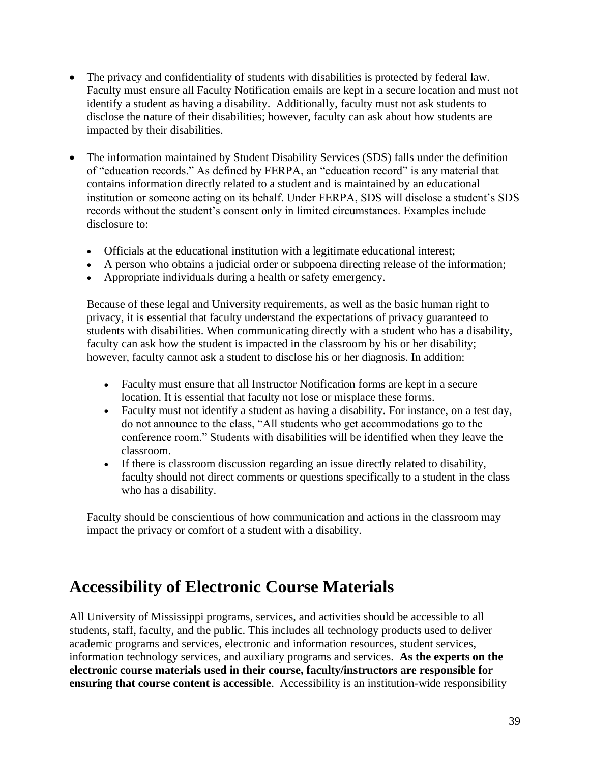- The privacy and confidentiality of students with disabilities is protected by federal law. Faculty must ensure all Faculty Notification emails are kept in a secure location and must not identify a student as having a disability. Additionally, faculty must not ask students to disclose the nature of their disabilities; however, faculty can ask about how students are impacted by their disabilities.

- The information maintained by Student Disability Services (SDS) falls under the definition of "education records." As defined by FERPA, an "education record" is any material that contains information directly related to a student and is maintained by an educational institution or someone acting on its behalf. Under FERPA, SDS will disclose a student's SDS records without the student's consent only in limited circumstances. Examples include disclosure to:

  - Officials at the educational institution with a legitimate educational interest;
  - A person who obtains a judicial order or subpoena directing release of the information;
  - Appropriate individuals during a health or safety emergency.

  Because of these legal and University requirements, as well as the basic human right to privacy, it is essential that faculty understand the expectations of privacy guaranteed to students with disabilities. When communicating directly with a student who has a disability, faculty can ask how the student is impacted in the classroom by his or her disability; however, faculty cannot ask a student to disclose his or her diagnosis. In addition:

  - Faculty must ensure that all Instructor Notification forms are kept in a secure location. It is essential that faculty not lose or misplace these forms.
  - Faculty must not identify a student as having a disability. For instance, on a test day, do not announce to the class, "All students who get accommodations go to the conference room." Students with disabilities will be identified when they leave the classroom.
  - If there is classroom discussion regarding an issue directly related to disability, faculty should not direct comments or questions specifically to a student in the class who has a disability.

  Faculty should be conscientious of how communication and actions in the classroom may impact the privacy or comfort of a student with a disability.

# Accessibility of Electronic Course Materials

All University of Mississippi programs, services, and activities should be accessible to all students, staff, faculty, and the public. This includes all technology products used to deliver academic programs and services, electronic and information resources, student services, information technology services, and auxiliary programs and services. **As the experts on the electronic course materials used in their course, faculty/instructors are responsible for ensuring that course content is accessible**. Accessibility is an institution-wide responsibility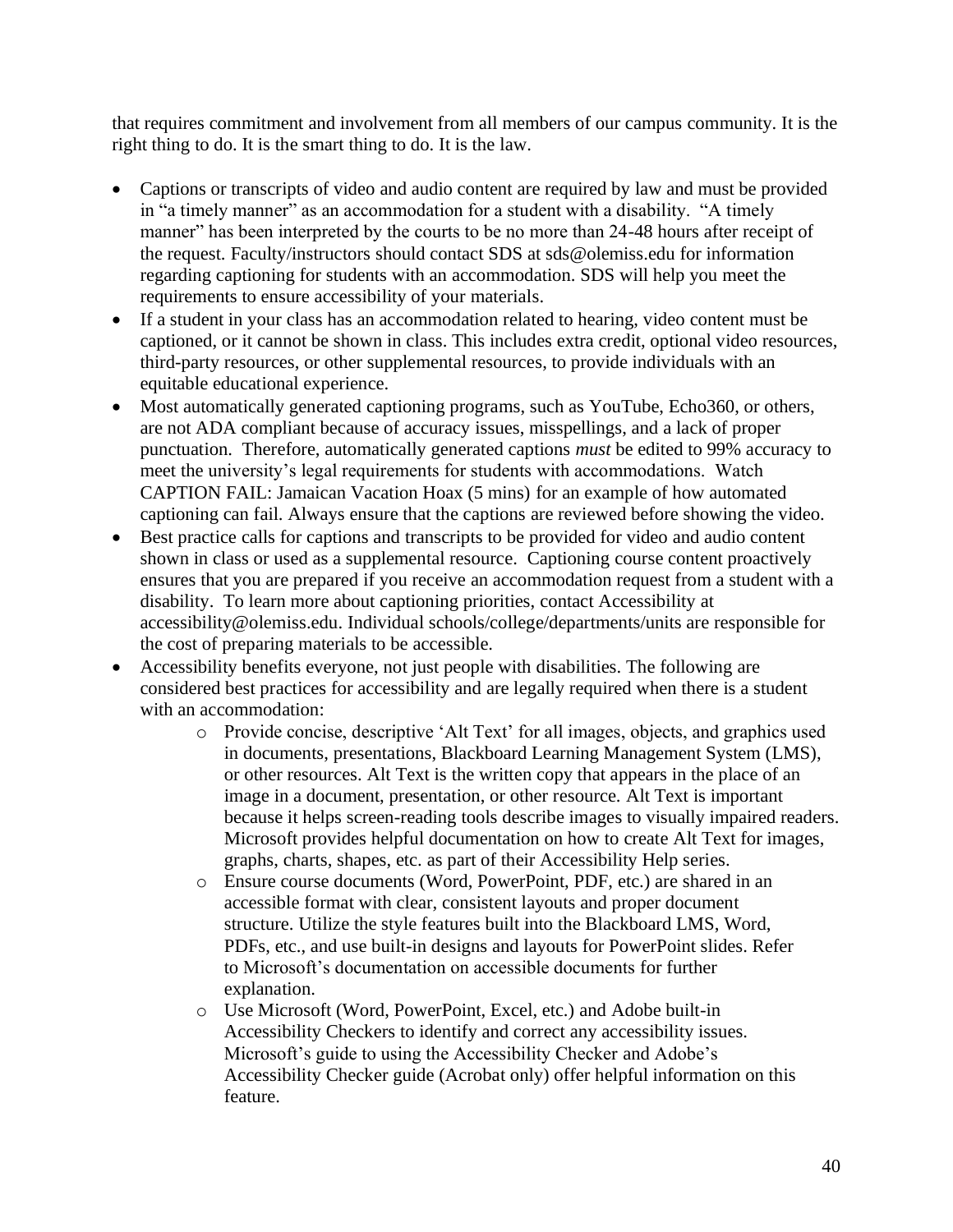that requires commitment and involvement from all members of our campus community. It is the right thing to do. It is the smart thing to do. It is the law.

- Captions or transcripts of video and audio content are required by law and must be provided in "a timely manner" as an accommodation for a student with a disability. "A timely manner" has been interpreted by the courts to be no more than 24-48 hours after receipt of the request. Faculty/instructors should contact SDS at sds@olemiss.edu for information regarding captioning for students with an accommodation. SDS will help you meet the requirements to ensure accessibility of your materials.
- If a student in your class has an accommodation related to hearing, video content must be captioned, or it cannot be shown in class. This includes extra credit, optional video resources, third-party resources, or other supplemental resources, to provide individuals with an equitable educational experience.
- Most automatically generated captioning programs, such as YouTube, Echo360, or others, are not ADA compliant because of accuracy issues, misspellings, and a lack of proper punctuation. Therefore, automatically generated captions *must* be edited to 99% accuracy to meet the university's legal requirements for students with accommodations. Watch CAPTION FAIL: Jamaican Vacation Hoax (5 mins) for an example of how automated captioning can fail. Always ensure that the captions are reviewed before showing the video.
- Best practice calls for captions and transcripts to be provided for video and audio content shown in class or used as a supplemental resource. Captioning course content proactively ensures that you are prepared if you receive an accommodation request from a student with a disability. To learn more about captioning priorities, contact Accessibility at accessibility@olemiss.edu. Individual schools/college/departments/units are responsible for the cost of preparing materials to be accessible.
- Accessibility benefits everyone, not just people with disabilities. The following are considered best practices for accessibility and are legally required when there is a student with an accommodation:
    - Provide concise, descriptive 'Alt Text' for all images, objects, and graphics used in documents, presentations, Blackboard Learning Management System (LMS), or other resources. Alt Text is the written copy that appears in the place of an image in a document, presentation, or other resource. Alt Text is important because it helps screen-reading tools describe images to visually impaired readers. Microsoft provides helpful documentation on how to create Alt Text for images, graphs, charts, shapes, etc. as part of their Accessibility Help series.
    - Ensure course documents (Word, PowerPoint, PDF, etc.) are shared in an accessible format with clear, consistent layouts and proper document structure. Utilize the style features built into the Blackboard LMS, Word, PDFs, etc., and use built-in designs and layouts for PowerPoint slides. Refer to Microsoft's documentation on accessible documents for further explanation.
    - Use Microsoft (Word, PowerPoint, Excel, etc.) and Adobe built-in Accessibility Checkers to identify and correct any accessibility issues. Microsoft's guide to using the Accessibility Checker and Adobe's Accessibility Checker guide (Acrobat only) offer helpful information on this feature.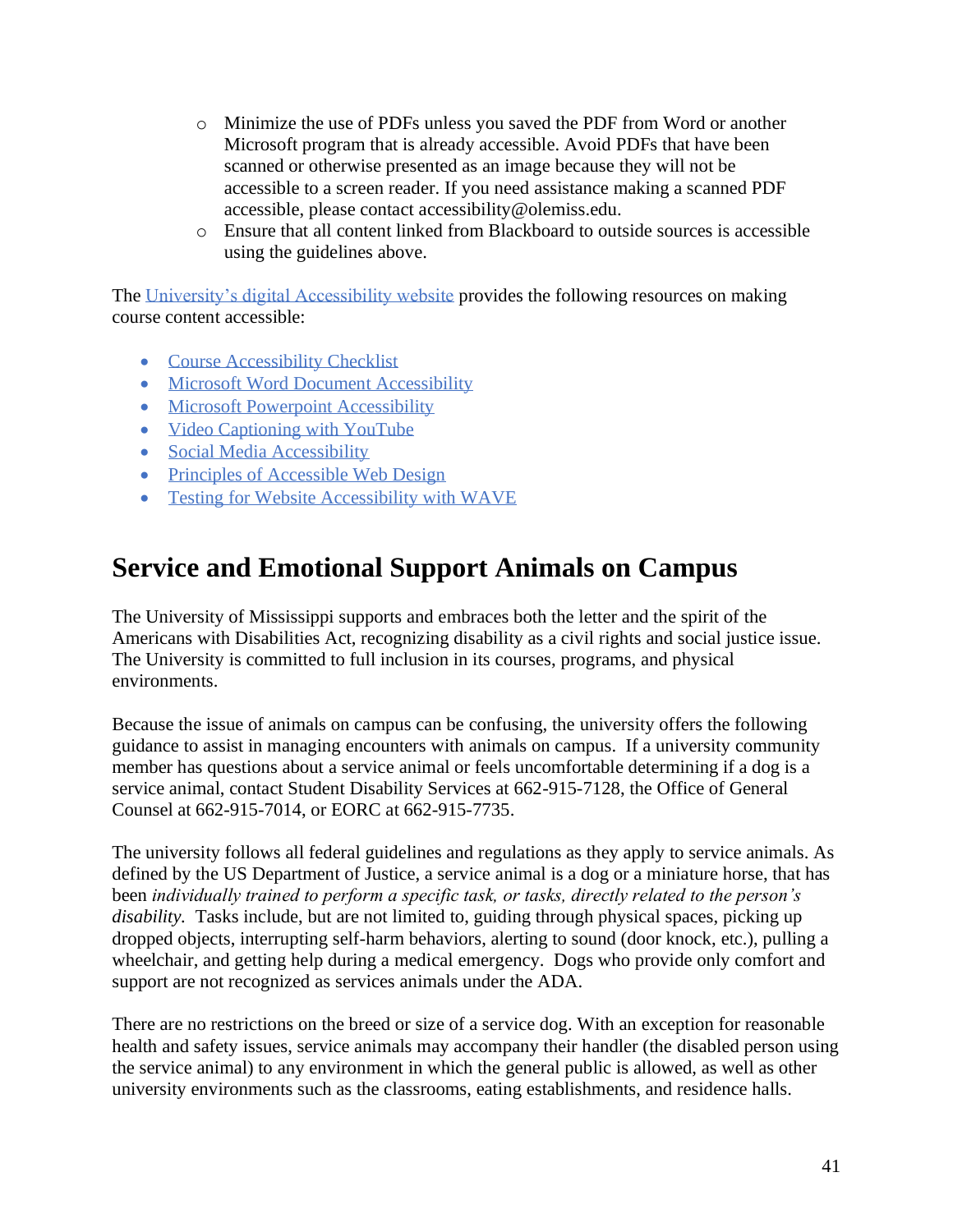- Minimize the use of PDFs unless you saved the PDF from Word or another Microsoft program that is already accessible. Avoid PDFs that have been scanned or otherwise presented as an image because they will not be accessible to a screen reader. If you need assistance making a scanned PDF accessible, please contact accessibility@olemiss.edu.
- Ensure that all content linked from Blackboard to outside sources is accessible using the guidelines above.

The University's digital Accessibility website provides the following resources on making course content accessible:

- Course Accessibility Checklist
- Microsoft Word Document Accessibility
- Microsoft Powerpoint Accessibility
- Video Captioning with YouTube
- Social Media Accessibility
- Principles of Accessible Web Design
- Testing for Website Accessibility with WAVE

## Service and Emotional Support Animals on Campus

The University of Mississippi supports and embraces both the letter and the spirit of the Americans with Disabilities Act, recognizing disability as a civil rights and social justice issue. The University is committed to full inclusion in its courses, programs, and physical environments.

Because the issue of animals on campus can be confusing, the university offers the following guidance to assist in managing encounters with animals on campus. If a university community member has questions about a service animal or feels uncomfortable determining if a dog is a service animal, contact Student Disability Services at 662-915-7128, the Office of General Counsel at 662-915-7014, or EORC at 662-915-7735.

The university follows all federal guidelines and regulations as they apply to service animals. As defined by the US Department of Justice, a service animal is a dog or a miniature horse, that has been *individually trained to perform a specific task, or tasks, directly related to the person's disability.* Tasks include, but are not limited to, guiding through physical spaces, picking up dropped objects, interrupting self-harm behaviors, alerting to sound (door knock, etc.), pulling a wheelchair, and getting help during a medical emergency. Dogs who provide only comfort and support are not recognized as services animals under the ADA.

There are no restrictions on the breed or size of a service dog. With an exception for reasonable health and safety issues, service animals may accompany their handler (the disabled person using the service animal) to any environment in which the general public is allowed, as well as other university environments such as the classrooms, eating establishments, and residence halls.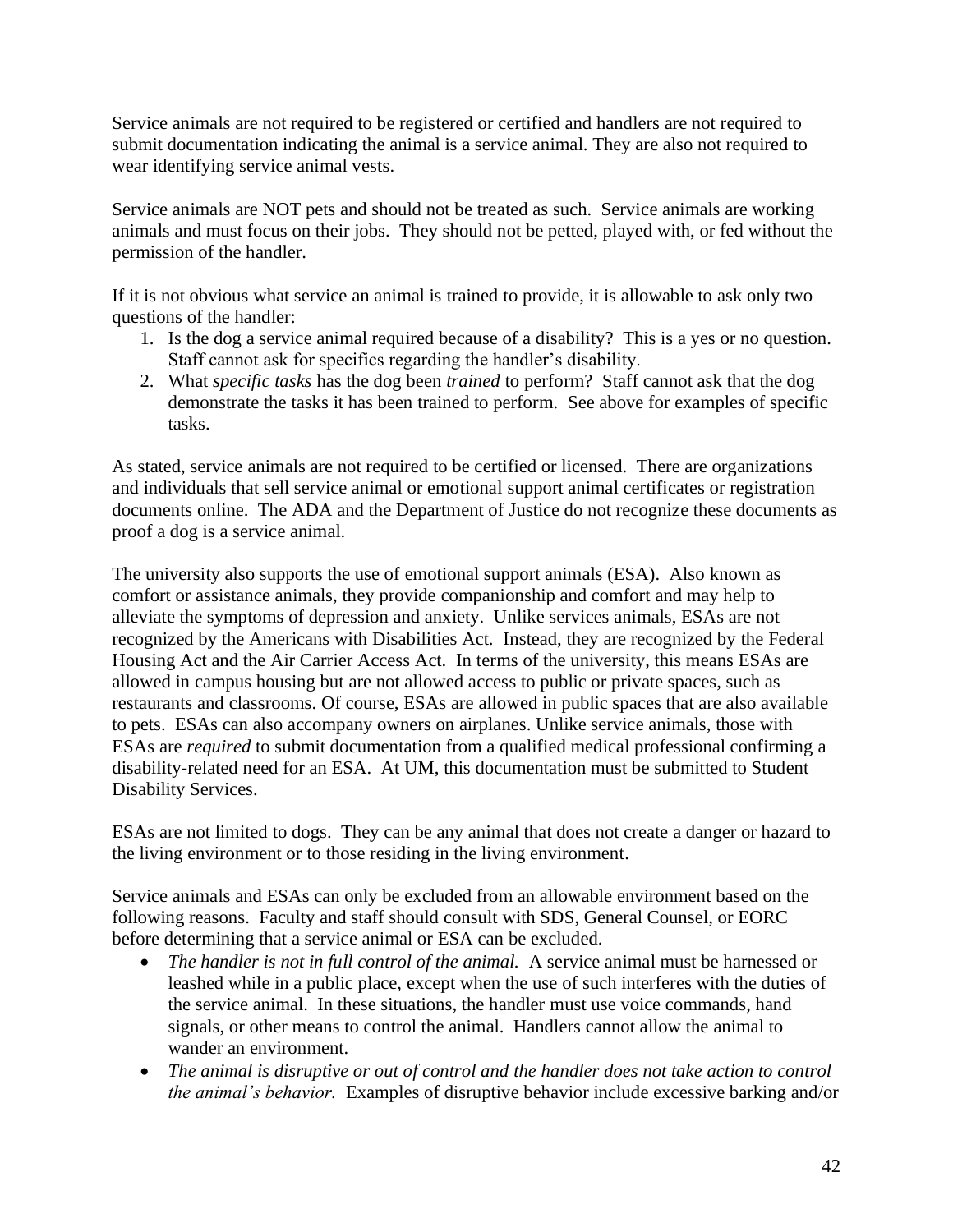Service animals are not required to be registered or certified and handlers are not required to submit documentation indicating the animal is a service animal. They are also not required to wear identifying service animal vests.

Service animals are NOT pets and should not be treated as such. Service animals are working animals and must focus on their jobs. They should not be petted, played with, or fed without the permission of the handler.

If it is not obvious what service an animal is trained to provide, it is allowable to ask only two questions of the handler:

1. Is the dog a service animal required because of a disability? This is a yes or no question. Staff cannot ask for specifics regarding the handler's disability.
2. What *specific tasks* has the dog been *trained* to perform? Staff cannot ask that the dog demonstrate the tasks it has been trained to perform. See above for examples of specific tasks.

As stated, service animals are not required to be certified or licensed. There are organizations and individuals that sell service animal or emotional support animal certificates or registration documents online. The ADA and the Department of Justice do not recognize these documents as proof a dog is a service animal.

The university also supports the use of emotional support animals (ESA). Also known as comfort or assistance animals, they provide companionship and comfort and may help to alleviate the symptoms of depression and anxiety. Unlike services animals, ESAs are not recognized by the Americans with Disabilities Act. Instead, they are recognized by the Federal Housing Act and the Air Carrier Access Act. In terms of the university, this means ESAs are allowed in campus housing but are not allowed access to public or private spaces, such as restaurants and classrooms. Of course, ESAs are allowed in public spaces that are also available to pets. ESAs can also accompany owners on airplanes. Unlike service animals, those with ESAs are *required* to submit documentation from a qualified medical professional confirming a disability-related need for an ESA. At UM, this documentation must be submitted to Student Disability Services.

ESAs are not limited to dogs. They can be any animal that does not create a danger or hazard to the living environment or to those residing in the living environment.

Service animals and ESAs can only be excluded from an allowable environment based on the following reasons. Faculty and staff should consult with SDS, General Counsel, or EORC before determining that a service animal or ESA can be excluded.

- *The handler is not in full control of the animal.* A service animal must be harnessed or leashed while in a public place, except when the use of such interferes with the duties of the service animal. In these situations, the handler must use voice commands, hand signals, or other means to control the animal. Handlers cannot allow the animal to wander an environment.
- *The animal is disruptive or out of control and the handler does not take action to control the animal's behavior.* Examples of disruptive behavior include excessive barking and/or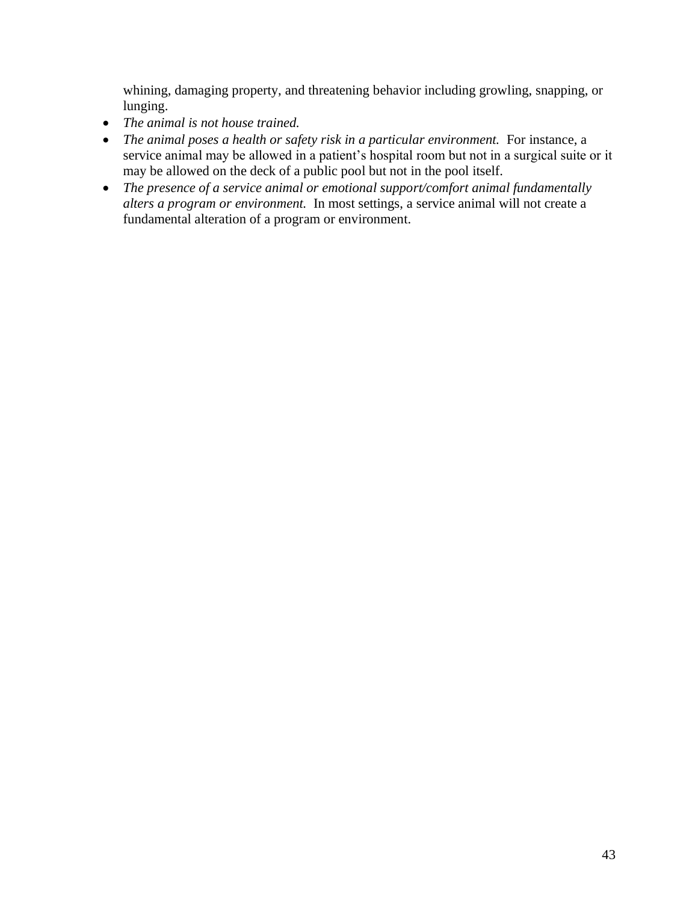whining, damaging property, and threatening behavior including growling, snapping, or lunging.

- *The animal is not house trained.*
- *The animal poses a health or safety risk in a particular environment.* For instance, a service animal may be allowed in a patient's hospital room but not in a surgical suite or it may be allowed on the deck of a public pool but not in the pool itself.
- *The presence of a service animal or emotional support/comfort animal fundamentally alters a program or environment.* In most settings, a service animal will not create a fundamental alteration of a program or environment.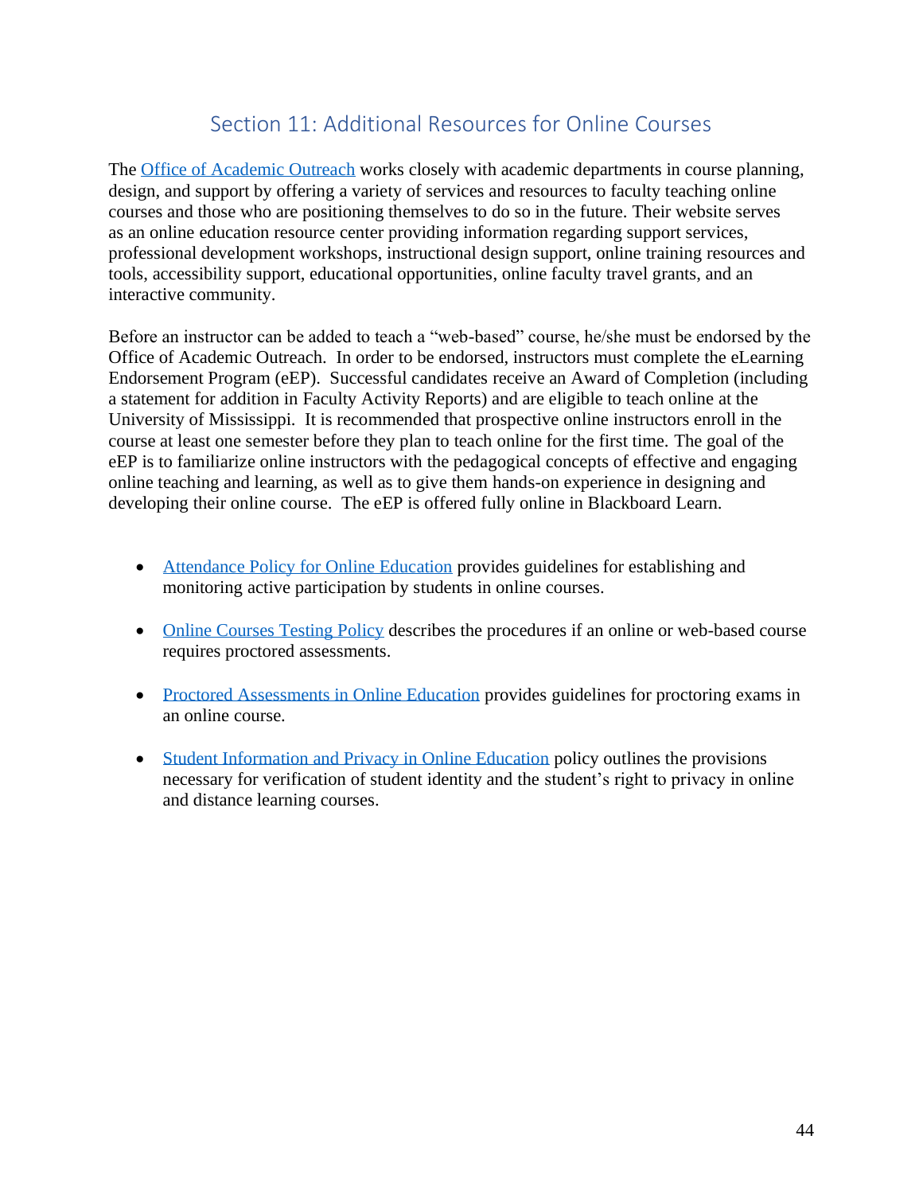## Section 11: Additional Resources for Online Courses

The Office of Academic Outreach works closely with academic departments in course planning, design, and support by offering a variety of services and resources to faculty teaching online courses and those who are positioning themselves to do so in the future. Their website serves as an online education resource center providing information regarding support services, professional development workshops, instructional design support, online training resources and tools, accessibility support, educational opportunities, online faculty travel grants, and an interactive community.

Before an instructor can be added to teach a "web-based" course, he/she must be endorsed by the Office of Academic Outreach. In order to be endorsed, instructors must complete the eLearning Endorsement Program (eEP). Successful candidates receive an Award of Completion (including a statement for addition in Faculty Activity Reports) and are eligible to teach online at the University of Mississippi. It is recommended that prospective online instructors enroll in the course at least one semester before they plan to teach online for the first time. The goal of the eEP is to familiarize online instructors with the pedagogical concepts of effective and engaging online teaching and learning, as well as to give them hands-on experience in designing and developing their online course. The eEP is offered fully online in Blackboard Learn.

- Attendance Policy for Online Education provides guidelines for establishing and monitoring active participation by students in online courses.
- Online Courses Testing Policy describes the procedures if an online or web-based course requires proctored assessments.
- Proctored Assessments in Online Education provides guidelines for proctoring exams in an online course.
- Student Information and Privacy in Online Education policy outlines the provisions necessary for verification of student identity and the student's right to privacy in online and distance learning courses.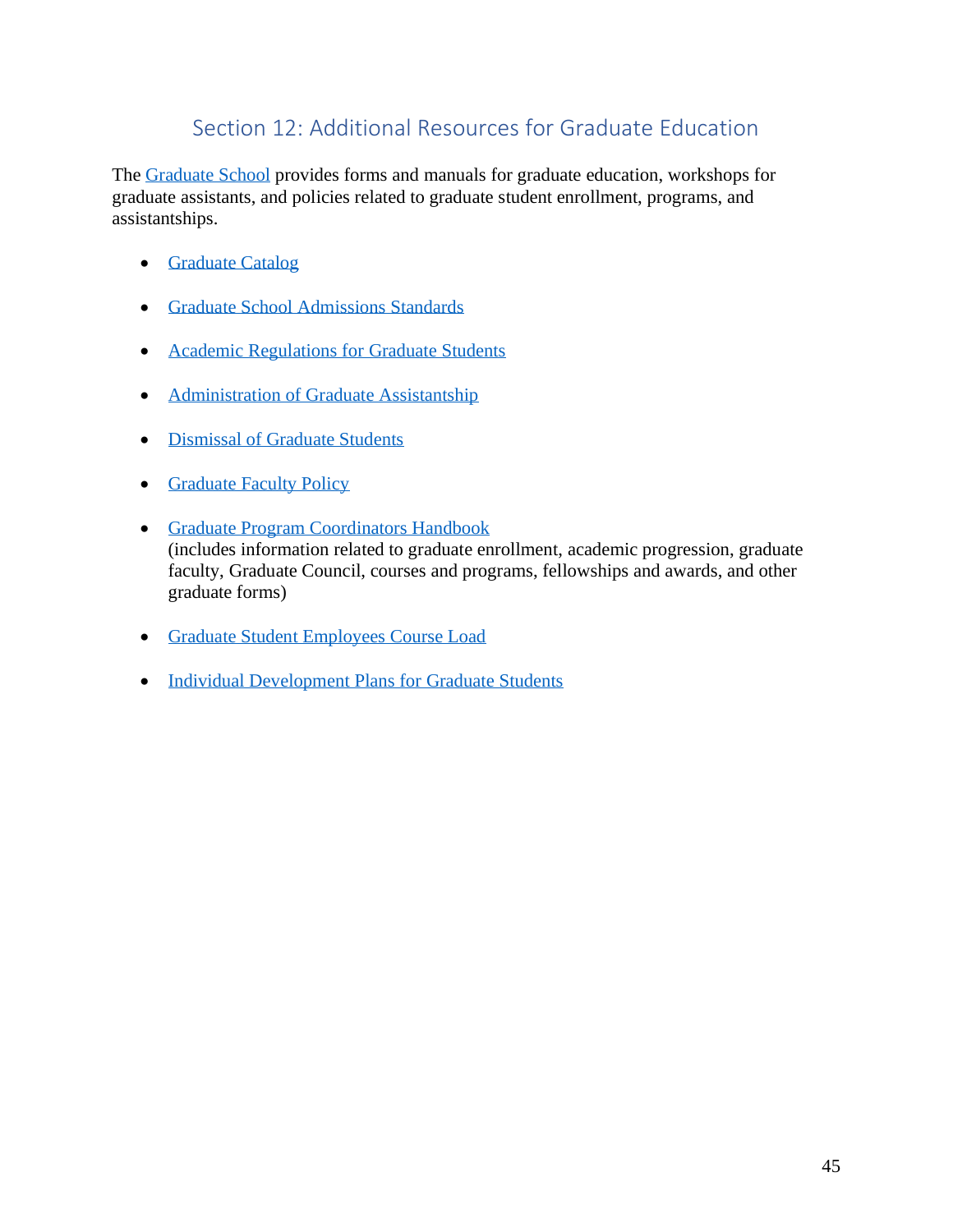## Section 12: Additional Resources for Graduate Education

The Graduate School provides forms and manuals for graduate education, workshops for graduate assistants, and policies related to graduate student enrollment, programs, and assistantships.

- Graduate Catalog
- Graduate School Admissions Standards
- Academic Regulations for Graduate Students
- Administration of Graduate Assistantship
- Dismissal of Graduate Students
- Graduate Faculty Policy
- Graduate Program Coordinators Handbook
  (includes information related to graduate enrollment, academic progression, graduate faculty, Graduate Council, courses and programs, fellowships and awards, and other graduate forms)
- Graduate Student Employees Course Load
- Individual Development Plans for Graduate Students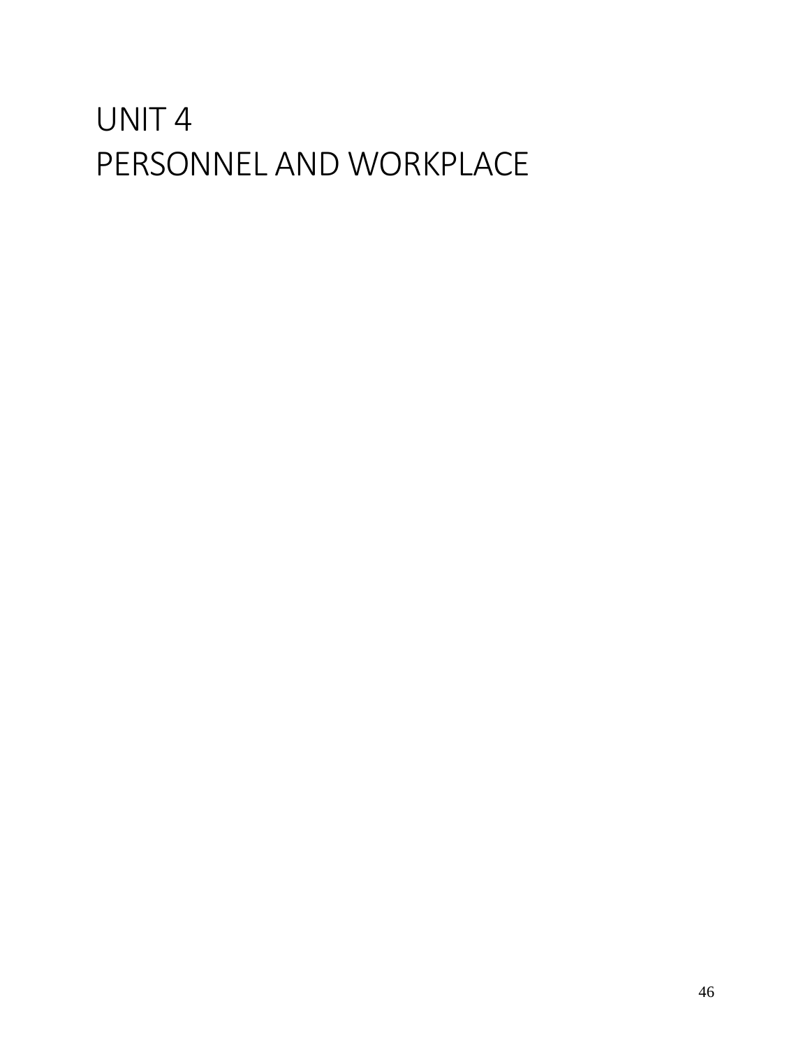# UNIT 4
# PERSONNEL AND WORKPLACE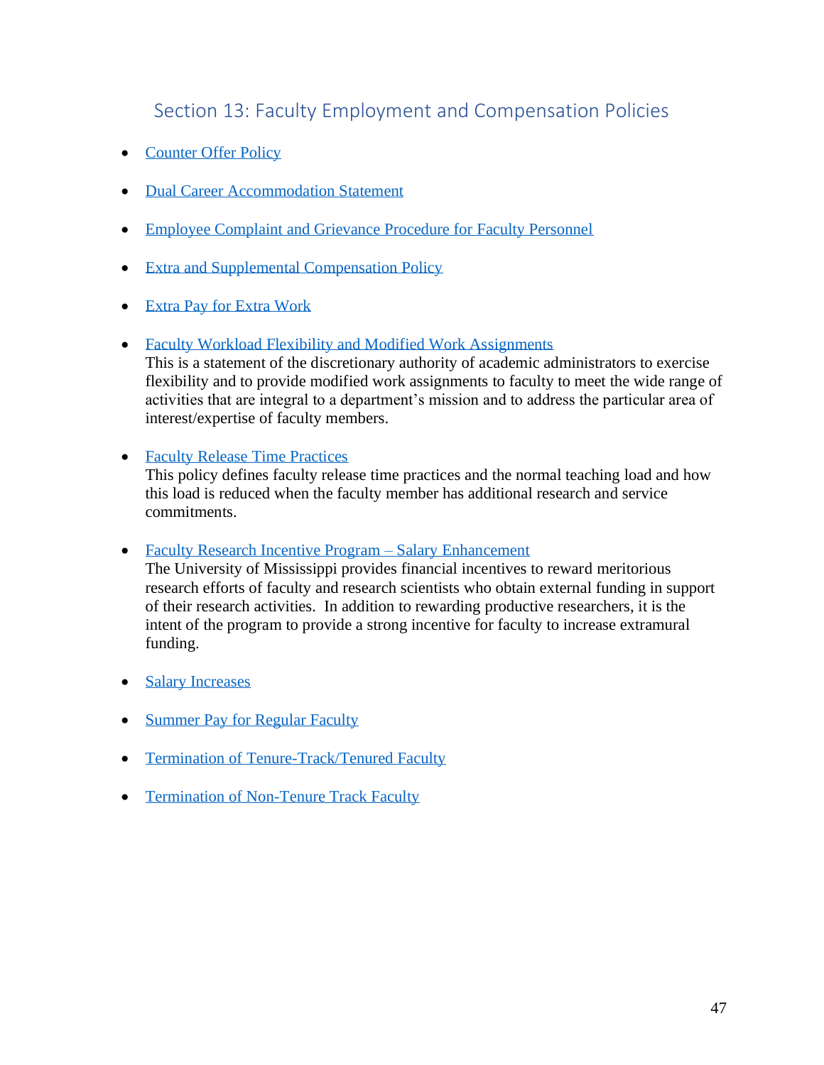## Section 13: Faculty Employment and Compensation Policies

- Counter Offer Policy
- Dual Career Accommodation Statement
- Employee Complaint and Grievance Procedure for Faculty Personnel
- Extra and Supplemental Compensation Policy
- Extra Pay for Extra Work
- Faculty Workload Flexibility and Modified Work Assignments
  This is a statement of the discretionary authority of academic administrators to exercise flexibility and to provide modified work assignments to faculty to meet the wide range of activities that are integral to a department's mission and to address the particular area of interest/expertise of faculty members.
- Faculty Release Time Practices
  This policy defines faculty release time practices and the normal teaching load and how this load is reduced when the faculty member has additional research and service commitments.
- Faculty Research Incentive Program – Salary Enhancement
  The University of Mississippi provides financial incentives to reward meritorious research efforts of faculty and research scientists who obtain external funding in support of their research activities. In addition to rewarding productive researchers, it is the intent of the program to provide a strong incentive for faculty to increase extramural funding.
- Salary Increases
- Summer Pay for Regular Faculty
- Termination of Tenure-Track/Tenured Faculty
- Termination of Non-Tenure Track Faculty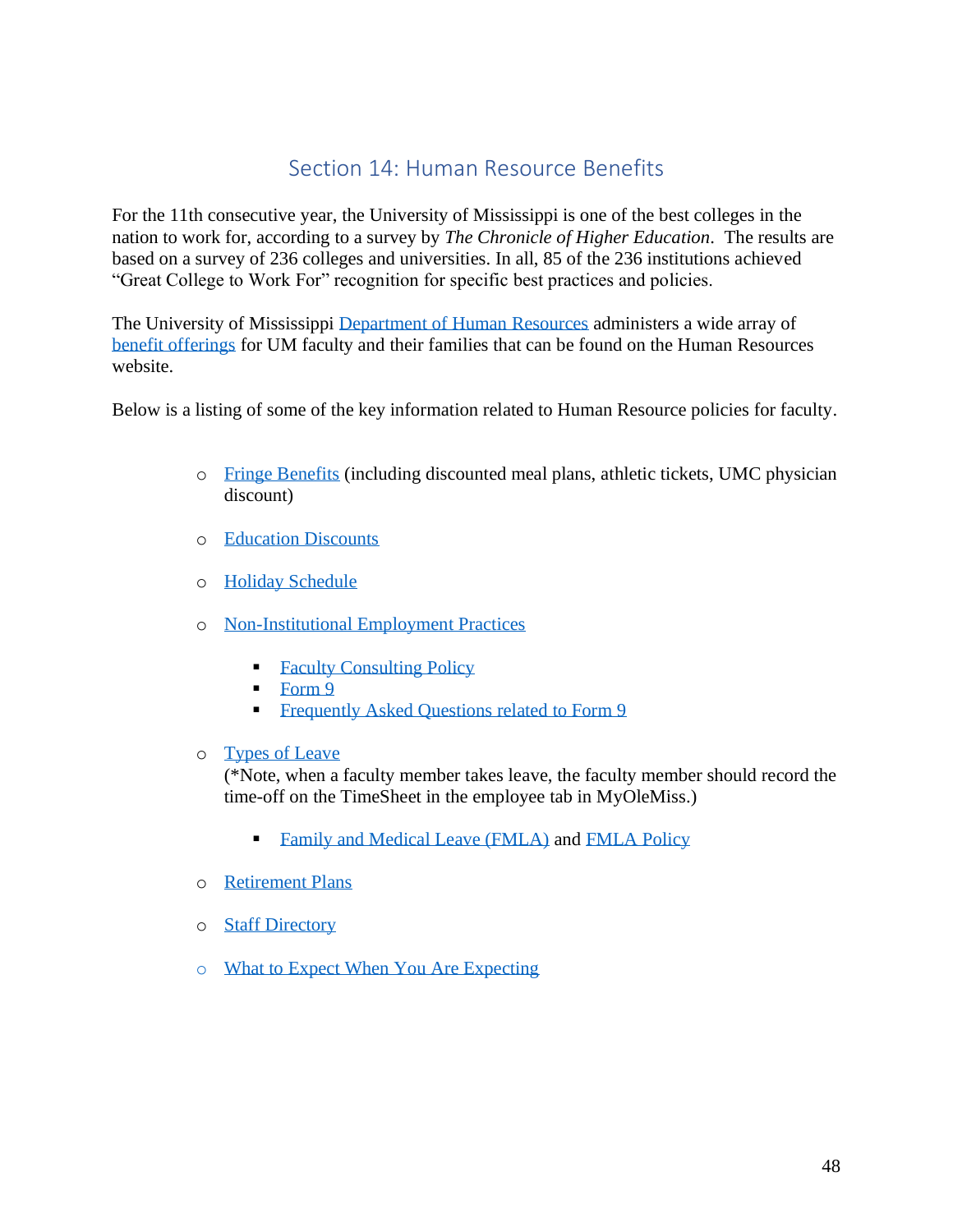## Section 14: Human Resource Benefits

For the 11th consecutive year, the University of Mississippi is one of the best colleges in the nation to work for, according to a survey by *The Chronicle of Higher Education*. The results are based on a survey of 236 colleges and universities. In all, 85 of the 236 institutions achieved "Great College to Work For" recognition for specific best practices and policies.

The University of Mississippi Department of Human Resources administers a wide array of benefit offerings for UM faculty and their families that can be found on the Human Resources website.

Below is a listing of some of the key information related to Human Resource policies for faculty.

- Fringe Benefits (including discounted meal plans, athletic tickets, UMC physician discount)
- Education Discounts
- Holiday Schedule
- Non-Institutional Employment Practices
  - Faculty Consulting Policy
  - Form 9
  - Frequently Asked Questions related to Form 9
- Types of Leave
  (*Note, when a faculty member takes leave, the faculty member should record the time-off on the TimeSheet in the employee tab in MyOleMiss.)
  - Family and Medical Leave (FMLA) and FMLA Policy
- Retirement Plans
- Staff Directory
- What to Expect When You Are Expecting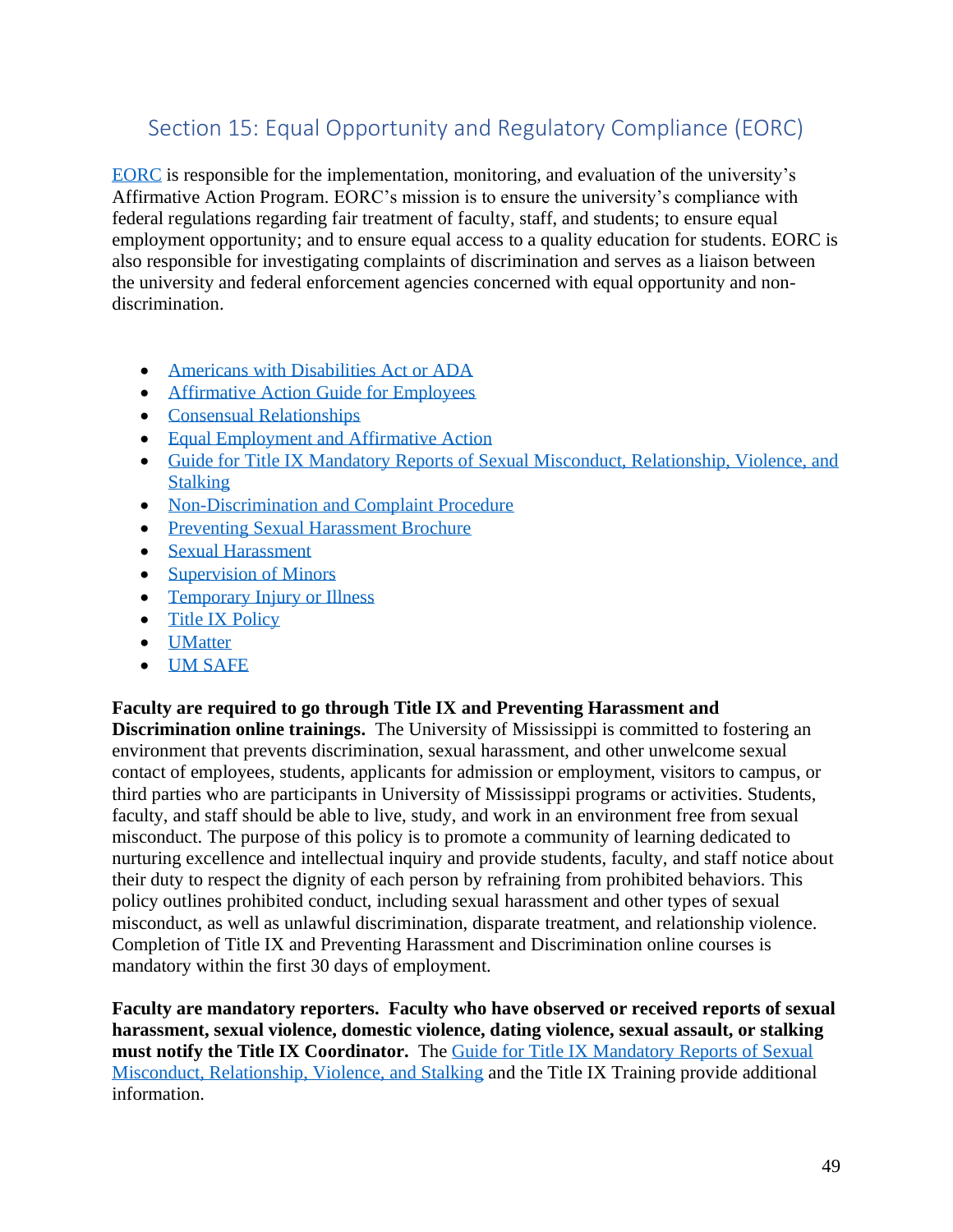## Section 15: Equal Opportunity and Regulatory Compliance (EORC)

EORC is responsible for the implementation, monitoring, and evaluation of the university's Affirmative Action Program. EORC's mission is to ensure the university's compliance with federal regulations regarding fair treatment of faculty, staff, and students; to ensure equal employment opportunity; and to ensure equal access to a quality education for students. EORC is also responsible for investigating complaints of discrimination and serves as a liaison between the university and federal enforcement agencies concerned with equal opportunity and non-discrimination.

- Americans with Disabilities Act or ADA
- Affirmative Action Guide for Employees
- Consensual Relationships
- Equal Employment and Affirmative Action
- Guide for Title IX Mandatory Reports of Sexual Misconduct, Relationship, Violence, and Stalking
- Non-Discrimination and Complaint Procedure
- Preventing Sexual Harassment Brochure
- Sexual Harassment
- Supervision of Minors
- Temporary Injury or Illness
- Title IX Policy
- UMatter
- UM SAFE

**Faculty are required to go through Title IX and Preventing Harassment and Discrimination online trainings.** The University of Mississippi is committed to fostering an environment that prevents discrimination, sexual harassment, and other unwelcome sexual contact of employees, students, applicants for admission or employment, visitors to campus, or third parties who are participants in University of Mississippi programs or activities. Students, faculty, and staff should be able to live, study, and work in an environment free from sexual misconduct. The purpose of this policy is to promote a community of learning dedicated to nurturing excellence and intellectual inquiry and provide students, faculty, and staff notice about their duty to respect the dignity of each person by refraining from prohibited behaviors. This policy outlines prohibited conduct, including sexual harassment and other types of sexual misconduct, as well as unlawful discrimination, disparate treatment, and relationship violence. Completion of Title IX and Preventing Harassment and Discrimination online courses is mandatory within the first 30 days of employment.

**Faculty are mandatory reporters. Faculty who have observed or received reports of sexual harassment, sexual violence, domestic violence, dating violence, sexual assault, or stalking must notify the Title IX Coordinator.** The Guide for Title IX Mandatory Reports of Sexual Misconduct, Relationship, Violence, and Stalking and the Title IX Training provide additional information.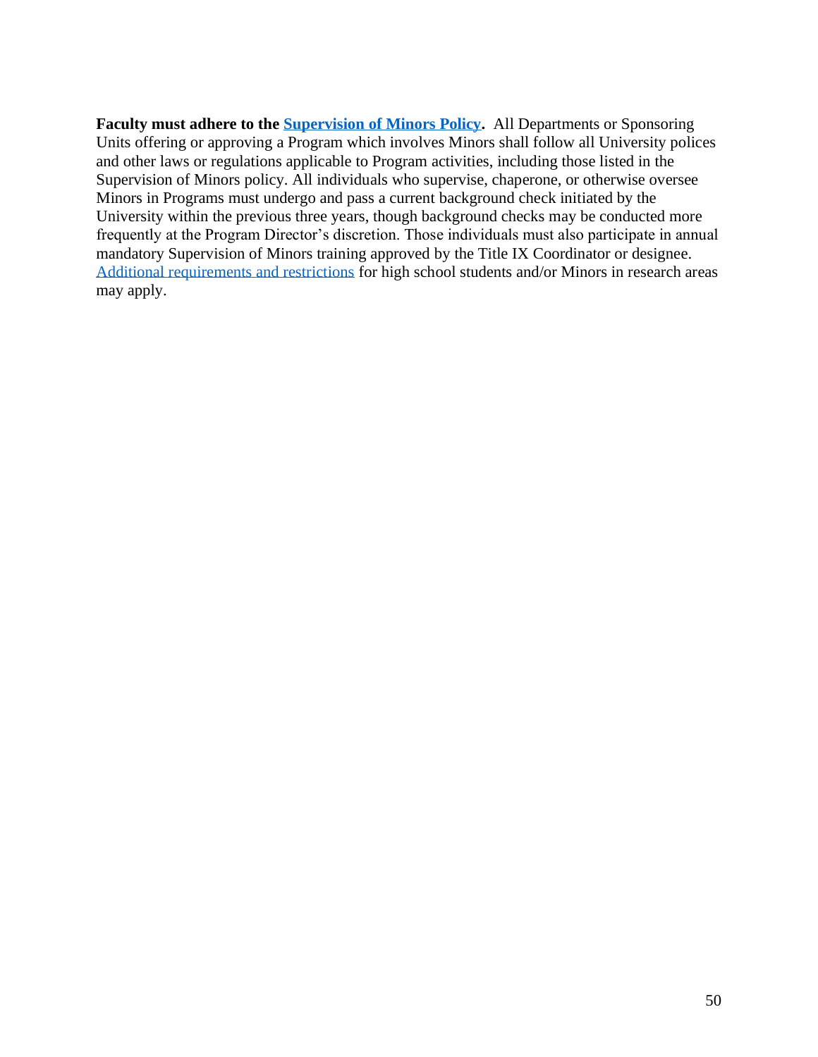**Faculty must adhere to the Supervision of Minors Policy.** All Departments or Sponsoring Units offering or approving a Program which involves Minors shall follow all University polices and other laws or regulations applicable to Program activities, including those listed in the Supervision of Minors policy. All individuals who supervise, chaperone, or otherwise oversee Minors in Programs must undergo and pass a current background check initiated by the University within the previous three years, though background checks may be conducted more frequently at the Program Director's discretion. Those individuals must also participate in annual mandatory Supervision of Minors training approved by the Title IX Coordinator or designee. Additional requirements and restrictions for high school students and/or Minors in research areas may apply.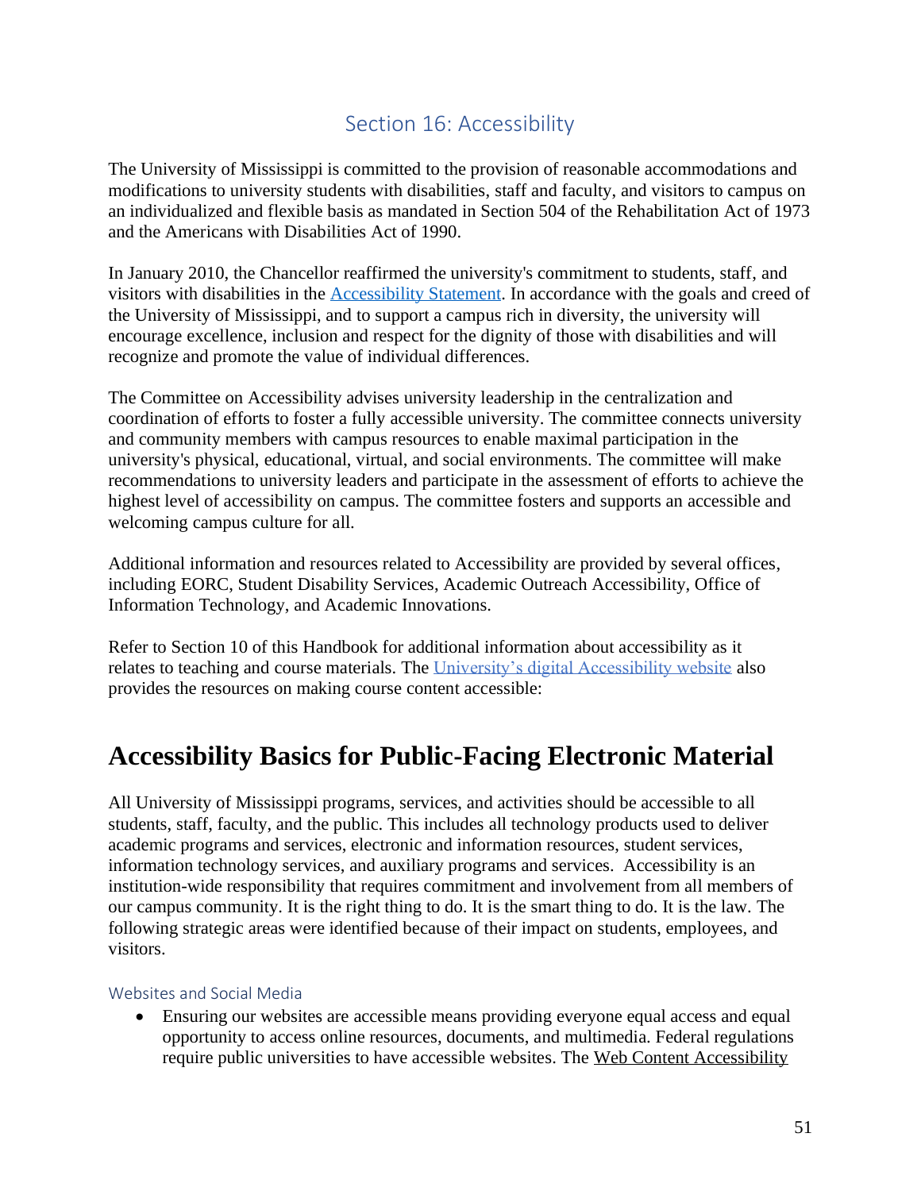## Section 16: Accessibility

The University of Mississippi is committed to the provision of reasonable accommodations and modifications to university students with disabilities, staff and faculty, and visitors to campus on an individualized and flexible basis as mandated in Section 504 of the Rehabilitation Act of 1973 and the Americans with Disabilities Act of 1990.

In January 2010, the Chancellor reaffirmed the university's commitment to students, staff, and visitors with disabilities in the Accessibility Statement. In accordance with the goals and creed of the University of Mississippi, and to support a campus rich in diversity, the university will encourage excellence, inclusion and respect for the dignity of those with disabilities and will recognize and promote the value of individual differences.

The Committee on Accessibility advises university leadership in the centralization and coordination of efforts to foster a fully accessible university. The committee connects university and community members with campus resources to enable maximal participation in the university's physical, educational, virtual, and social environments. The committee will make recommendations to university leaders and participate in the assessment of efforts to achieve the highest level of accessibility on campus. The committee fosters and supports an accessible and welcoming campus culture for all.

Additional information and resources related to Accessibility are provided by several offices, including EORC, Student Disability Services, Academic Outreach Accessibility, Office of Information Technology, and Academic Innovations.

Refer to Section 10 of this Handbook for additional information about accessibility as it relates to teaching and course materials. The University's digital Accessibility website also provides the resources on making course content accessible:

# Accessibility Basics for Public-Facing Electronic Material

All University of Mississippi programs, services, and activities should be accessible to all students, staff, faculty, and the public. This includes all technology products used to deliver academic programs and services, electronic and information resources, student services, information technology services, and auxiliary programs and services. Accessibility is an institution-wide responsibility that requires commitment and involvement from all members of our campus community. It is the right thing to do. It is the smart thing to do. It is the law. The following strategic areas were identified because of their impact on students, employees, and visitors.

### Websites and Social Media

- Ensuring our websites are accessible means providing everyone equal access and equal opportunity to access online resources, documents, and multimedia. Federal regulations require public universities to have accessible websites. The Web Content Accessibility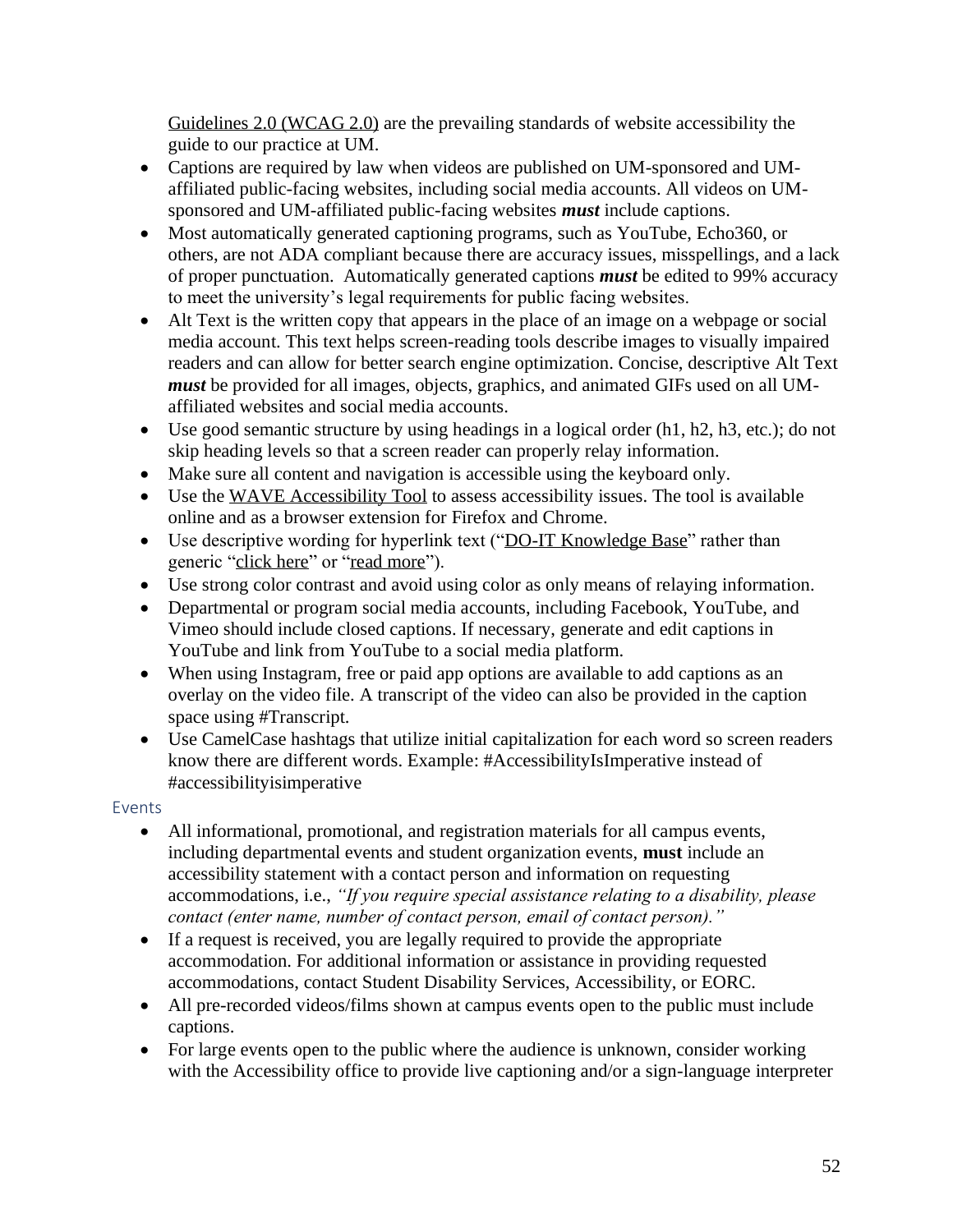Guidelines 2.0 (WCAG 2.0) are the prevailing standards of website accessibility the guide to our practice at UM.

- Captions are required by law when videos are published on UM-sponsored and UM-affiliated public-facing websites, including social media accounts. All videos on UM-sponsored and UM-affiliated public-facing websites ***must*** include captions.
- Most automatically generated captioning programs, such as YouTube, Echo360, or others, are not ADA compliant because there are accuracy issues, misspellings, and a lack of proper punctuation. Automatically generated captions ***must*** be edited to 99% accuracy to meet the university's legal requirements for public facing websites.
- Alt Text is the written copy that appears in the place of an image on a webpage or social media account. This text helps screen-reading tools describe images to visually impaired readers and can allow for better search engine optimization. Concise, descriptive Alt Text ***must*** be provided for all images, objects, graphics, and animated GIFs used on all UM-affiliated websites and social media accounts.
- Use good semantic structure by using headings in a logical order (h1, h2, h3, etc.); do not skip heading levels so that a screen reader can properly relay information.
- Make sure all content and navigation is accessible using the keyboard only.
- Use the WAVE Accessibility Tool to assess accessibility issues. The tool is available online and as a browser extension for Firefox and Chrome.
- Use descriptive wording for hyperlink text ("DO-IT Knowledge Base" rather than generic "click here" or "read more").
- Use strong color contrast and avoid using color as only means of relaying information.
- Departmental or program social media accounts, including Facebook, YouTube, and Vimeo should include closed captions. If necessary, generate and edit captions in YouTube and link from YouTube to a social media platform.
- When using Instagram, free or paid app options are available to add captions as an overlay on the video file. A transcript of the video can also be provided in the caption space using #Transcript.
- Use CamelCase hashtags that utilize initial capitalization for each word so screen readers know there are different words. Example: #AccessibilityIsImperative instead of #accessibilityisimperative

### Events

- All informational, promotional, and registration materials for all campus events, including departmental events and student organization events, **must** include an accessibility statement with a contact person and information on requesting accommodations, i.e., *"If you require special assistance relating to a disability, please contact (enter name, number of contact person, email of contact person)."*
- If a request is received, you are legally required to provide the appropriate accommodation. For additional information or assistance in providing requested accommodations, contact Student Disability Services, Accessibility, or EORC.
- All pre-recorded videos/films shown at campus events open to the public must include captions.
- For large events open to the public where the audience is unknown, consider working with the Accessibility office to provide live captioning and/or a sign-language interpreter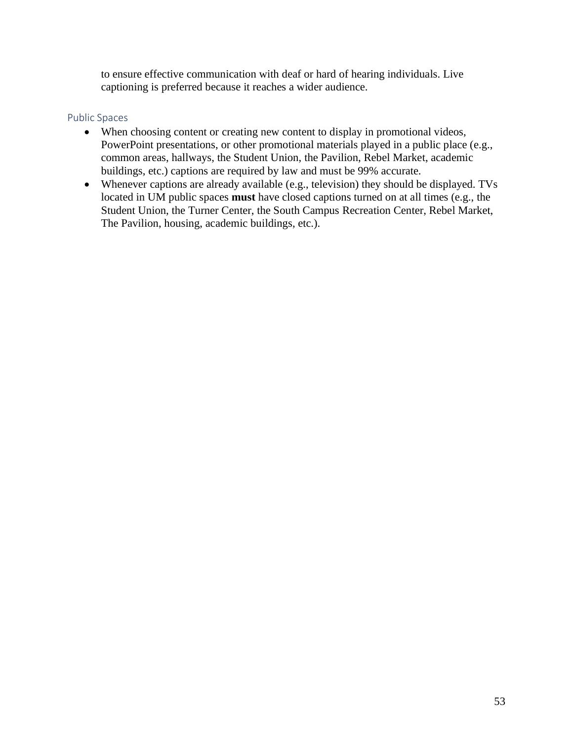to ensure effective communication with deaf or hard of hearing individuals. Live captioning is preferred because it reaches a wider audience.

### Public Spaces

- When choosing content or creating new content to display in promotional videos, PowerPoint presentations, or other promotional materials played in a public place (e.g., common areas, hallways, the Student Union, the Pavilion, Rebel Market, academic buildings, etc.) captions are required by law and must be 99% accurate.
- Whenever captions are already available (e.g., television) they should be displayed. TVs located in UM public spaces **must** have closed captions turned on at all times (e.g., the Student Union, the Turner Center, the South Campus Recreation Center, Rebel Market, The Pavilion, housing, academic buildings, etc.).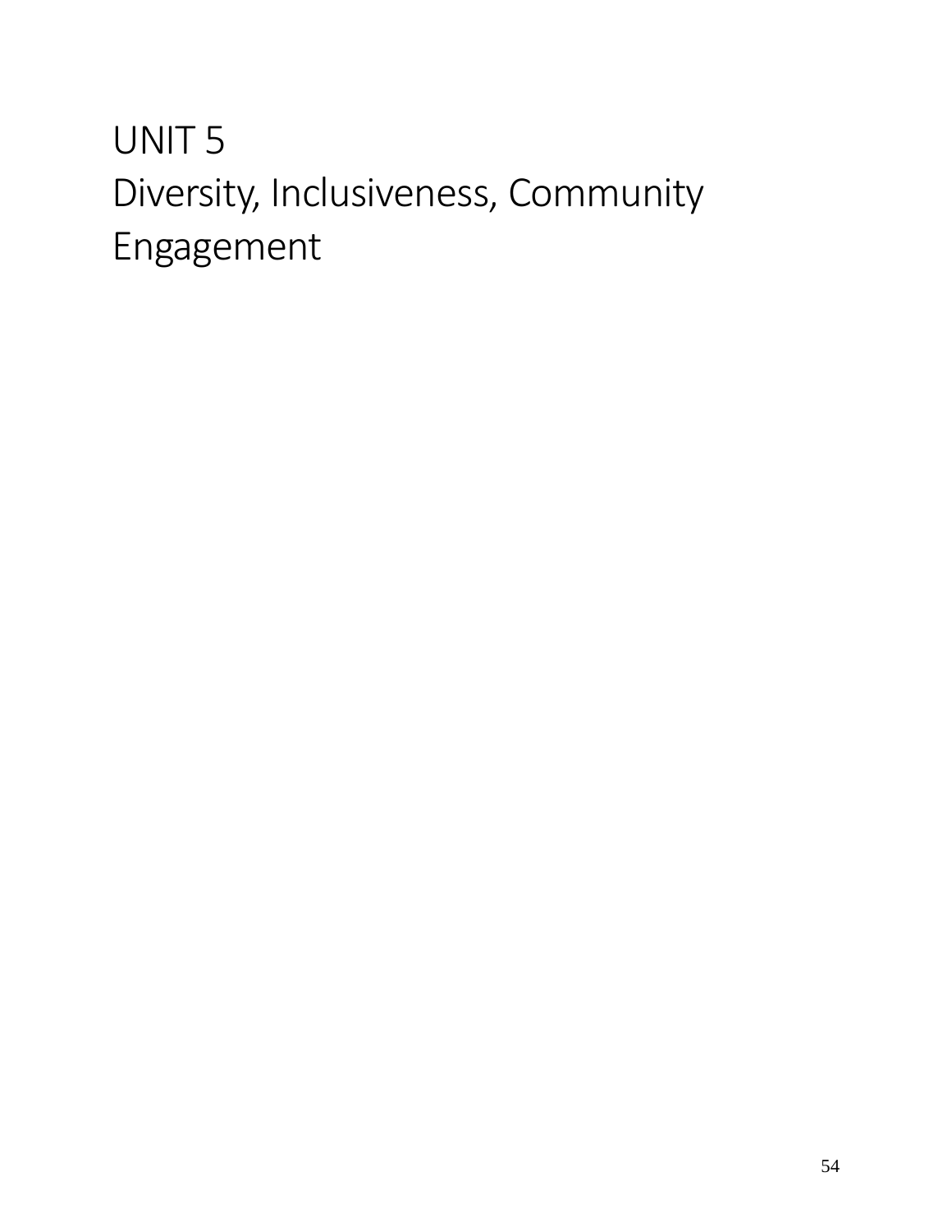# UNIT 5
# Diversity, Inclusiveness, Community Engagement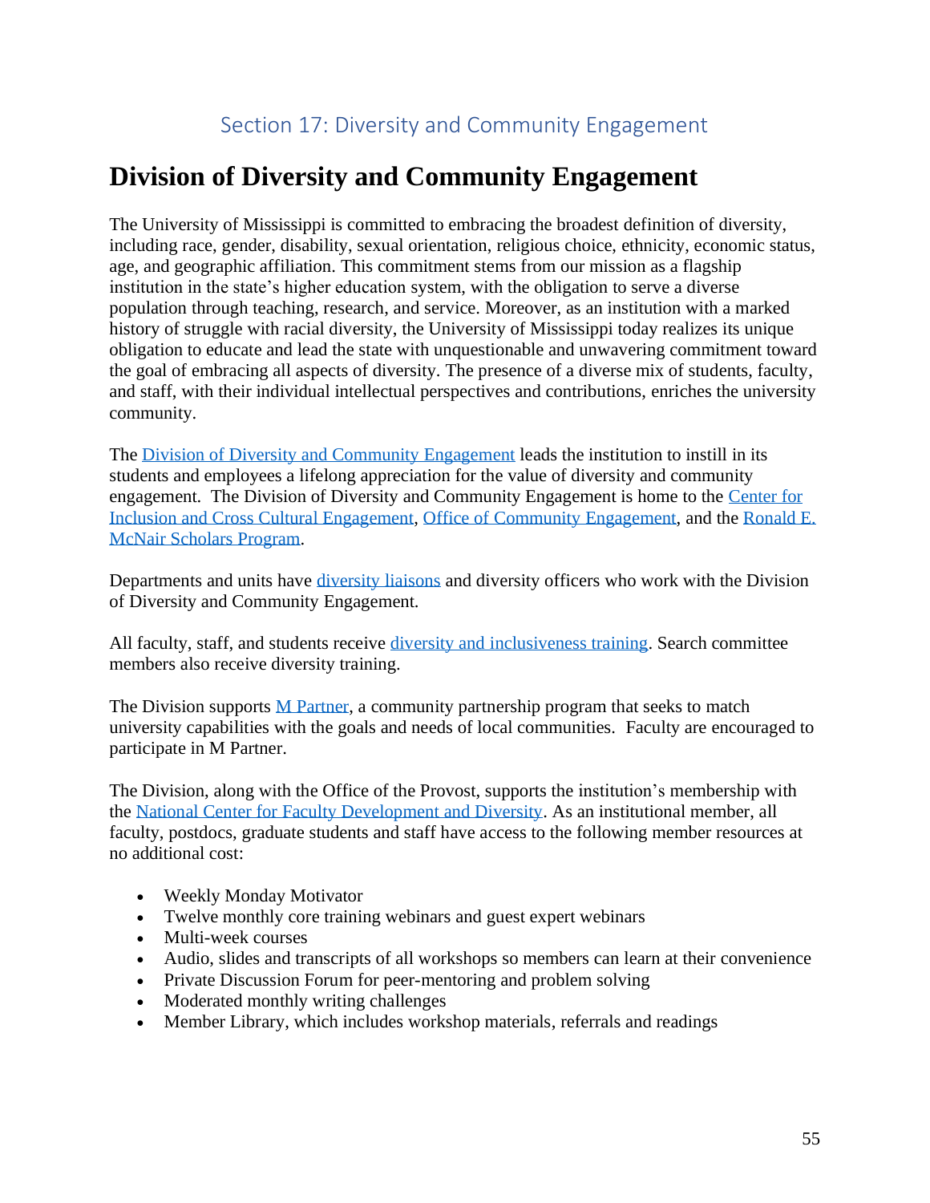## Section 17: Diversity and Community Engagement

# Division of Diversity and Community Engagement

The University of Mississippi is committed to embracing the broadest definition of diversity, including race, gender, disability, sexual orientation, religious choice, ethnicity, economic status, age, and geographic affiliation. This commitment stems from our mission as a flagship institution in the state's higher education system, with the obligation to serve a diverse population through teaching, research, and service. Moreover, as an institution with a marked history of struggle with racial diversity, the University of Mississippi today realizes its unique obligation to educate and lead the state with unquestionable and unwavering commitment toward the goal of embracing all aspects of diversity. The presence of a diverse mix of students, faculty, and staff, with their individual intellectual perspectives and contributions, enriches the university community.

The Division of Diversity and Community Engagement leads the institution to instill in its students and employees a lifelong appreciation for the value of diversity and community engagement. The Division of Diversity and Community Engagement is home to the Center for Inclusion and Cross Cultural Engagement, Office of Community Engagement, and the Ronald E. McNair Scholars Program.

Departments and units have diversity liaisons and diversity officers who work with the Division of Diversity and Community Engagement.

All faculty, staff, and students receive diversity and inclusiveness training. Search committee members also receive diversity training.

The Division supports M Partner, a community partnership program that seeks to match university capabilities with the goals and needs of local communities. Faculty are encouraged to participate in M Partner.

The Division, along with the Office of the Provost, supports the institution's membership with the National Center for Faculty Development and Diversity. As an institutional member, all faculty, postdocs, graduate students and staff have access to the following member resources at no additional cost:

- Weekly Monday Motivator
- Twelve monthly core training webinars and guest expert webinars
- Multi-week courses
- Audio, slides and transcripts of all workshops so members can learn at their convenience
- Private Discussion Forum for peer-mentoring and problem solving
- Moderated monthly writing challenges
- Member Library, which includes workshop materials, referrals and readings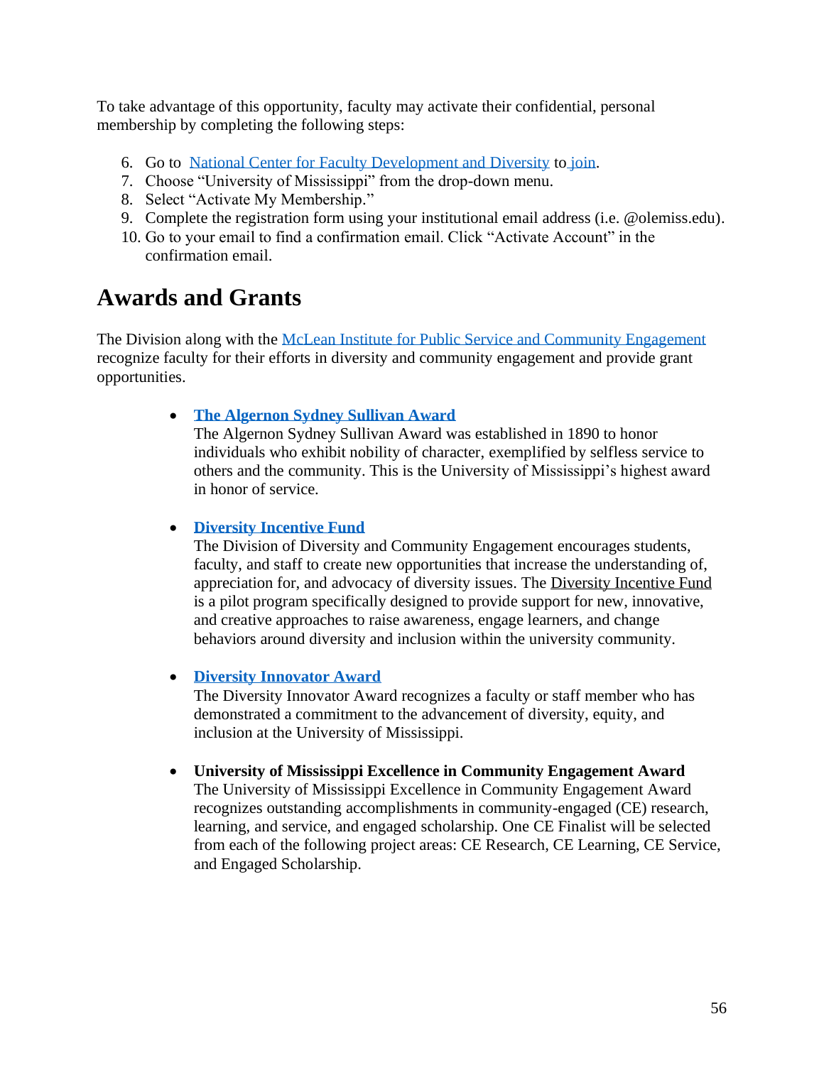To take advantage of this opportunity, faculty may activate their confidential, personal membership by completing the following steps:

6. Go to National Center for Faculty Development and Diversity to join.
7. Choose "University of Mississippi" from the drop-down menu.
8. Select "Activate My Membership."
9. Complete the registration form using your institutional email address (i.e. @olemiss.edu).
10. Go to your email to find a confirmation email. Click "Activate Account" in the confirmation email.

# Awards and Grants

The Division along with the McLean Institute for Public Service and Community Engagement recognize faculty for their efforts in diversity and community engagement and provide grant opportunities.

- **The Algernon Sydney Sullivan Award**
  The Algernon Sydney Sullivan Award was established in 1890 to honor individuals who exhibit nobility of character, exemplified by selfless service to others and the community. This is the University of Mississippi's highest award in honor of service.

- **Diversity Incentive Fund**
  The Division of Diversity and Community Engagement encourages students, faculty, and staff to create new opportunities that increase the understanding of, appreciation for, and advocacy of diversity issues. The Diversity Incentive Fund is a pilot program specifically designed to provide support for new, innovative, and creative approaches to raise awareness, engage learners, and change behaviors around diversity and inclusion within the university community.

- **Diversity Innovator Award**
  The Diversity Innovator Award recognizes a faculty or staff member who has demonstrated a commitment to the advancement of diversity, equity, and inclusion at the University of Mississippi.

- **University of Mississippi Excellence in Community Engagement Award**
  The University of Mississippi Excellence in Community Engagement Award recognizes outstanding accomplishments in community-engaged (CE) research, learning, and service, and engaged scholarship. One CE Finalist will be selected from each of the following project areas: CE Research, CE Learning, CE Service, and Engaged Scholarship.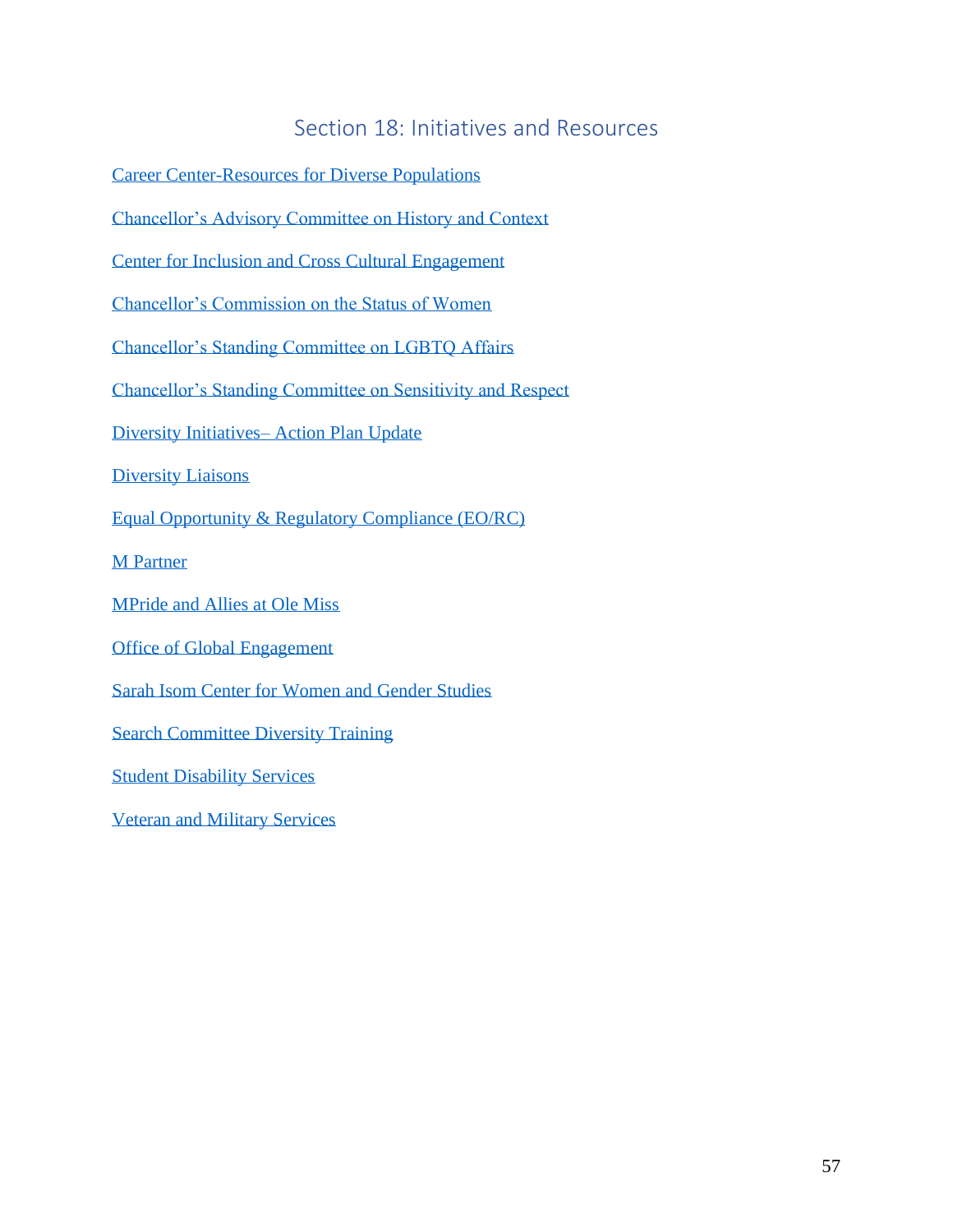# Section 18: Initiatives and Resources

Career Center-Resources for Diverse Populations

Chancellor's Advisory Committee on History and Context

Center for Inclusion and Cross Cultural Engagement

Chancellor's Commission on the Status of Women

Chancellor's Standing Committee on LGBTQ Affairs

Chancellor's Standing Committee on Sensitivity and Respect

Diversity Initiatives– Action Plan Update

Diversity Liaisons

Equal Opportunity & Regulatory Compliance (EO/RC)

M Partner

MPride and Allies at Ole Miss

Office of Global Engagement

Sarah Isom Center for Women and Gender Studies

Search Committee Diversity Training

Student Disability Services

Veteran and Military Services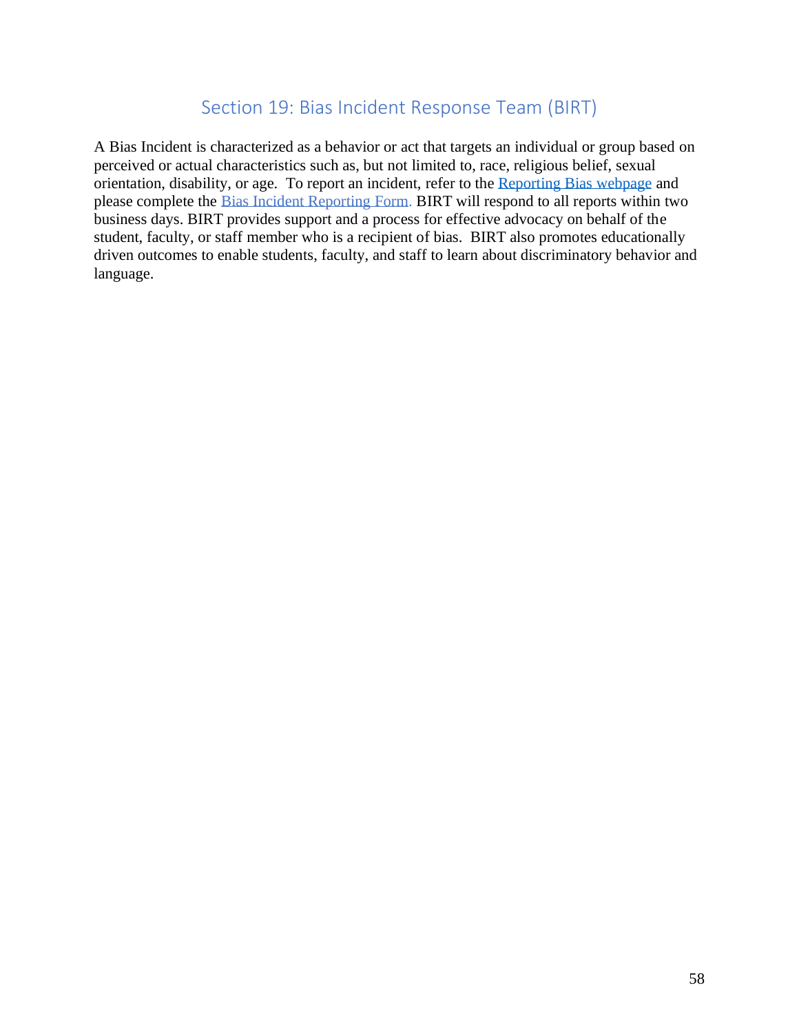## Section 19: Bias Incident Response Team (BIRT)

A Bias Incident is characterized as a behavior or act that targets an individual or group based on perceived or actual characteristics such as, but not limited to, race, religious belief, sexual orientation, disability, or age. To report an incident, refer to the Reporting Bias webpage and please complete the Bias Incident Reporting Form. BIRT will respond to all reports within two business days. BIRT provides support and a process for effective advocacy on behalf of the student, faculty, or staff member who is a recipient of bias. BIRT also promotes educationally driven outcomes to enable students, faculty, and staff to learn about discriminatory behavior and language.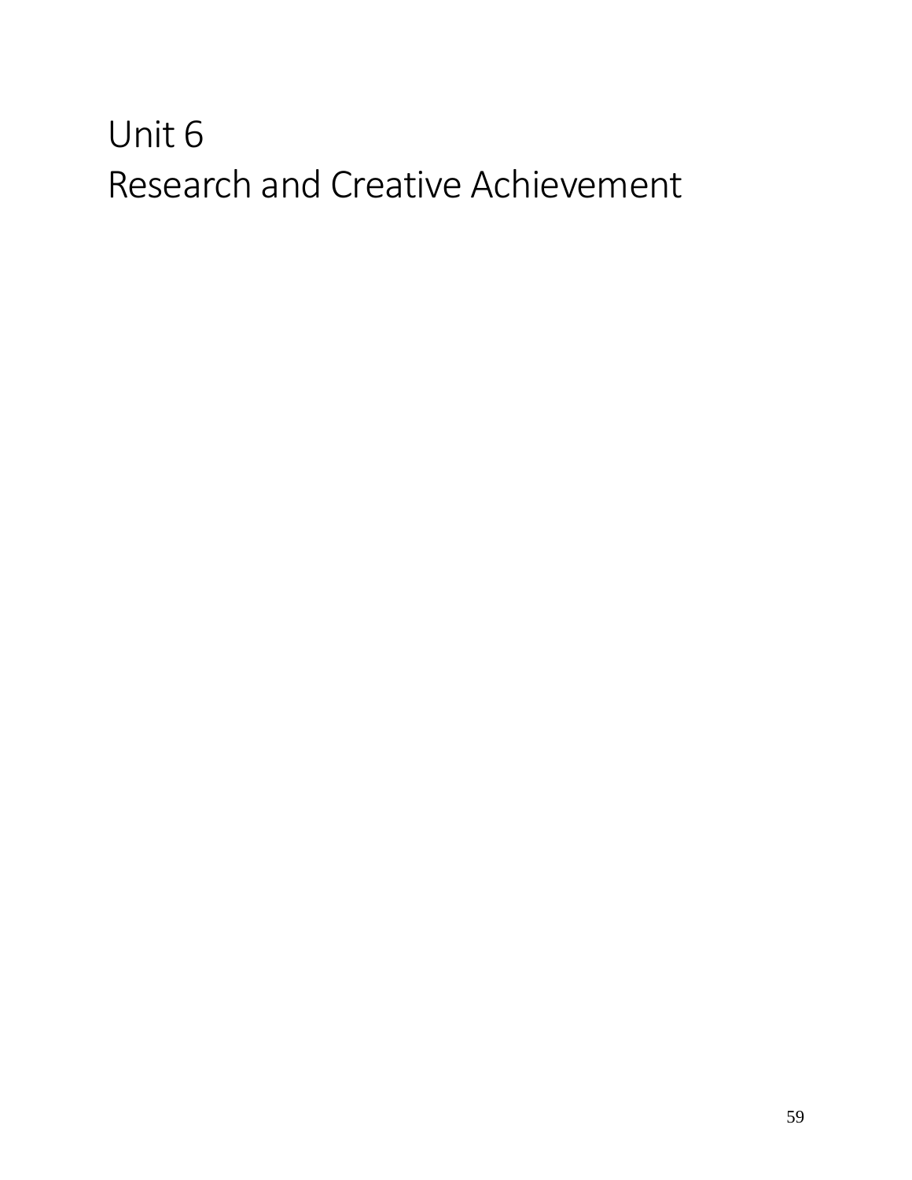# Unit 6
# Research and Creative Achievement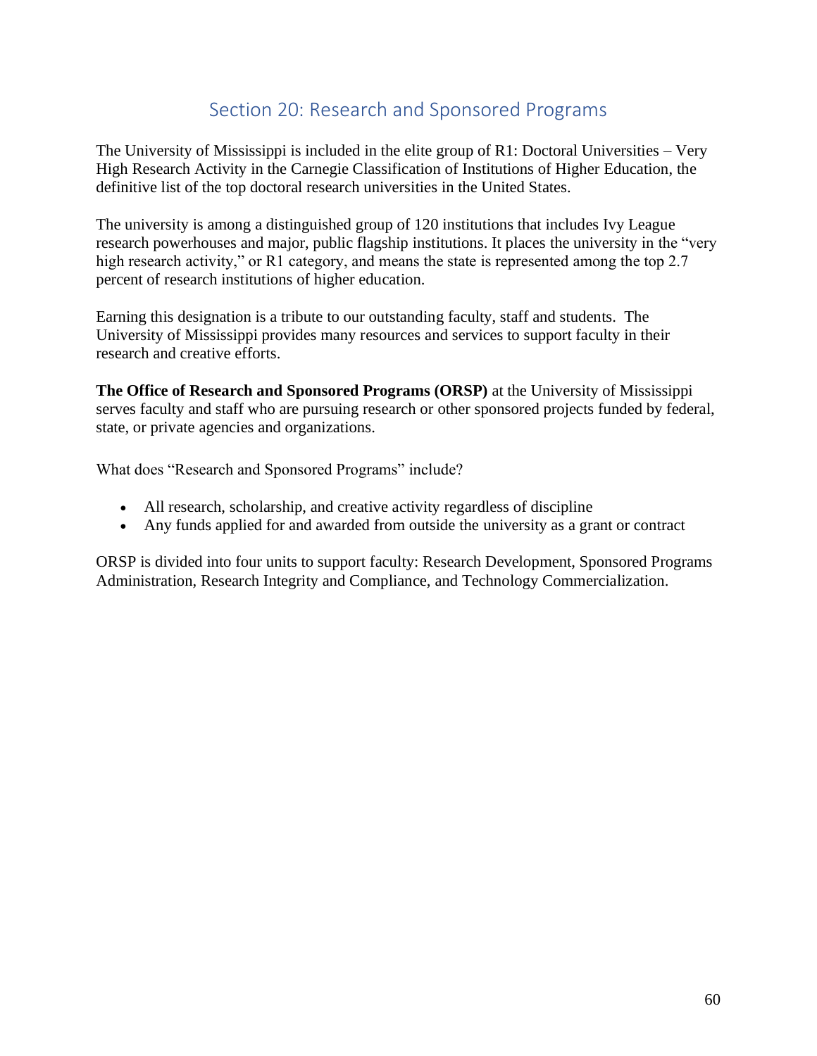## Section 20: Research and Sponsored Programs

The University of Mississippi is included in the elite group of R1: Doctoral Universities – Very High Research Activity in the Carnegie Classification of Institutions of Higher Education, the definitive list of the top doctoral research universities in the United States.

The university is among a distinguished group of 120 institutions that includes Ivy League research powerhouses and major, public flagship institutions. It places the university in the "very high research activity," or R1 category, and means the state is represented among the top 2.7 percent of research institutions of higher education.

Earning this designation is a tribute to our outstanding faculty, staff and students. The University of Mississippi provides many resources and services to support faculty in their research and creative efforts.

**The Office of Research and Sponsored Programs (ORSP)** at the University of Mississippi serves faculty and staff who are pursuing research or other sponsored projects funded by federal, state, or private agencies and organizations.

What does "Research and Sponsored Programs" include?

- All research, scholarship, and creative activity regardless of discipline
- Any funds applied for and awarded from outside the university as a grant or contract

ORSP is divided into four units to support faculty: Research Development, Sponsored Programs Administration, Research Integrity and Compliance, and Technology Commercialization.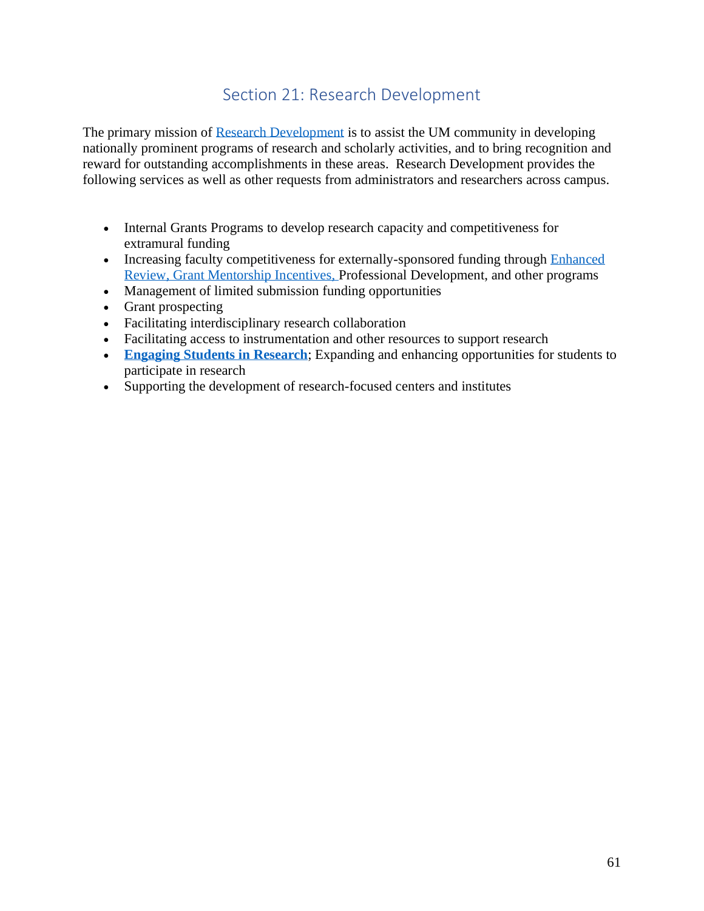## Section 21: Research Development

The primary mission of Research Development is to assist the UM community in developing nationally prominent programs of research and scholarly activities, and to bring recognition and reward for outstanding accomplishments in these areas. Research Development provides the following services as well as other requests from administrators and researchers across campus.

- Internal Grants Programs to develop research capacity and competitiveness for extramural funding
- Increasing faculty competitiveness for externally-sponsored funding through Enhanced Review, Grant Mentorship Incentives, Professional Development, and other programs
- Management of limited submission funding opportunities
- Grant prospecting
- Facilitating interdisciplinary research collaboration
- Facilitating access to instrumentation and other resources to support research
- **Engaging Students in Research**; Expanding and enhancing opportunities for students to participate in research
- Supporting the development of research-focused centers and institutes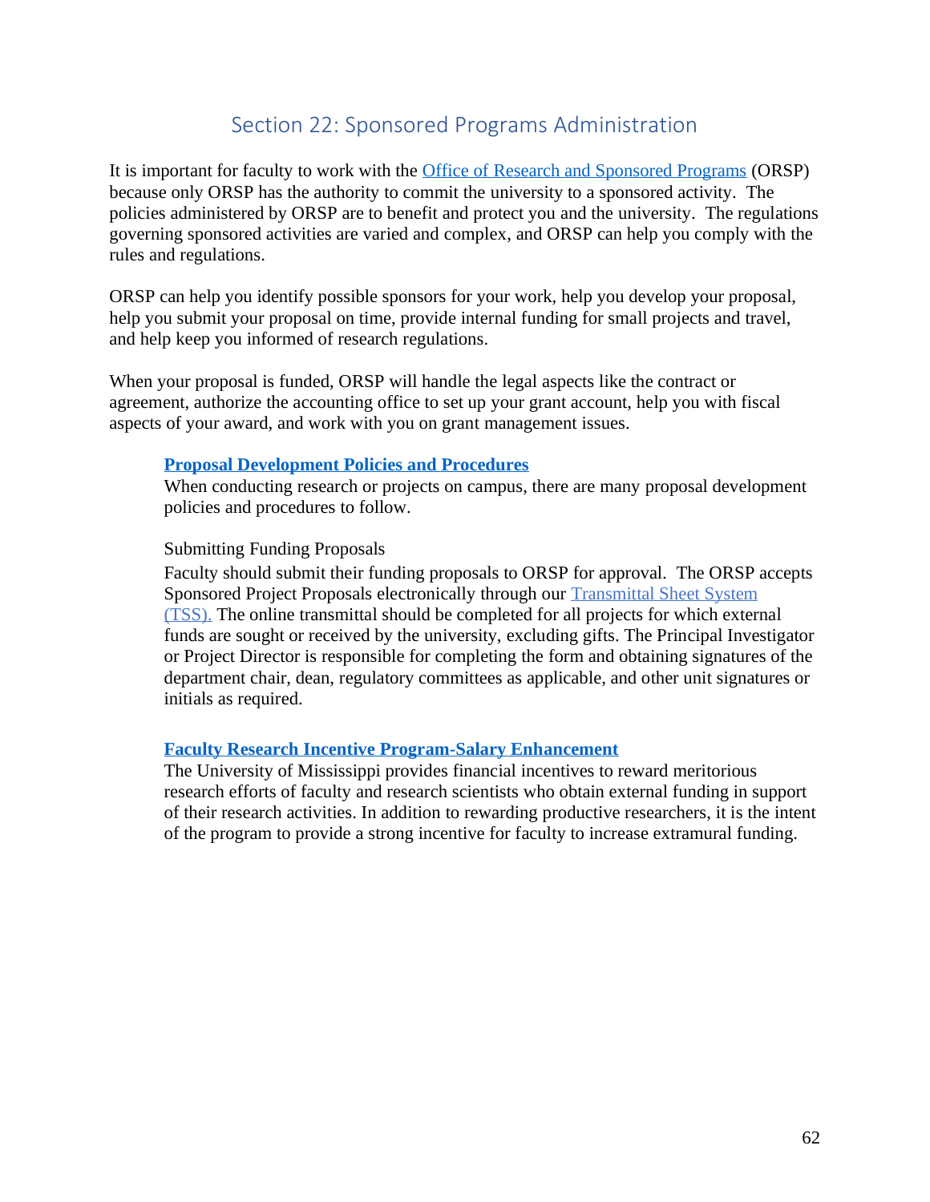# Section 22: Sponsored Programs Administration

It is important for faculty to work with the Office of Research and Sponsored Programs (ORSP) because only ORSP has the authority to commit the university to a sponsored activity. The policies administered by ORSP are to benefit and protect you and the university. The regulations governing sponsored activities are varied and complex, and ORSP can help you comply with the rules and regulations.

ORSP can help you identify possible sponsors for your work, help you develop your proposal, help you submit your proposal on time, provide internal funding for small projects and travel, and help keep you informed of research regulations.

When your proposal is funded, ORSP will handle the legal aspects like the contract or agreement, authorize the accounting office to set up your grant account, help you with fiscal aspects of your award, and work with you on grant management issues.

**Proposal Development Policies and Procedures**
When conducting research or projects on campus, there are many proposal development policies and procedures to follow.

Submitting Funding Proposals
Faculty should submit their funding proposals to ORSP for approval. The ORSP accepts Sponsored Project Proposals electronically through our Transmittal Sheet System (TSS). The online transmittal should be completed for all projects for which external funds are sought or received by the university, excluding gifts. The Principal Investigator or Project Director is responsible for completing the form and obtaining signatures of the department chair, dean, regulatory committees as applicable, and other unit signatures or initials as required.

**Faculty Research Incentive Program-Salary Enhancement**
The University of Mississippi provides financial incentives to reward meritorious research efforts of faculty and research scientists who obtain external funding in support of their research activities. In addition to rewarding productive researchers, it is the intent of the program to provide a strong incentive for faculty to increase extramural funding.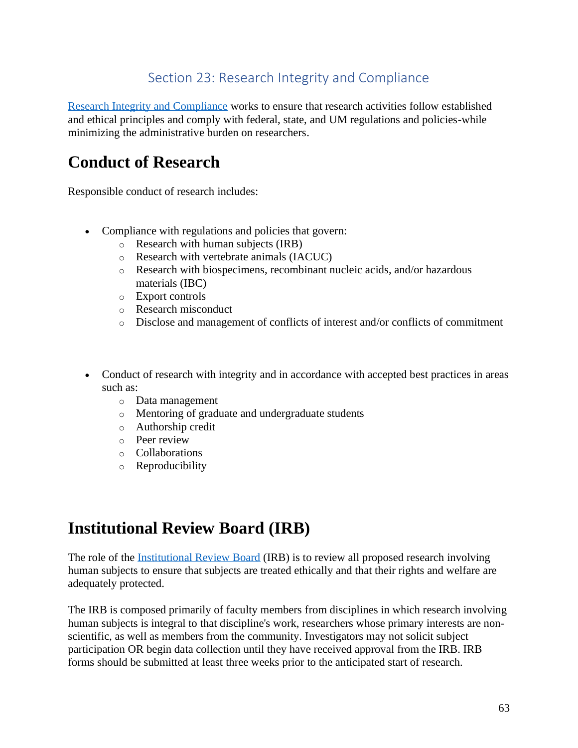## Section 23: Research Integrity and Compliance

[Research Integrity and Compliance] works to ensure that research activities follow established and ethical principles and comply with federal, state, and UM regulations and policies-while minimizing the administrative burden on researchers.

# Conduct of Research

Responsible conduct of research includes:

- Compliance with regulations and policies that govern:
  - Research with human subjects (IRB)
  - Research with vertebrate animals (IACUC)
  - Research with biospecimens, recombinant nucleic acids, and/or hazardous materials (IBC)
  - Export controls
  - Research misconduct
  - Disclose and management of conflicts of interest and/or conflicts of commitment

- Conduct of research with integrity and in accordance with accepted best practices in areas such as:
  - Data management
  - Mentoring of graduate and undergraduate students
  - Authorship credit
  - Peer review
  - Collaborations
  - Reproducibility

# Institutional Review Board (IRB)

The role of the [Institutional Review Board] (IRB) is to review all proposed research involving human subjects to ensure that subjects are treated ethically and that their rights and welfare are adequately protected.

The IRB is composed primarily of faculty members from disciplines in which research involving human subjects is integral to that discipline's work, researchers whose primary interests are non-scientific, as well as members from the community. Investigators may not solicit subject participation OR begin data collection until they have received approval from the IRB. IRB forms should be submitted at least three weeks prior to the anticipated start of research.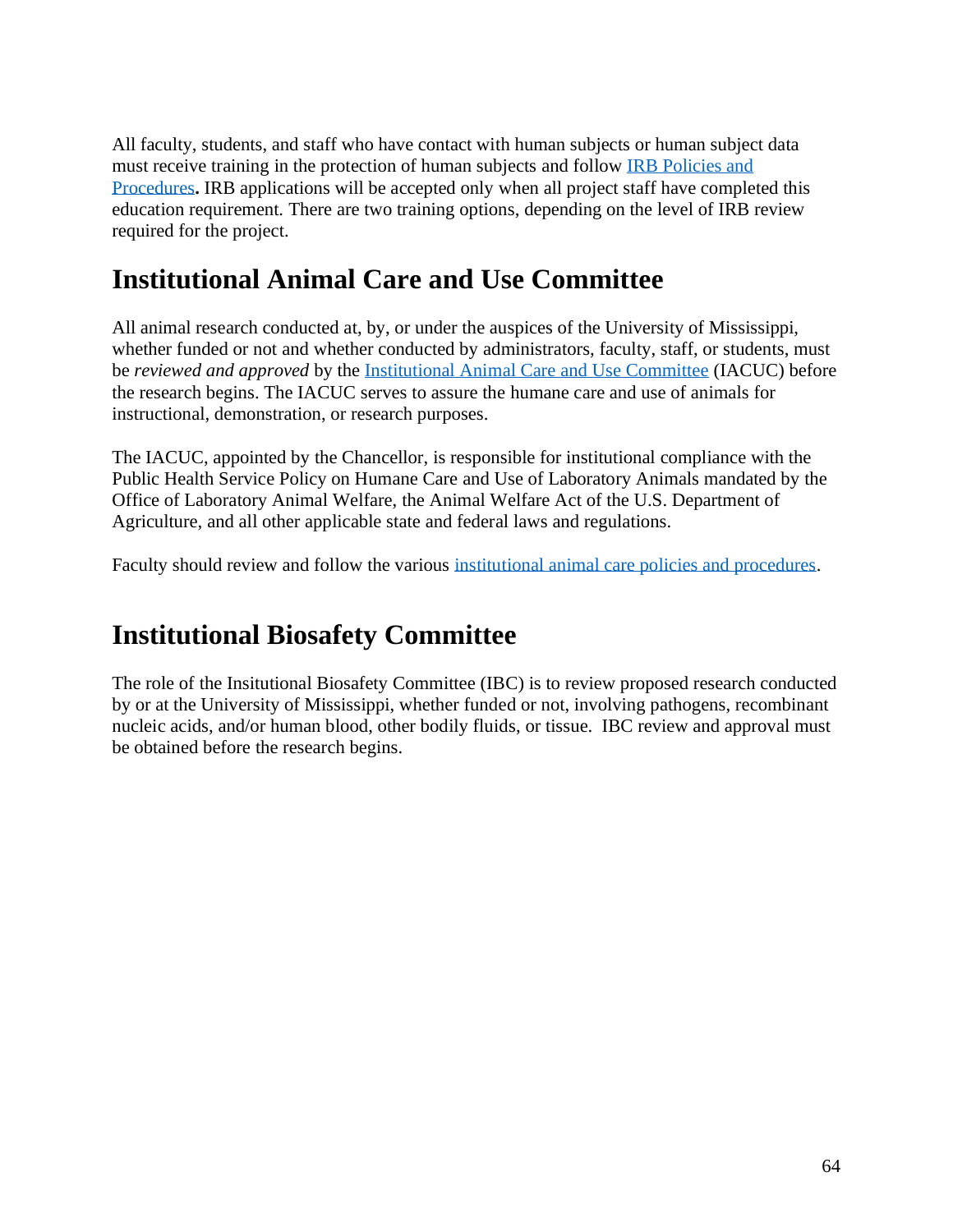All faculty, students, and staff who have contact with human subjects or human subject data must receive training in the protection of human subjects and follow [IRB Policies and Procedures](). IRB applications will be accepted only when all project staff have completed this education requirement. There are two training options, depending on the level of IRB review required for the project.

## Institutional Animal Care and Use Committee

All animal research conducted at, by, or under the auspices of the University of Mississippi, whether funded or not and whether conducted by administrators, faculty, staff, or students, must be *reviewed and approved* by the [Institutional Animal Care and Use Committee]() (IACUC) before the research begins. The IACUC serves to assure the humane care and use of animals for instructional, demonstration, or research purposes.

The IACUC, appointed by the Chancellor, is responsible for institutional compliance with the Public Health Service Policy on Humane Care and Use of Laboratory Animals mandated by the Office of Laboratory Animal Welfare, the Animal Welfare Act of the U.S. Department of Agriculture, and all other applicable state and federal laws and regulations.

Faculty should review and follow the various [institutional animal care policies and procedures]().

## Institutional Biosafety Committee

The role of the Insitutional Biosafety Committee (IBC) is to review proposed research conducted by or at the University of Mississippi, whether funded or not, involving pathogens, recombinant nucleic acids, and/or human blood, other bodily fluids, or tissue. IBC review and approval must be obtained before the research begins.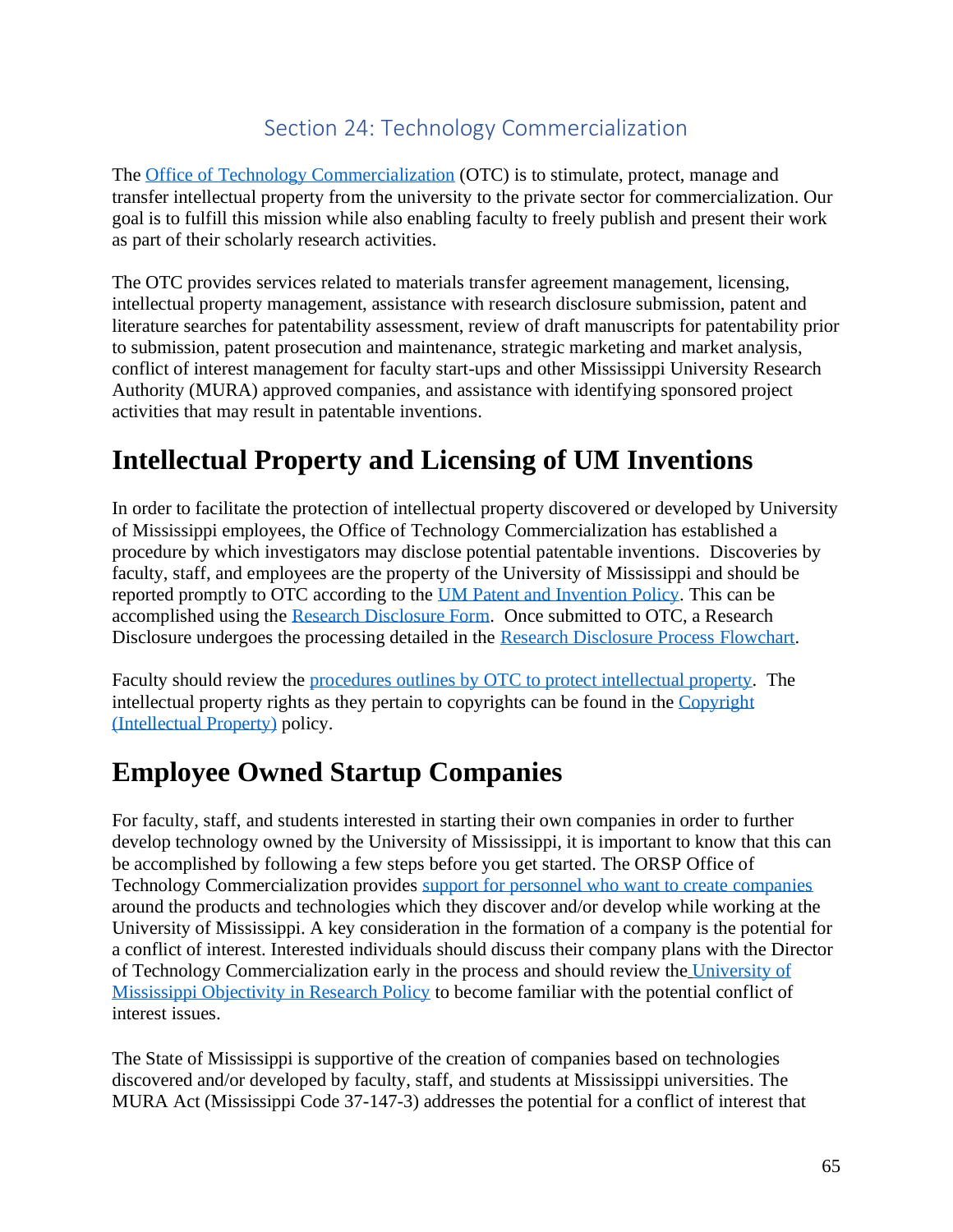## Section 24: Technology Commercialization

The Office of Technology Commercialization (OTC) is to stimulate, protect, manage and transfer intellectual property from the university to the private sector for commercialization. Our goal is to fulfill this mission while also enabling faculty to freely publish and present their work as part of their scholarly research activities.

The OTC provides services related to materials transfer agreement management, licensing, intellectual property management, assistance with research disclosure submission, patent and literature searches for patentability assessment, review of draft manuscripts for patentability prior to submission, patent prosecution and maintenance, strategic marketing and market analysis, conflict of interest management for faculty start-ups and other Mississippi University Research Authority (MURA) approved companies, and assistance with identifying sponsored project activities that may result in patentable inventions.

# Intellectual Property and Licensing of UM Inventions

In order to facilitate the protection of intellectual property discovered or developed by University of Mississippi employees, the Office of Technology Commercialization has established a procedure by which investigators may disclose potential patentable inventions. Discoveries by faculty, staff, and employees are the property of the University of Mississippi and should be reported promptly to OTC according to the UM Patent and Invention Policy. This can be accomplished using the Research Disclosure Form. Once submitted to OTC, a Research Disclosure undergoes the processing detailed in the Research Disclosure Process Flowchart.

Faculty should review the procedures outlines by OTC to protect intellectual property. The intellectual property rights as they pertain to copyrights can be found in the Copyright (Intellectual Property) policy.

# Employee Owned Startup Companies

For faculty, staff, and students interested in starting their own companies in order to further develop technology owned by the University of Mississippi, it is important to know that this can be accomplished by following a few steps before you get started. The ORSP Office of Technology Commercialization provides support for personnel who want to create companies around the products and technologies which they discover and/or develop while working at the University of Mississippi. A key consideration in the formation of a company is the potential for a conflict of interest. Interested individuals should discuss their company plans with the Director of Technology Commercialization early in the process and should review the University of Mississippi Objectivity in Research Policy to become familiar with the potential conflict of interest issues.

The State of Mississippi is supportive of the creation of companies based on technologies discovered and/or developed by faculty, staff, and students at Mississippi universities. The MURA Act (Mississippi Code 37-147-3) addresses the potential for a conflict of interest that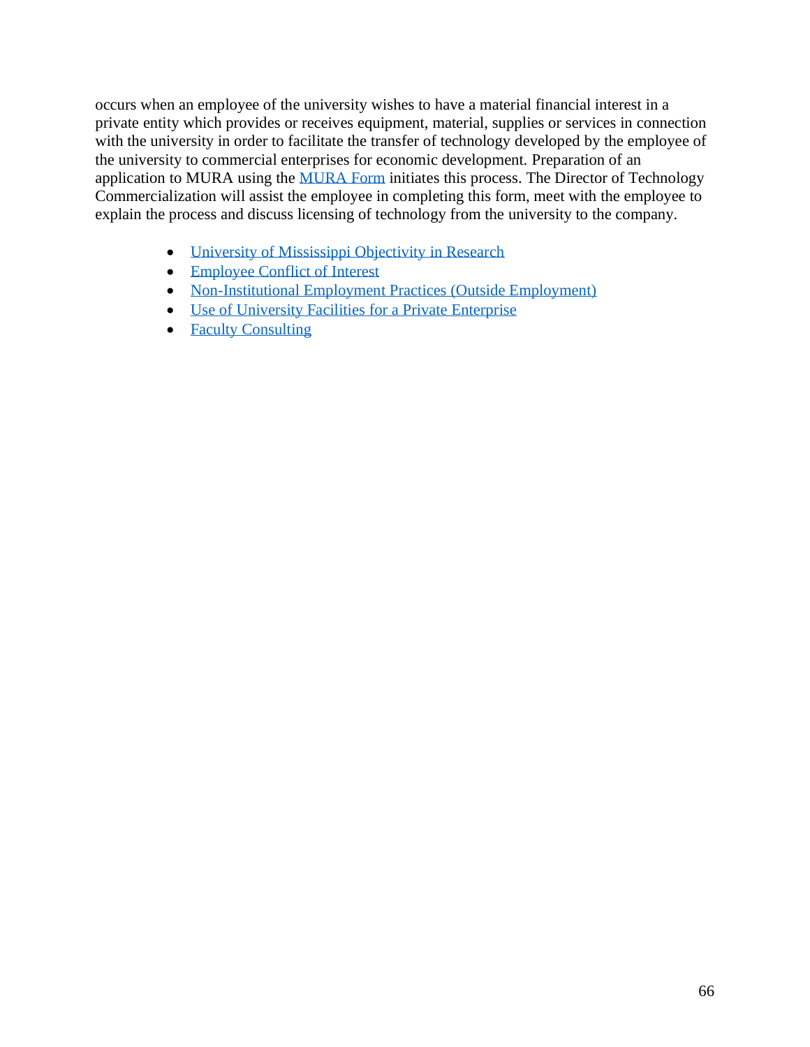occurs when an employee of the university wishes to have a material financial interest in a private entity which provides or receives equipment, material, supplies or services in connection with the university in order to facilitate the transfer of technology developed by the employee of the university to commercial enterprises for economic development. Preparation of an application to MURA using the MURA Form initiates this process. The Director of Technology Commercialization will assist the employee in completing this form, meet with the employee to explain the process and discuss licensing of technology from the university to the company.

- University of Mississippi Objectivity in Research
- Employee Conflict of Interest
- Non-Institutional Employment Practices (Outside Employment)
- Use of University Facilities for a Private Enterprise
- Faculty Consulting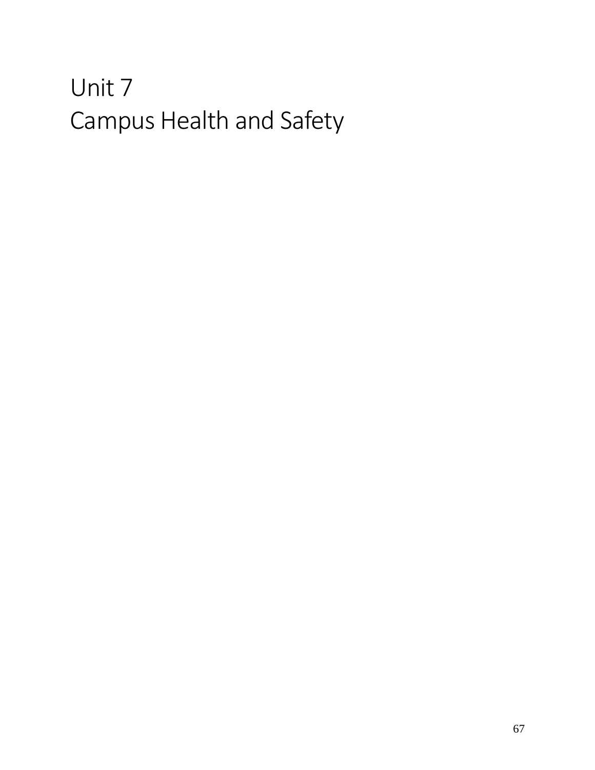# Unit 7
# Campus Health and Safety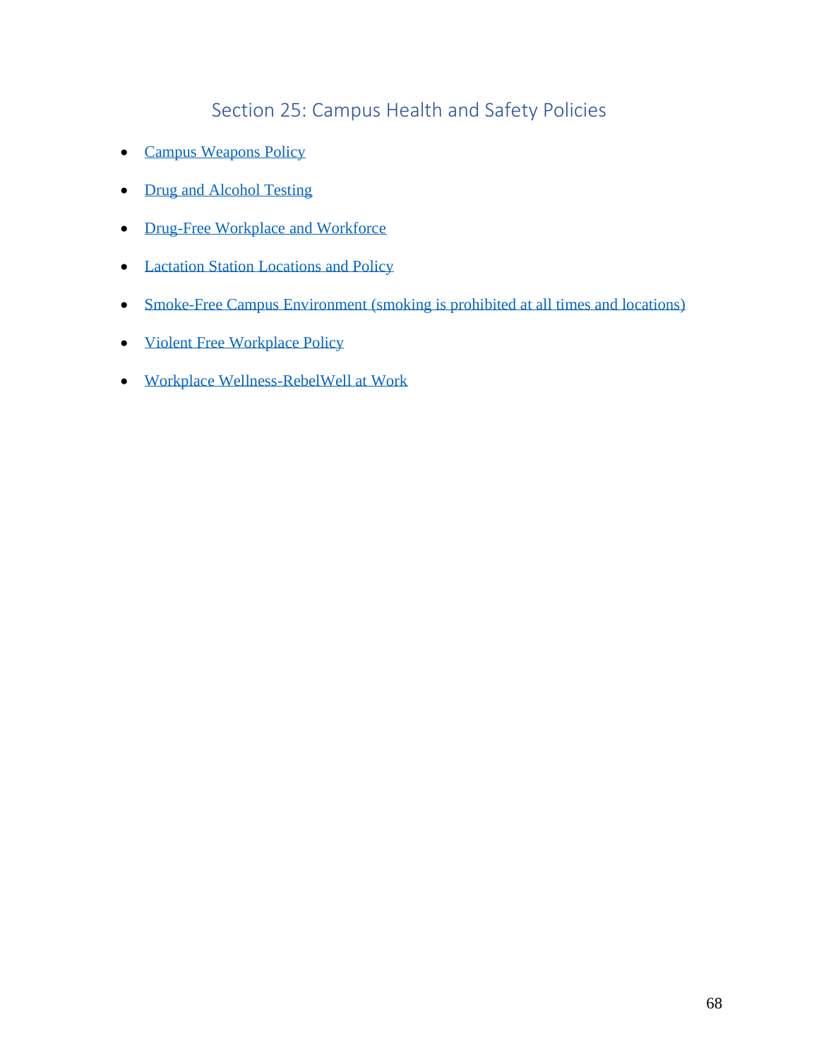# Section 25: Campus Health and Safety Policies

- Campus Weapons Policy
- Drug and Alcohol Testing
- Drug-Free Workplace and Workforce
- Lactation Station Locations and Policy
- Smoke-Free Campus Environment (smoking is prohibited at all times and locations)
- Violent Free Workplace Policy
- Workplace Wellness-RebelWell at Work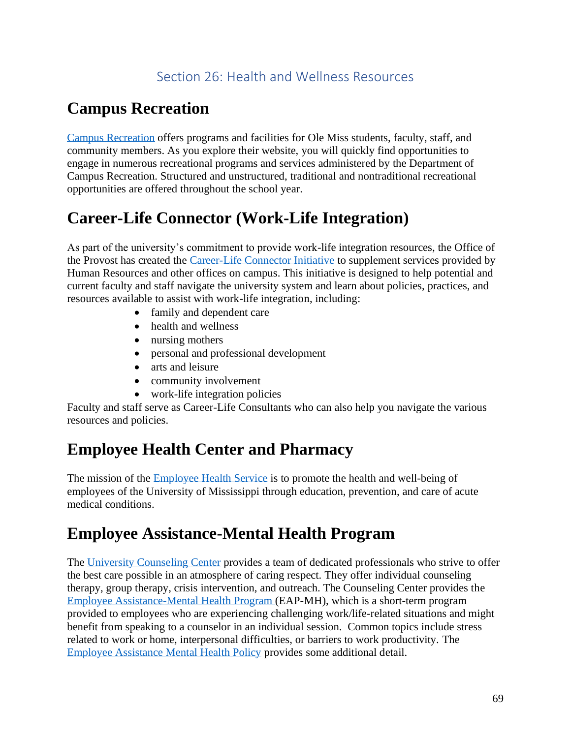## Section 26: Health and Wellness Resources

# Campus Recreation

Campus Recreation offers programs and facilities for Ole Miss students, faculty, staff, and community members. As you explore their website, you will quickly find opportunities to engage in numerous recreational programs and services administered by the Department of Campus Recreation. Structured and unstructured, traditional and nontraditional recreational opportunities are offered throughout the school year.

# Career-Life Connector (Work-Life Integration)

As part of the university's commitment to provide work-life integration resources, the Office of the Provost has created the Career-Life Connector Initiative to supplement services provided by Human Resources and other offices on campus. This initiative is designed to help potential and current faculty and staff navigate the university system and learn about policies, practices, and resources available to assist with work-life integration, including:

- family and dependent care
- health and wellness
- nursing mothers
- personal and professional development
- arts and leisure
- community involvement
- work-life integration policies

Faculty and staff serve as Career-Life Consultants who can also help you navigate the various resources and policies.

# Employee Health Center and Pharmacy

The mission of the Employee Health Service is to promote the health and well-being of employees of the University of Mississippi through education, prevention, and care of acute medical conditions.

# Employee Assistance-Mental Health Program

The University Counseling Center provides a team of dedicated professionals who strive to offer the best care possible in an atmosphere of caring respect. They offer individual counseling therapy, group therapy, crisis intervention, and outreach. The Counseling Center provides the Employee Assistance-Mental Health Program (EAP-MH), which is a short-term program provided to employees who are experiencing challenging work/life-related situations and might benefit from speaking to a counselor in an individual session. Common topics include stress related to work or home, interpersonal difficulties, or barriers to work productivity. The Employee Assistance Mental Health Policy provides some additional detail.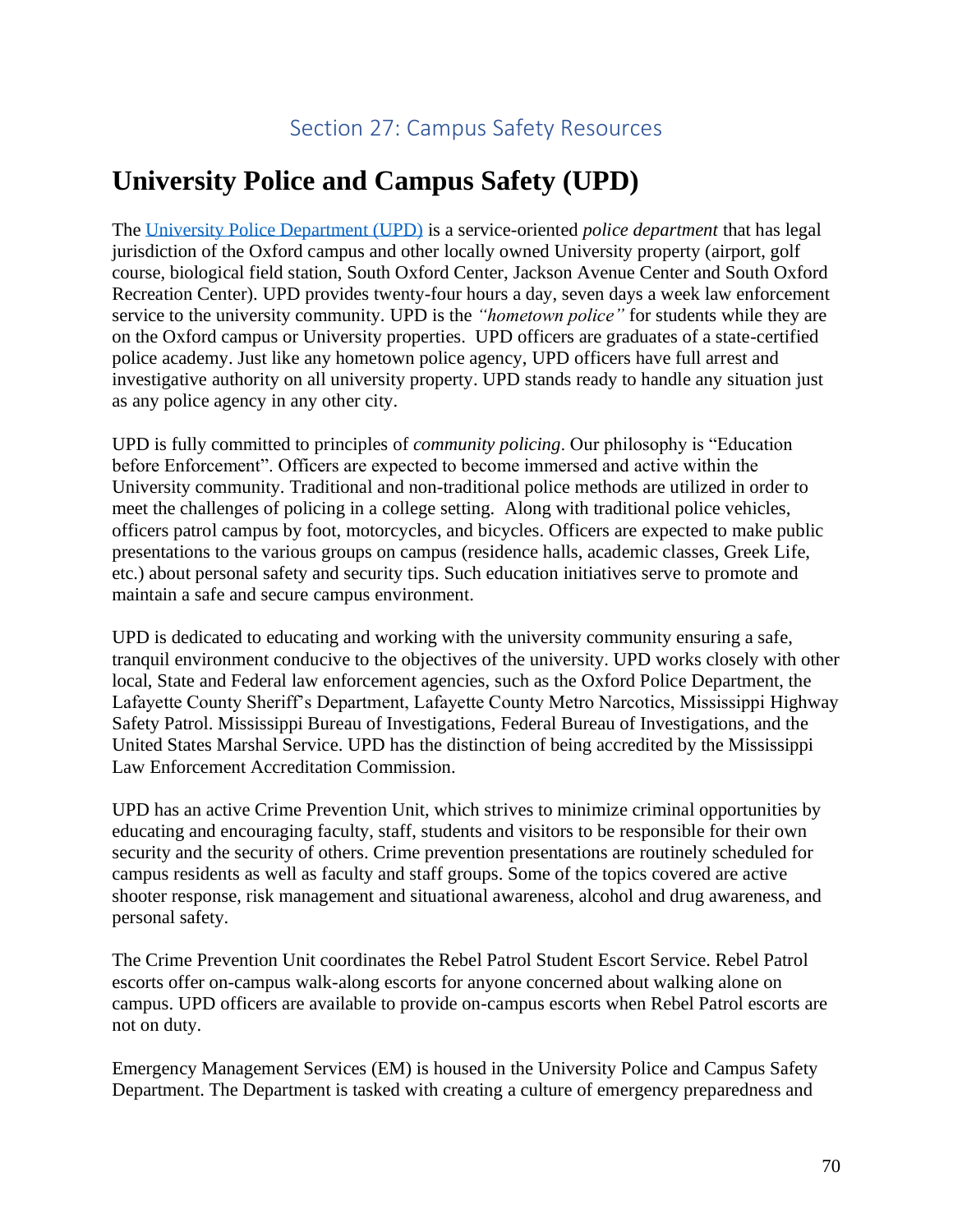## Section 27: Campus Safety Resources

# University Police and Campus Safety (UPD)

The University Police Department (UPD) is a service-oriented *police department* that has legal jurisdiction of the Oxford campus and other locally owned University property (airport, golf course, biological field station, South Oxford Center, Jackson Avenue Center and South Oxford Recreation Center). UPD provides twenty-four hours a day, seven days a week law enforcement service to the university community. UPD is the *"hometown police"* for students while they are on the Oxford campus or University properties. UPD officers are graduates of a state-certified police academy. Just like any hometown police agency, UPD officers have full arrest and investigative authority on all university property. UPD stands ready to handle any situation just as any police agency in any other city.

UPD is fully committed to principles of *community policing*. Our philosophy is "Education before Enforcement". Officers are expected to become immersed and active within the University community. Traditional and non-traditional police methods are utilized in order to meet the challenges of policing in a college setting. Along with traditional police vehicles, officers patrol campus by foot, motorcycles, and bicycles. Officers are expected to make public presentations to the various groups on campus (residence halls, academic classes, Greek Life, etc.) about personal safety and security tips. Such education initiatives serve to promote and maintain a safe and secure campus environment.

UPD is dedicated to educating and working with the university community ensuring a safe, tranquil environment conducive to the objectives of the university. UPD works closely with other local, State and Federal law enforcement agencies, such as the Oxford Police Department, the Lafayette County Sheriff's Department, Lafayette County Metro Narcotics, Mississippi Highway Safety Patrol. Mississippi Bureau of Investigations, Federal Bureau of Investigations, and the United States Marshal Service. UPD has the distinction of being accredited by the Mississippi Law Enforcement Accreditation Commission.

UPD has an active Crime Prevention Unit, which strives to minimize criminal opportunities by educating and encouraging faculty, staff, students and visitors to be responsible for their own security and the security of others. Crime prevention presentations are routinely scheduled for campus residents as well as faculty and staff groups. Some of the topics covered are active shooter response, risk management and situational awareness, alcohol and drug awareness, and personal safety.

The Crime Prevention Unit coordinates the Rebel Patrol Student Escort Service. Rebel Patrol escorts offer on-campus walk-along escorts for anyone concerned about walking alone on campus. UPD officers are available to provide on-campus escorts when Rebel Patrol escorts are not on duty.

Emergency Management Services (EM) is housed in the University Police and Campus Safety Department. The Department is tasked with creating a culture of emergency preparedness and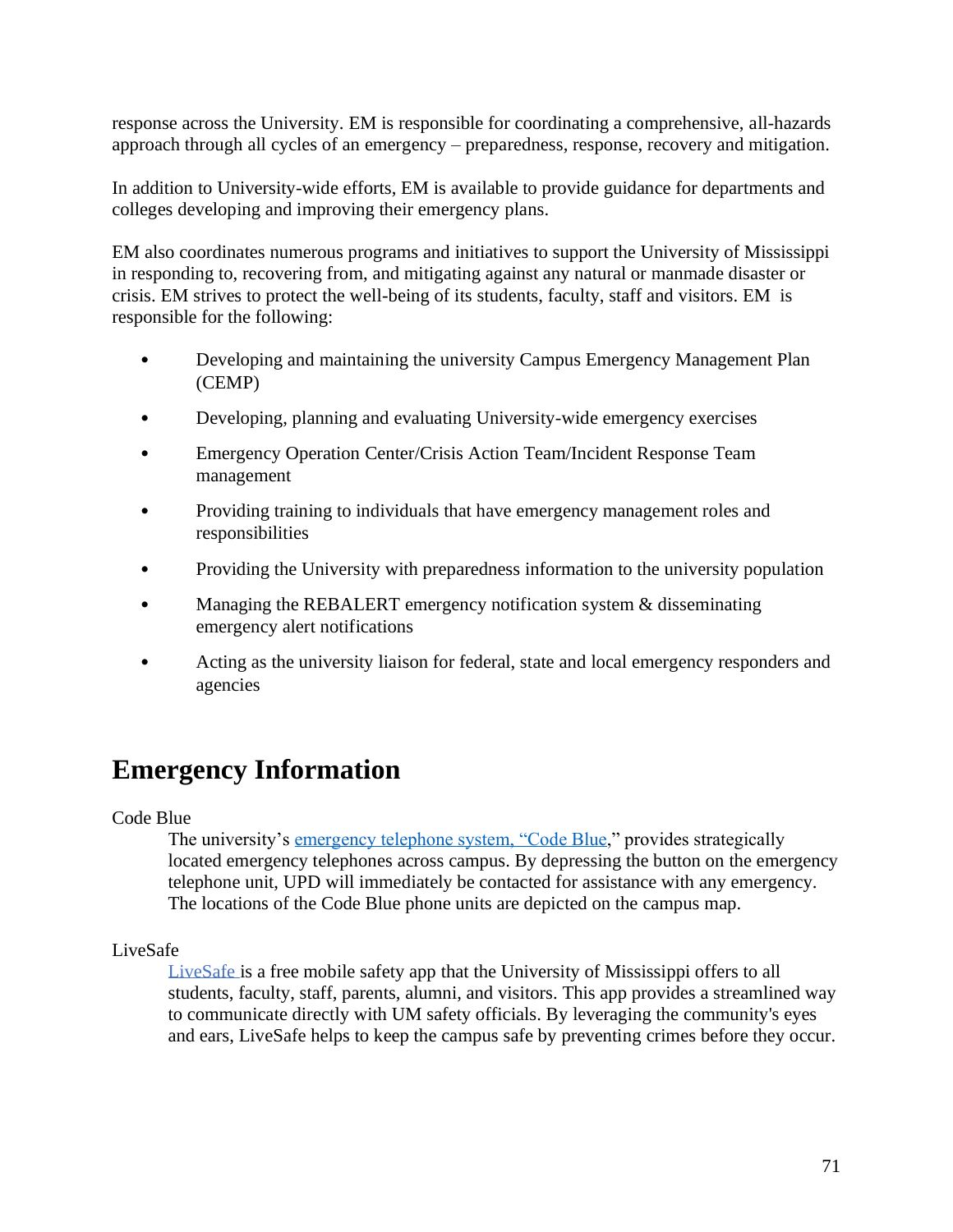response across the University. EM is responsible for coordinating a comprehensive, all-hazards approach through all cycles of an emergency – preparedness, response, recovery and mitigation.

In addition to University-wide efforts, EM is available to provide guidance for departments and colleges developing and improving their emergency plans.

EM also coordinates numerous programs and initiatives to support the University of Mississippi in responding to, recovering from, and mitigating against any natural or manmade disaster or crisis. EM strives to protect the well-being of its students, faculty, staff and visitors. EM is responsible for the following:

- Developing and maintaining the university Campus Emergency Management Plan (CEMP)
- Developing, planning and evaluating University-wide emergency exercises
- Emergency Operation Center/Crisis Action Team/Incident Response Team management
- Providing training to individuals that have emergency management roles and responsibilities
- Providing the University with preparedness information to the university population
- Managing the REBALERT emergency notification system & disseminating emergency alert notifications
- Acting as the university liaison for federal, state and local emergency responders and agencies

## Emergency Information

Code Blue

> The university's emergency telephone system, "Code Blue," provides strategically located emergency telephones across campus. By depressing the button on the emergency telephone unit, UPD will immediately be contacted for assistance with any emergency. The locations of the Code Blue phone units are depicted on the campus map.

LiveSafe

> LiveSafe is a free mobile safety app that the University of Mississippi offers to all students, faculty, staff, parents, alumni, and visitors. This app provides a streamlined way to communicate directly with UM safety officials. By leveraging the community's eyes and ears, LiveSafe helps to keep the campus safe by preventing crimes before they occur.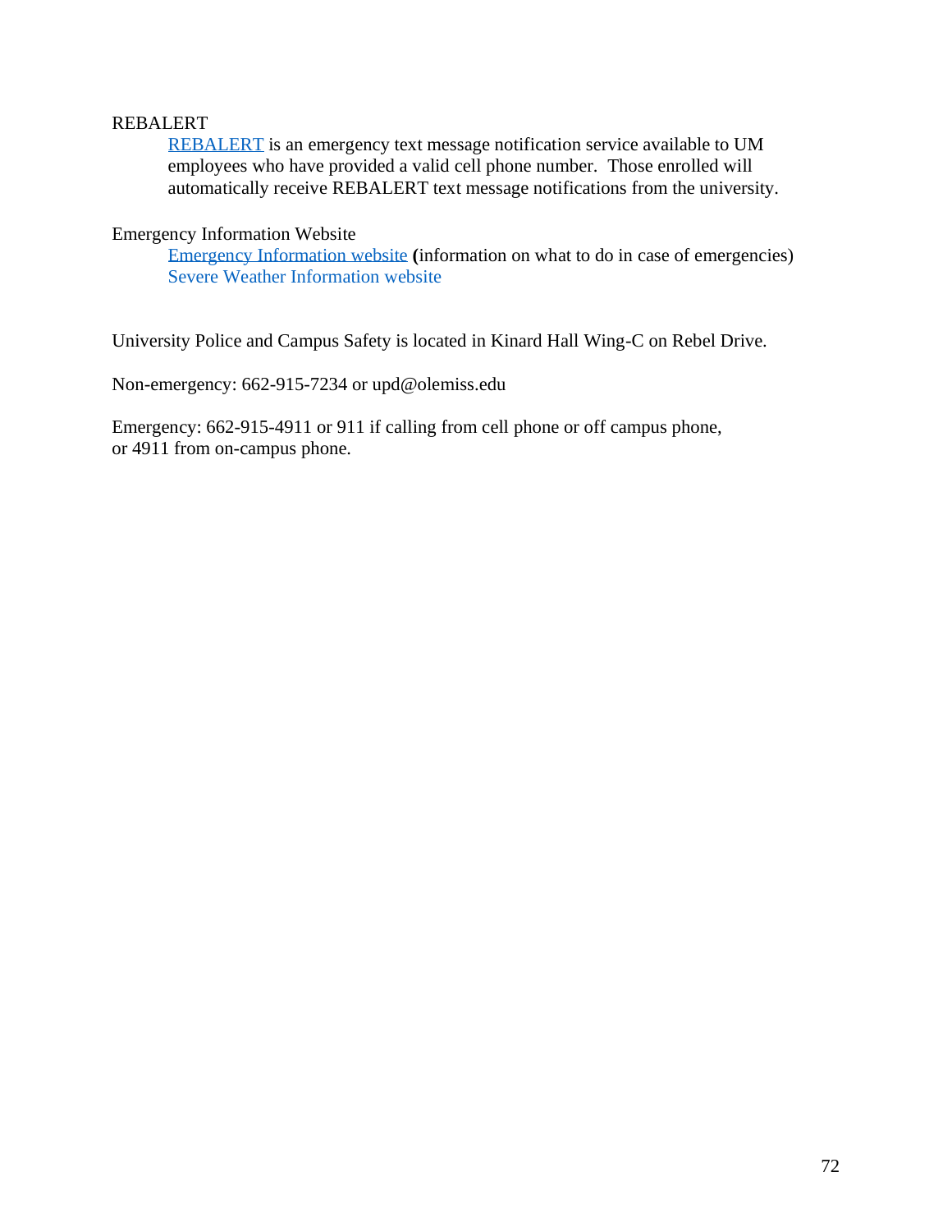REBALERT

REBALERT is an emergency text message notification service available to UM employees who have provided a valid cell phone number. Those enrolled will automatically receive REBALERT text message notifications from the university.

Emergency Information Website

Emergency Information website **(**information on what to do in case of emergencies)
Severe Weather Information website

University Police and Campus Safety is located in Kinard Hall Wing-C on Rebel Drive.

Non-emergency: 662-915-7234 or upd@olemiss.edu

Emergency: 662-915-4911 or 911 if calling from cell phone or off campus phone, or 4911 from on-campus phone.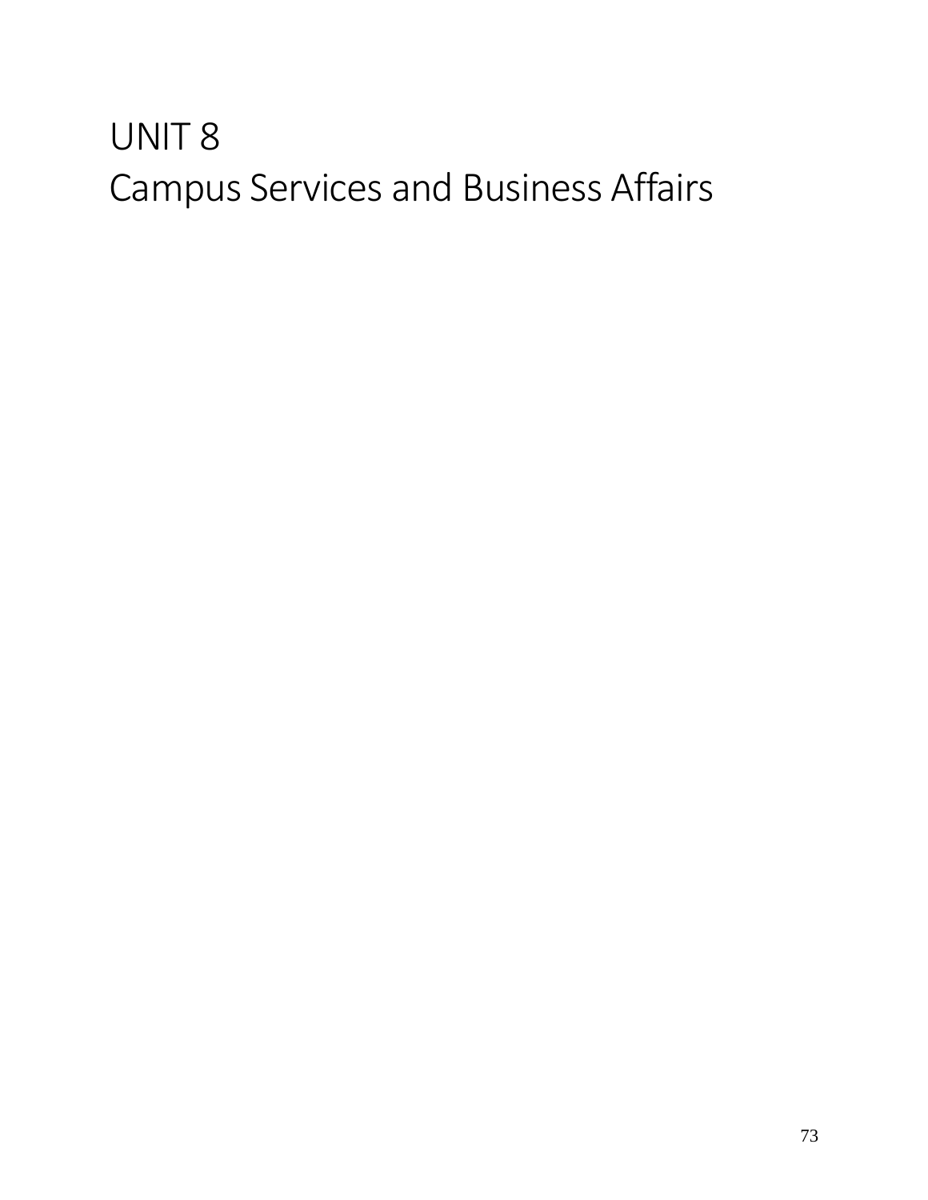# UNIT 8
# Campus Services and Business Affairs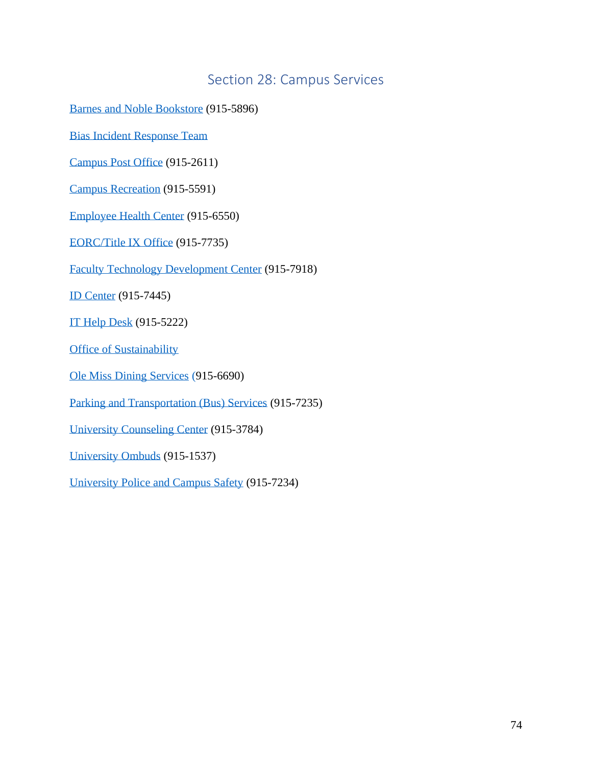## Section 28: Campus Services

Barnes and Noble Bookstore (915-5896)

Bias Incident Response Team

Campus Post Office (915-2611)

Campus Recreation (915-5591)

Employee Health Center (915-6550)

EORC/Title IX Office (915-7735)

Faculty Technology Development Center (915-7918)

ID Center (915-7445)

IT Help Desk (915-5222)

Office of Sustainability

Ole Miss Dining Services (915-6690)

Parking and Transportation (Bus) Services (915-7235)

University Counseling Center (915-3784)

University Ombuds (915-1537)

University Police and Campus Safety (915-7234)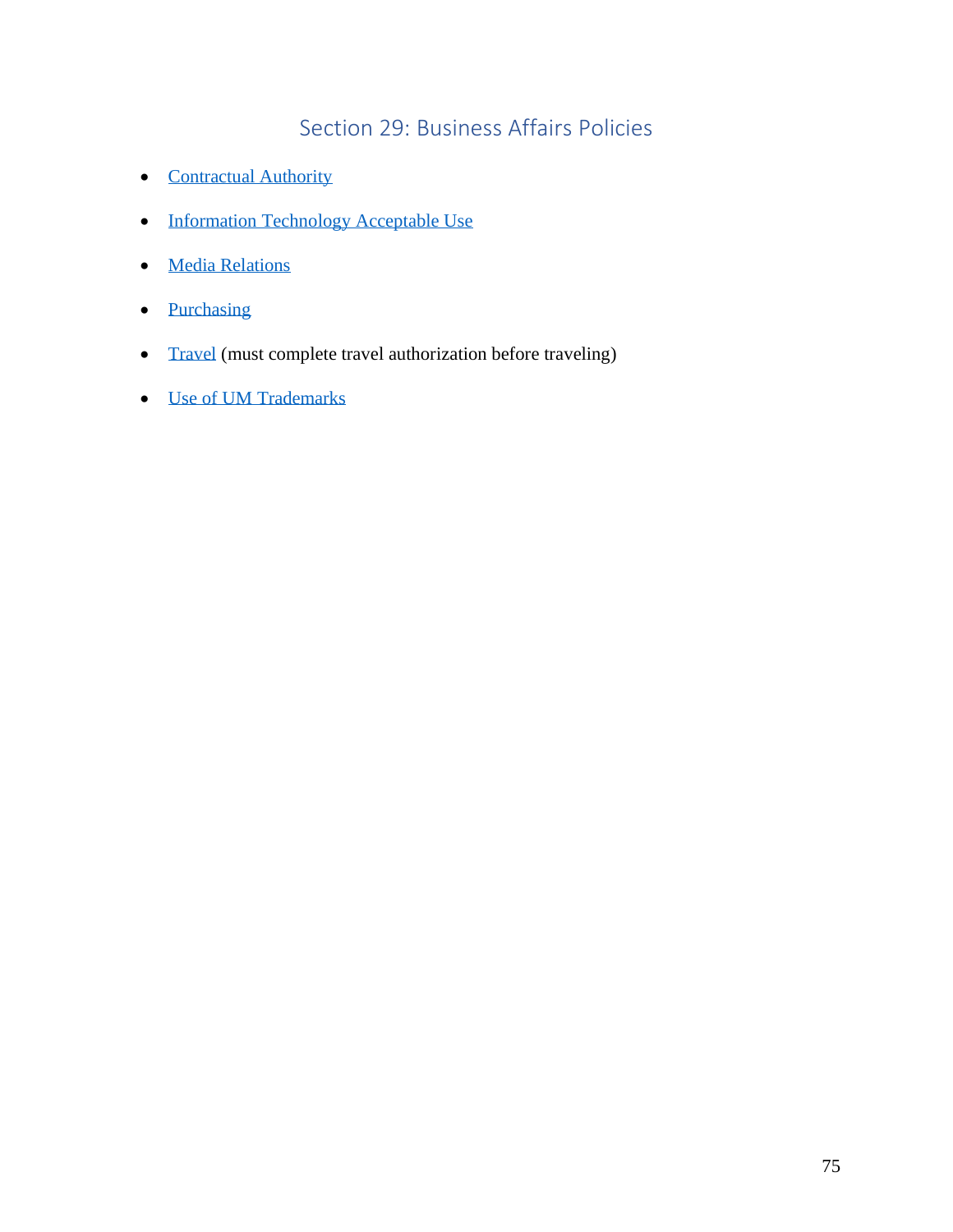# Section 29: Business Affairs Policies

- Contractual Authority
- Information Technology Acceptable Use
- Media Relations
- Purchasing
- Travel (must complete travel authorization before traveling)
- Use of UM Trademarks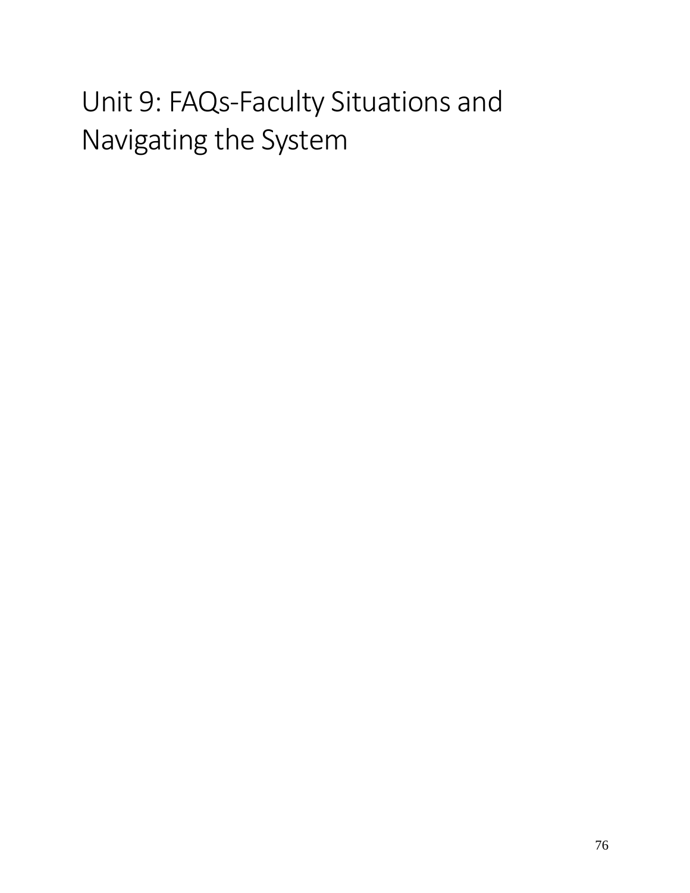# Unit 9: FAQs-Faculty Situations and Navigating the System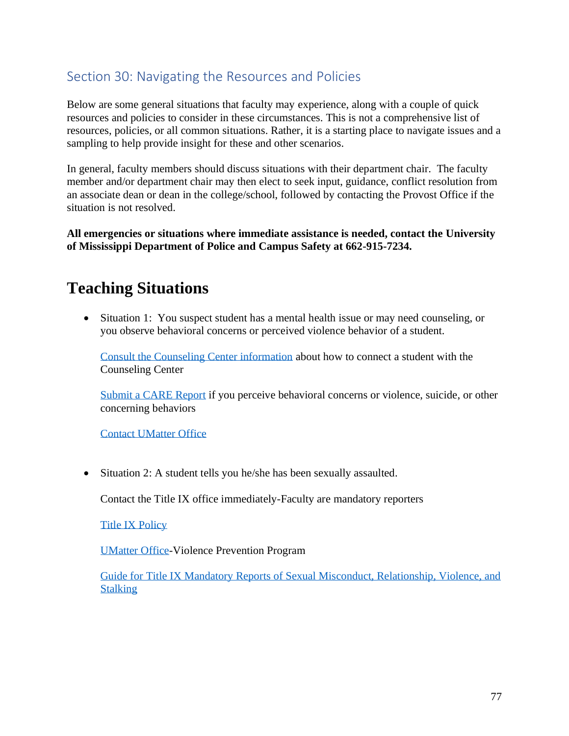## Section 30: Navigating the Resources and Policies

Below are some general situations that faculty may experience, along with a couple of quick resources and policies to consider in these circumstances. This is not a comprehensive list of resources, policies, or all common situations. Rather, it is a starting place to navigate issues and a sampling to help provide insight for these and other scenarios.

In general, faculty members should discuss situations with their department chair. The faculty member and/or department chair may then elect to seek input, guidance, conflict resolution from an associate dean or dean in the college/school, followed by contacting the Provost Office if the situation is not resolved.

**All emergencies or situations where immediate assistance is needed, contact the University of Mississippi Department of Police and Campus Safety at 662-915-7234.**

# Teaching Situations

- Situation 1: You suspect student has a mental health issue or may need counseling, or you observe behavioral concerns or perceived violence behavior of a student.

  Consult the Counseling Center information about how to connect a student with the Counseling Center

  Submit a CARE Report if you perceive behavioral concerns or violence, suicide, or other concerning behaviors

  Contact UMatter Office

- Situation 2: A student tells you he/she has been sexually assaulted.

  Contact the Title IX office immediately-Faculty are mandatory reporters

  Title IX Policy

  UMatter Office-Violence Prevention Program

  Guide for Title IX Mandatory Reports of Sexual Misconduct, Relationship, Violence, and Stalking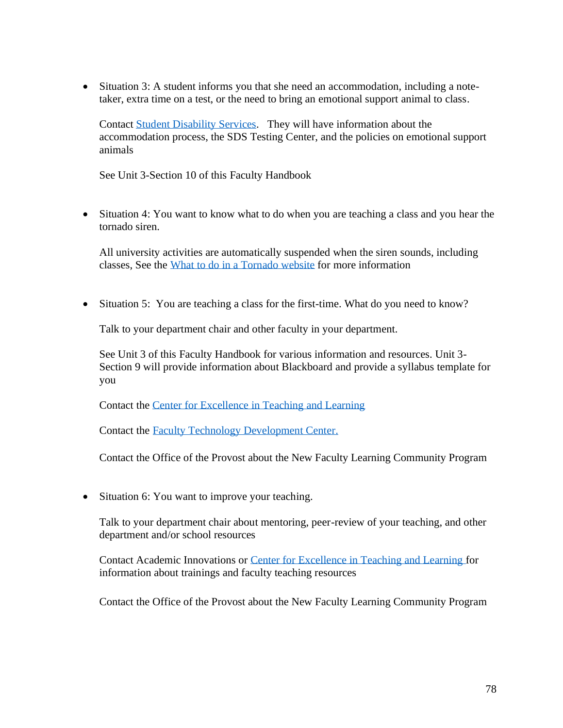- Situation 3: A student informs you that she need an accommodation, including a note-taker, extra time on a test, or the need to bring an emotional support animal to class.

  Contact Student Disability Services. They will have information about the accommodation process, the SDS Testing Center, and the policies on emotional support animals

  See Unit 3-Section 10 of this Faculty Handbook

- Situation 4: You want to know what to do when you are teaching a class and you hear the tornado siren.

  All university activities are automatically suspended when the siren sounds, including classes, See the What to do in a Tornado website for more information

- Situation 5: You are teaching a class for the first-time. What do you need to know?

  Talk to your department chair and other faculty in your department.

  See Unit 3 of this Faculty Handbook for various information and resources. Unit 3-Section 9 will provide information about Blackboard and provide a syllabus template for you

  Contact the Center for Excellence in Teaching and Learning

  Contact the Faculty Technology Development Center.

  Contact the Office of the Provost about the New Faculty Learning Community Program

- Situation 6: You want to improve your teaching.

  Talk to your department chair about mentoring, peer-review of your teaching, and other department and/or school resources

  Contact Academic Innovations or Center for Excellence in Teaching and Learning for information about trainings and faculty teaching resources

  Contact the Office of the Provost about the New Faculty Learning Community Program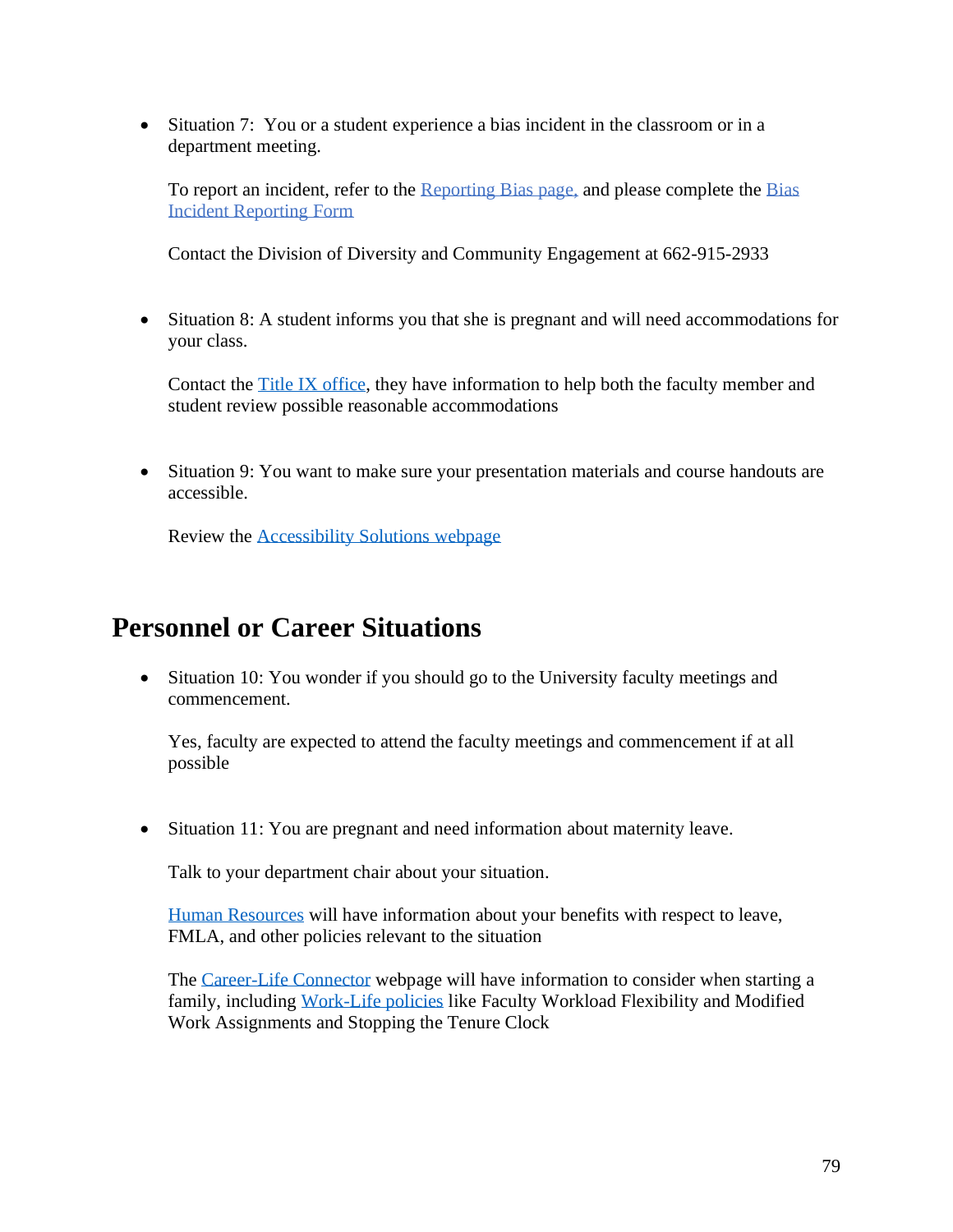- Situation 7: You or a student experience a bias incident in the classroom or in a department meeting.

  To report an incident, refer to the Reporting Bias page, and please complete the Bias Incident Reporting Form

  Contact the Division of Diversity and Community Engagement at 662-915-2933

- Situation 8: A student informs you that she is pregnant and will need accommodations for your class.

  Contact the Title IX office, they have information to help both the faculty member and student review possible reasonable accommodations

- Situation 9: You want to make sure your presentation materials and course handouts are accessible.

  Review the Accessibility Solutions webpage

## Personnel or Career Situations

- Situation 10: You wonder if you should go to the University faculty meetings and commencement.

  Yes, faculty are expected to attend the faculty meetings and commencement if at all possible

- Situation 11: You are pregnant and need information about maternity leave.

  Talk to your department chair about your situation.

  Human Resources will have information about your benefits with respect to leave, FMLA, and other policies relevant to the situation

  The Career-Life Connector webpage will have information to consider when starting a family, including Work-Life policies like Faculty Workload Flexibility and Modified Work Assignments and Stopping the Tenure Clock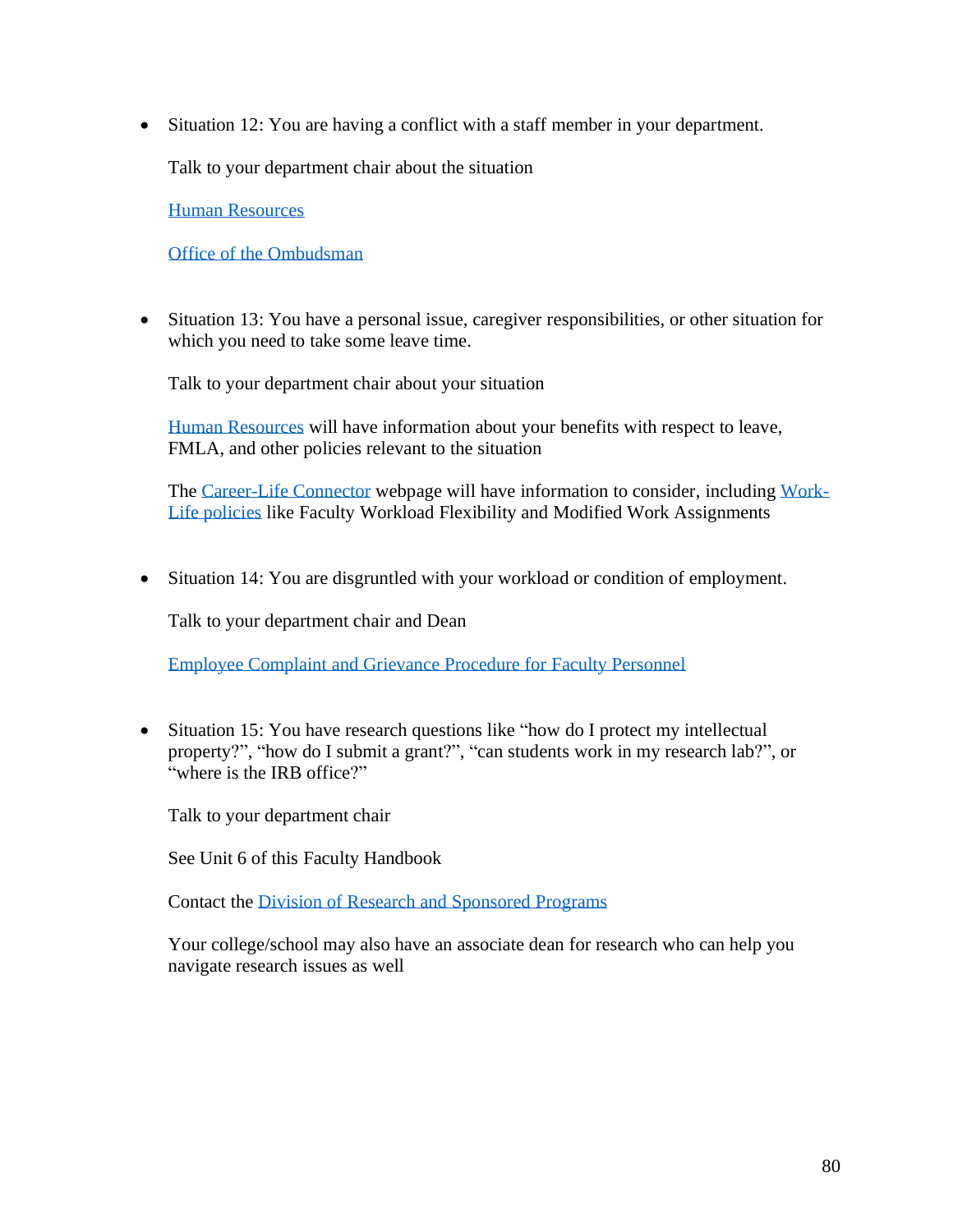- Situation 12: You are having a conflict with a staff member in your department.

  Talk to your department chair about the situation

  Human Resources

  Office of the Ombudsman

- Situation 13: You have a personal issue, caregiver responsibilities, or other situation for which you need to take some leave time.

  Talk to your department chair about your situation

  Human Resources will have information about your benefits with respect to leave, FMLA, and other policies relevant to the situation

  The Career-Life Connector webpage will have information to consider, including Work-Life policies like Faculty Workload Flexibility and Modified Work Assignments

- Situation 14: You are disgruntled with your workload or condition of employment.

  Talk to your department chair and Dean

  Employee Complaint and Grievance Procedure for Faculty Personnel

- Situation 15: You have research questions like "how do I protect my intellectual property?", "how do I submit a grant?", "can students work in my research lab?", or "where is the IRB office?"

  Talk to your department chair

  See Unit 6 of this Faculty Handbook

  Contact the Division of Research and Sponsored Programs

  Your college/school may also have an associate dean for research who can help you navigate research issues as well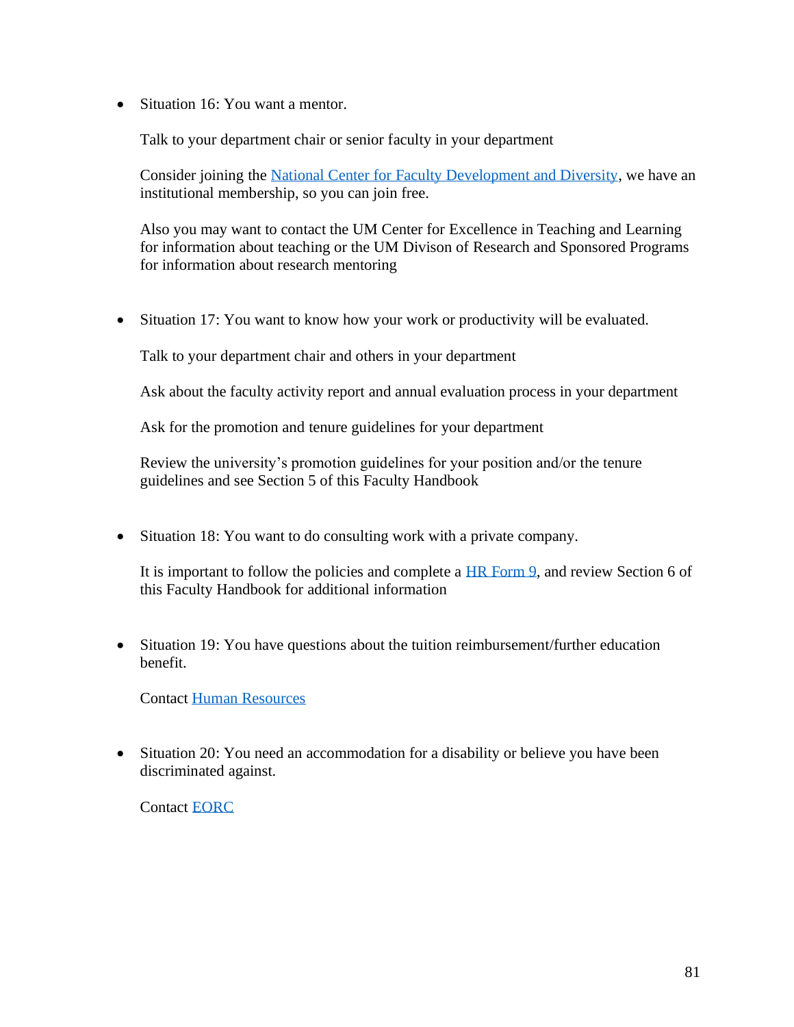- Situation 16: You want a mentor.

  Talk to your department chair or senior faculty in your department

  Consider joining the National Center for Faculty Development and Diversity, we have an institutional membership, so you can join free.

  Also you may want to contact the UM Center for Excellence in Teaching and Learning for information about teaching or the UM Divison of Research and Sponsored Programs for information about research mentoring

- Situation 17: You want to know how your work or productivity will be evaluated.

  Talk to your department chair and others in your department

  Ask about the faculty activity report and annual evaluation process in your department

  Ask for the promotion and tenure guidelines for your department

  Review the university's promotion guidelines for your position and/or the tenure guidelines and see Section 5 of this Faculty Handbook

- Situation 18: You want to do consulting work with a private company.

  It is important to follow the policies and complete a HR Form 9, and review Section 6 of this Faculty Handbook for additional information

- Situation 19: You have questions about the tuition reimbursement/further education benefit.

  Contact Human Resources

- Situation 20: You need an accommodation for a disability or believe you have been discriminated against.

  Contact EORC